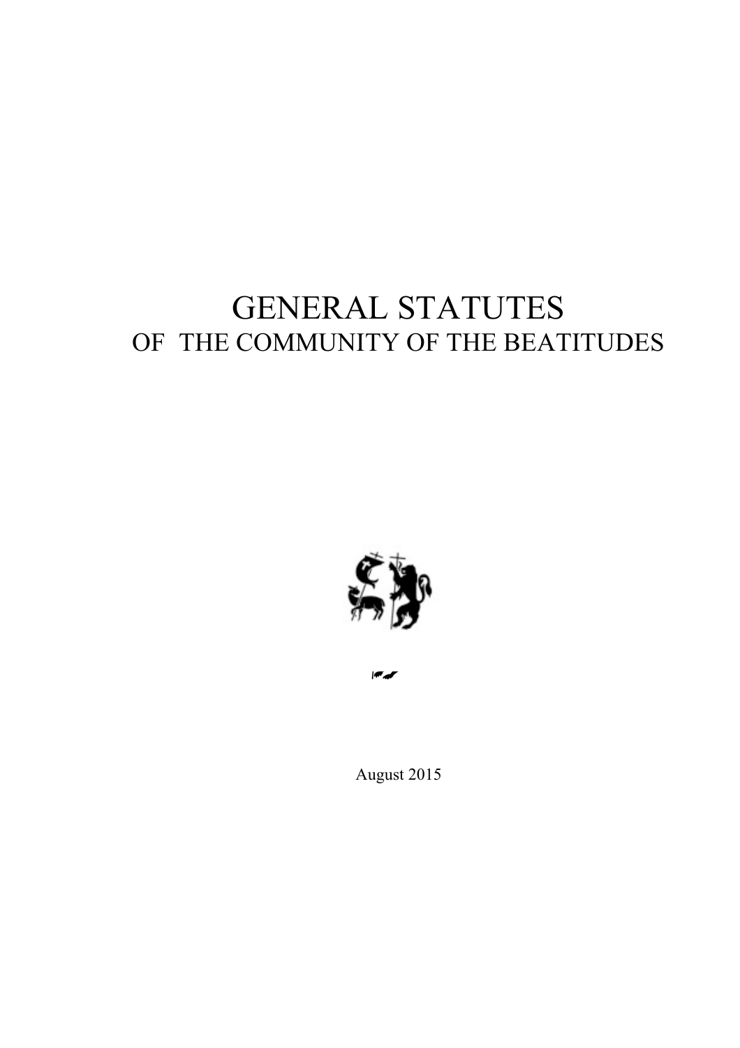# GENERAL STATUTES

## OF THE COMMUNITY OF THE BEATITUDES

August 2015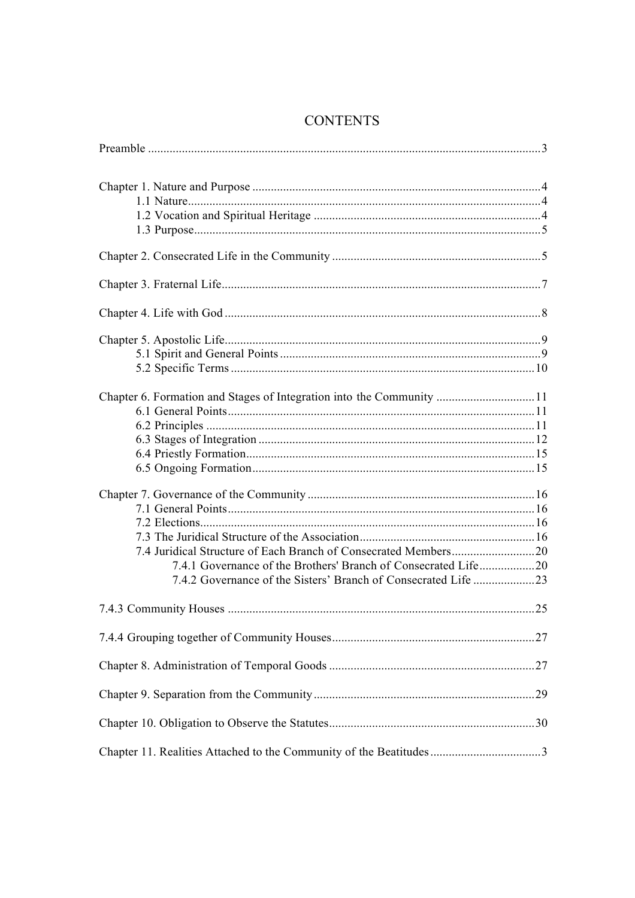# CONTENTS

Preamble ............................................................ 3

Chapter 1. Nature and Purpose ............................................................ 4
- 1.1 Nature ............................................................ 4
- 1.2 Vocation and Spiritual Heritage ............................................................ 4
- 1.3 Purpose ............................................................ 5

Chapter 2. Consecrated Life in the Community ............................................................ 5

Chapter 3. Fraternal Life ............................................................ 7

Chapter 4. Life with God ............................................................ 8

Chapter 5. Apostolic Life ............................................................ 9
- 5.1 Spirit and General Points ............................................................ 9
- 5.2 Specific Terms ............................................................ 10

Chapter 6. Formation and Stages of Integration into the Community ............................................................ 11
- 6.1 General Points ............................................................ 11
- 6.2 Principles ............................................................ 11
- 6.3 Stages of Integration ............................................................ 12
- 6.4 Priestly Formation ............................................................ 15
- 6.5 Ongoing Formation ............................................................ 15

Chapter 7. Governance of the Community ............................................................ 16
- 7.1 General Points ............................................................ 16
- 7.2 Elections ............................................................ 16
- 7.3 The Juridical Structure of the Association ............................................................ 16
- 7.4 Juridical Structure of Each Branch of Consecrated Members ............................................................ 20
  - 7.4.1 Governance of the Brothers' Branch of Consecrated Life ............................................................ 20
  - 7.4.2 Governance of the Sisters' Branch of Consecrated Life ............................................................ 23

7.4.3 Community Houses ............................................................ 25

7.4.4 Grouping together of Community Houses ............................................................ 27

Chapter 8. Administration of Temporal Goods ............................................................ 27

Chapter 9. Separation from the Community ............................................................ 29

Chapter 10. Obligation to Observe the Statutes ............................................................ 30

Chapter 11. Realities Attached to the Community of the Beatitudes ............................................................ 3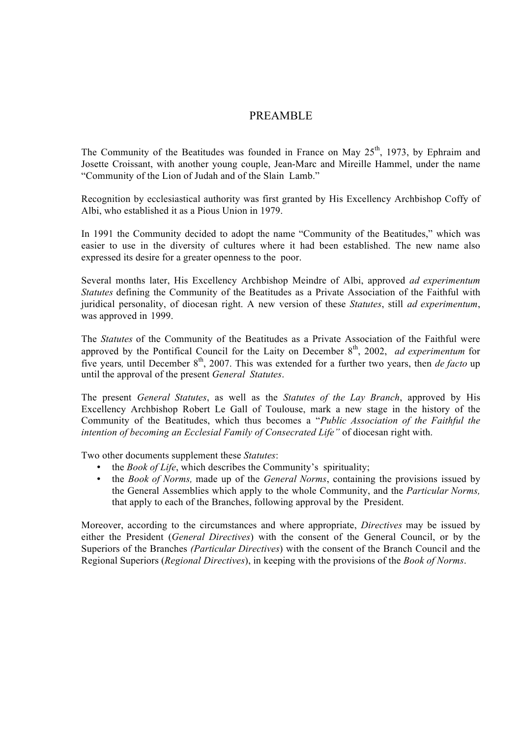# PREAMBLE

The Community of the Beatitudes was founded in France on May 25th, 1973, by Ephraim and Josette Croissant, with another young couple, Jean-Marc and Mireille Hammel, under the name "Community of the Lion of Judah and of the Slain Lamb."

Recognition by ecclesiastical authority was first granted by His Excellency Archbishop Coffy of Albi, who established it as a Pious Union in 1979.

In 1991 the Community decided to adopt the name "Community of the Beatitudes," which was easier to use in the diversity of cultures where it had been established. The new name also expressed its desire for a greater openness to the poor.

Several months later, His Excellency Archbishop Meindre of Albi, approved *ad experimentum Statutes* defining the Community of the Beatitudes as a Private Association of the Faithful with juridical personality, of diocesan right. A new version of these *Statutes*, still *ad experimentum*, was approved in 1999.

The *Statutes* of the Community of the Beatitudes as a Private Association of the Faithful were approved by the Pontifical Council for the Laity on December 8th, 2002, *ad experimentum* for five years, until December 8th, 2007. This was extended for a further two years, then *de facto* up until the approval of the present *General Statutes*.

The present *General Statutes*, as well as the *Statutes of the Lay Branch*, approved by His Excellency Archbishop Robert Le Gall of Toulouse, mark a new stage in the history of the Community of the Beatitudes, which thus becomes a "*Public Association of the Faithful the intention of becoming an Ecclesial Family of Consecrated Life"* of diocesan right with.

Two other documents supplement these *Statutes*:

- the *Book of Life*, which describes the Community's spirituality;
- the *Book of Norms,* made up of the *General Norms*, containing the provisions issued by the General Assemblies which apply to the whole Community, and the *Particular Norms,* that apply to each of the Branches, following approval by the President.

Moreover, according to the circumstances and where appropriate, *Directives* may be issued by either the President (*General Directives*) with the consent of the General Council, or by the Superiors of the Branches *(Particular Directives*) with the consent of the Branch Council and the Regional Superiors (*Regional Directives*), in keeping with the provisions of the *Book of Norms*.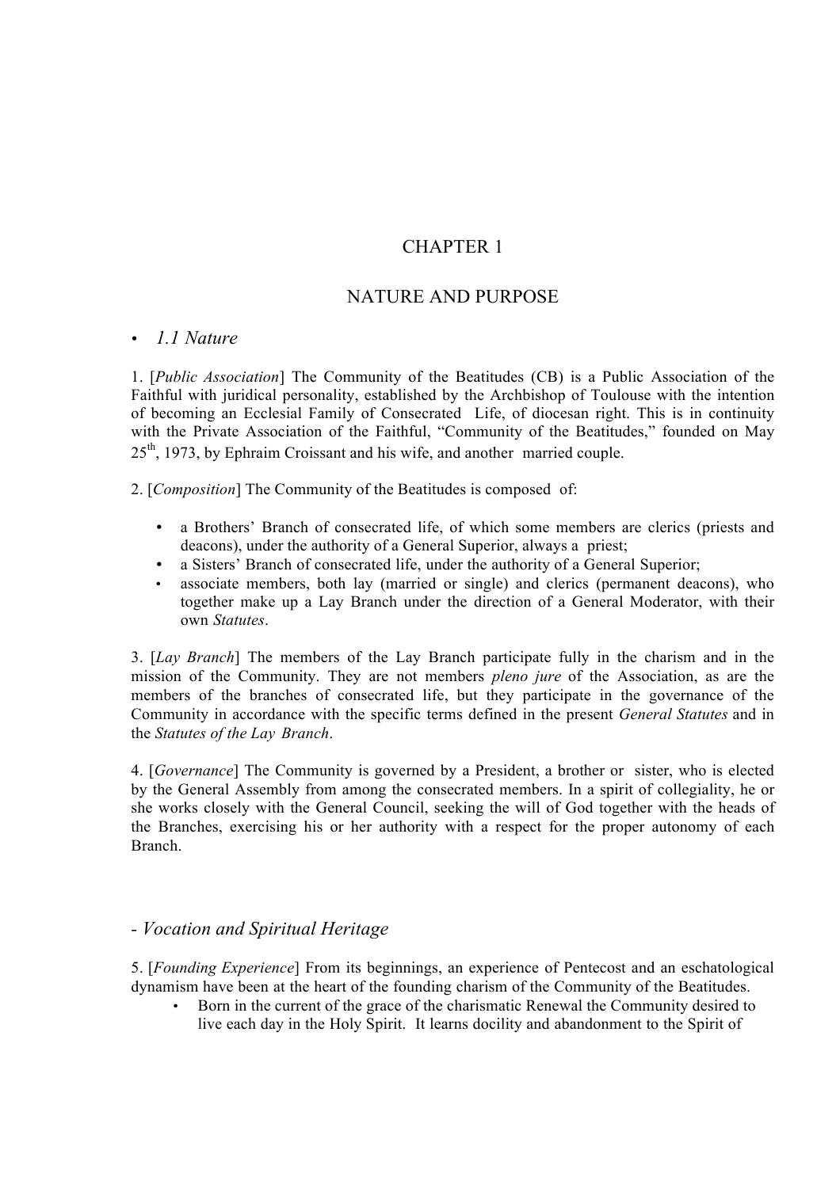# CHAPTER 1

## NATURE AND PURPOSE

- *1.1 Nature*

1. [*Public Association*] The Community of the Beatitudes (CB) is a Public Association of the Faithful with juridical personality, established by the Archbishop of Toulouse with the intention of becoming an Ecclesial Family of Consecrated Life, of diocesan right. This is in continuity with the Private Association of the Faithful, "Community of the Beatitudes," founded on May 25th, 1973, by Ephraim Croissant and his wife, and another married couple.

2. [*Composition*] The Community of the Beatitudes is composed of:

- a Brothers' Branch of consecrated life, of which some members are clerics (priests and deacons), under the authority of a General Superior, always a priest;
- a Sisters' Branch of consecrated life, under the authority of a General Superior;
- associate members, both lay (married or single) and clerics (permanent deacons), who together make up a Lay Branch under the direction of a General Moderator, with their own *Statutes*.

3. [*Lay Branch*] The members of the Lay Branch participate fully in the charism and in the mission of the Community. They are not members *pleno jure* of the Association, as are the members of the branches of consecrated life, but they participate in the governance of the Community in accordance with the specific terms defined in the present *General Statutes* and in the *Statutes of the Lay Branch*.

4. [*Governance*] The Community is governed by a President, a brother or sister, who is elected by the General Assembly from among the consecrated members. In a spirit of collegiality, he or she works closely with the General Council, seeking the will of God together with the heads of the Branches, exercising his or her authority with a respect for the proper autonomy of each Branch.

### - *Vocation and Spiritual Heritage*

5. [*Founding Experience*] From its beginnings, an experience of Pentecost and an eschatological dynamism have been at the heart of the founding charism of the Community of the Beatitudes.

- Born in the current of the grace of the charismatic Renewal the Community desired to live each day in the Holy Spirit. It learns docility and abandonment to the Spirit of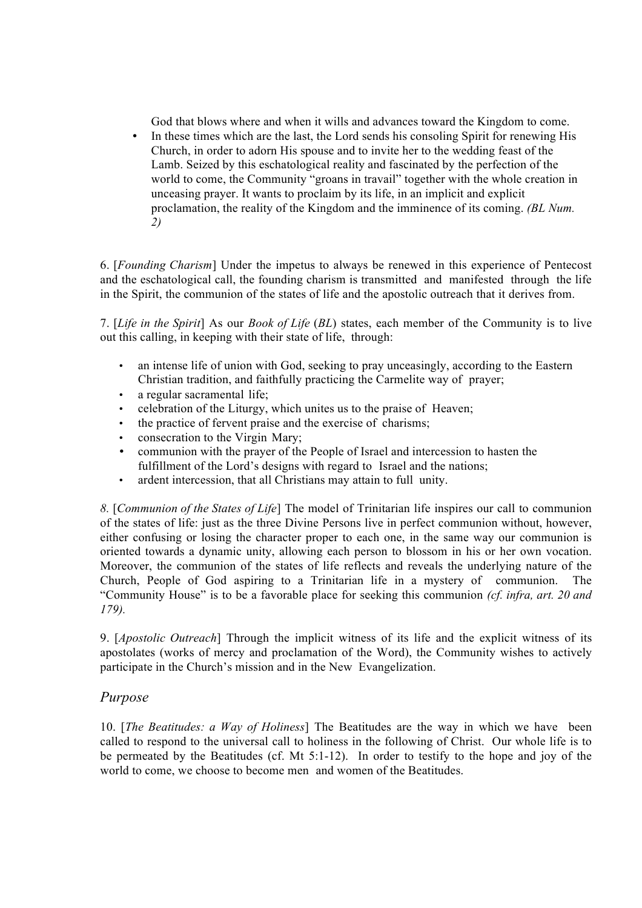God that blows where and when it wills and advances toward the Kingdom to come.

- In these times which are the last, the Lord sends his consoling Spirit for renewing His Church, in order to adorn His spouse and to invite her to the wedding feast of the Lamb. Seized by this eschatological reality and fascinated by the perfection of the world to come, the Community "groans in travail" together with the whole creation in unceasing prayer. It wants to proclaim by its life, in an implicit and explicit proclamation, the reality of the Kingdom and the imminence of its coming. *(BL Num. 2)*

6. [*Founding Charism*] Under the impetus to always be renewed in this experience of Pentecost and the eschatological call, the founding charism is transmitted and manifested through the life in the Spirit, the communion of the states of life and the apostolic outreach that it derives from.

7. [*Life in the Spirit*] As our *Book of Life* (*BL*) states, each member of the Community is to live out this calling, in keeping with their state of life, through:

- an intense life of union with God, seeking to pray unceasingly, according to the Eastern Christian tradition, and faithfully practicing the Carmelite way of prayer;
- a regular sacramental life;
- celebration of the Liturgy, which unites us to the praise of Heaven;
- the practice of fervent praise and the exercise of charisms;
- consecration to the Virgin Mary;
- communion with the prayer of the People of Israel and intercession to hasten the fulfillment of the Lord's designs with regard to Israel and the nations;
- ardent intercession, that all Christians may attain to full unity.

*8.* [*Communion of the States of Life*] The model of Trinitarian life inspires our call to communion of the states of life: just as the three Divine Persons live in perfect communion without, however, either confusing or losing the character proper to each one, in the same way our communion is oriented towards a dynamic unity, allowing each person to blossom in his or her own vocation. Moreover, the communion of the states of life reflects and reveals the underlying nature of the Church, People of God aspiring to a Trinitarian life in a mystery of communion. The "Community House" is to be a favorable place for seeking this communion *(cf. infra, art. 20 and 179).*

9. [*Apostolic Outreach*] Through the implicit witness of its life and the explicit witness of its apostolates (works of mercy and proclamation of the Word), the Community wishes to actively participate in the Church's mission and in the New Evangelization.

## *Purpose*

10. [*The Beatitudes: a Way of Holiness*] The Beatitudes are the way in which we have been called to respond to the universal call to holiness in the following of Christ. Our whole life is to be permeated by the Beatitudes (cf. Mt 5:1-12). In order to testify to the hope and joy of the world to come, we choose to become men and women of the Beatitudes.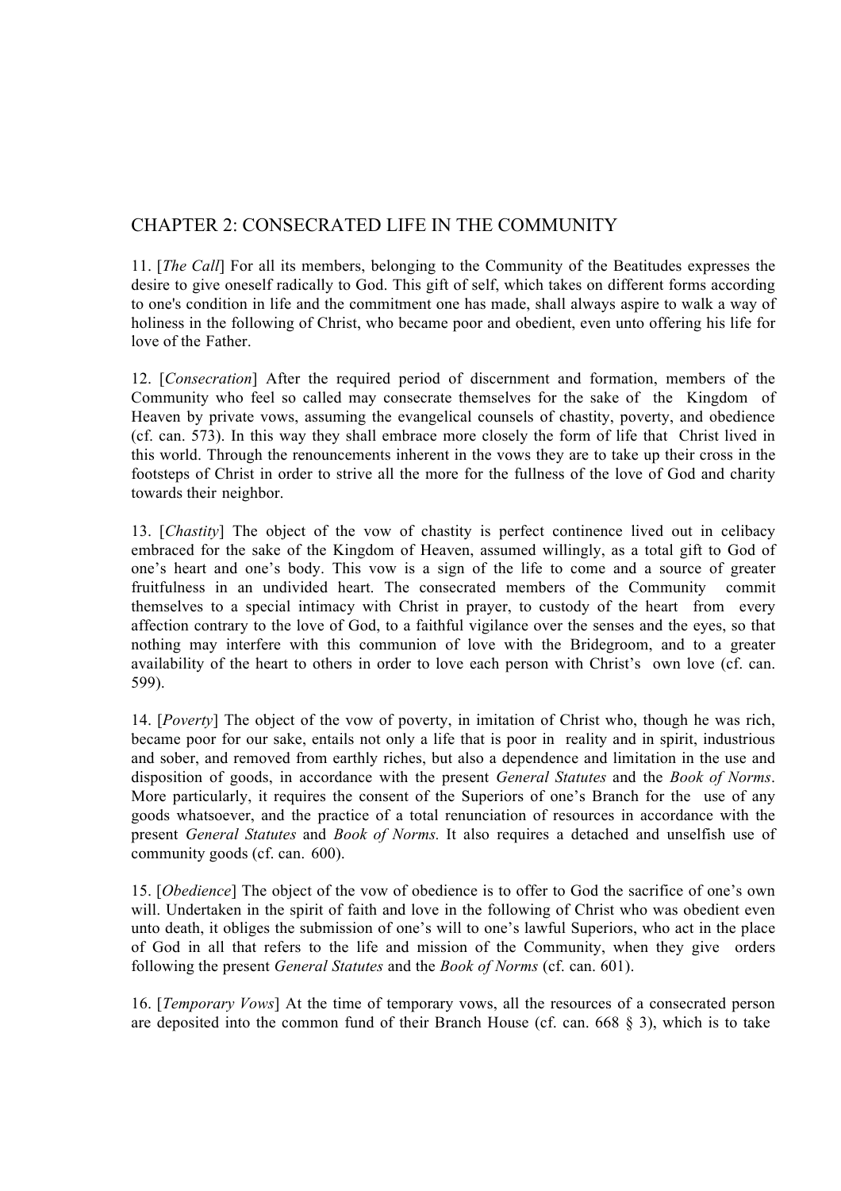## CHAPTER 2: CONSECRATED LIFE IN THE COMMUNITY

11. [*The Call*] For all its members, belonging to the Community of the Beatitudes expresses the desire to give oneself radically to God. This gift of self, which takes on different forms according to one's condition in life and the commitment one has made, shall always aspire to walk a way of holiness in the following of Christ, who became poor and obedient, even unto offering his life for love of the Father.

12. [*Consecration*] After the required period of discernment and formation, members of the Community who feel so called may consecrate themselves for the sake of the Kingdom of Heaven by private vows, assuming the evangelical counsels of chastity, poverty, and obedience (cf. can. 573). In this way they shall embrace more closely the form of life that Christ lived in this world. Through the renouncements inherent in the vows they are to take up their cross in the footsteps of Christ in order to strive all the more for the fullness of the love of God and charity towards their neighbor.

13. [*Chastity*] The object of the vow of chastity is perfect continence lived out in celibacy embraced for the sake of the Kingdom of Heaven, assumed willingly, as a total gift to God of one's heart and one's body. This vow is a sign of the life to come and a source of greater fruitfulness in an undivided heart. The consecrated members of the Community commit themselves to a special intimacy with Christ in prayer, to custody of the heart from every affection contrary to the love of God, to a faithful vigilance over the senses and the eyes, so that nothing may interfere with this communion of love with the Bridegroom, and to a greater availability of the heart to others in order to love each person with Christ's own love (cf. can. 599).

14. [*Poverty*] The object of the vow of poverty, in imitation of Christ who, though he was rich, became poor for our sake, entails not only a life that is poor in reality and in spirit, industrious and sober, and removed from earthly riches, but also a dependence and limitation in the use and disposition of goods, in accordance with the present *General Statutes* and the *Book of Norms*. More particularly, it requires the consent of the Superiors of one's Branch for the use of any goods whatsoever, and the practice of a total renunciation of resources in accordance with the present *General Statutes* and *Book of Norms.* It also requires a detached and unselfish use of community goods (cf. can. 600).

15. [*Obedience*] The object of the vow of obedience is to offer to God the sacrifice of one's own will. Undertaken in the spirit of faith and love in the following of Christ who was obedient even unto death, it obliges the submission of one's will to one's lawful Superiors, who act in the place of God in all that refers to the life and mission of the Community, when they give orders following the present *General Statutes* and the *Book of Norms* (cf. can. 601).

16. [*Temporary Vows*] At the time of temporary vows, all the resources of a consecrated person are deposited into the common fund of their Branch House (cf. can. 668 § 3), which is to take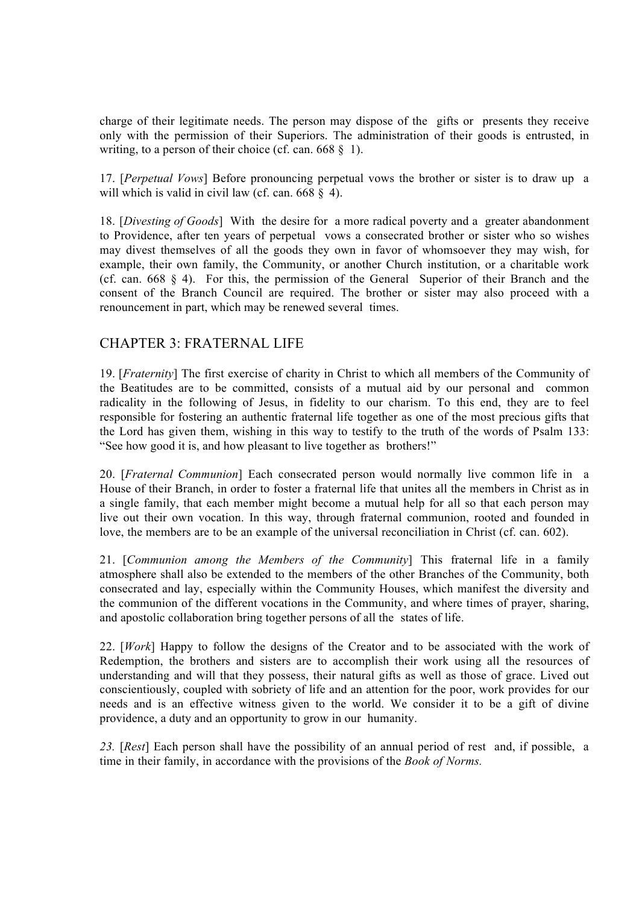charge of their legitimate needs. The person may dispose of the gifts or presents they receive only with the permission of their Superiors. The administration of their goods is entrusted, in writing, to a person of their choice (cf. can. 668 § 1).

17. [*Perpetual Vows*] Before pronouncing perpetual vows the brother or sister is to draw up a will which is valid in civil law (cf. can. 668 § 4).

18. [*Divesting of Goods*] With the desire for a more radical poverty and a greater abandonment to Providence, after ten years of perpetual vows a consecrated brother or sister who so wishes may divest themselves of all the goods they own in favor of whomsoever they may wish, for example, their own family, the Community, or another Church institution, or a charitable work (cf. can. 668 § 4). For this, the permission of the General Superior of their Branch and the consent of the Branch Council are required. The brother or sister may also proceed with a renouncement in part, which may be renewed several times.

## CHAPTER 3: FRATERNAL LIFE

19. [*Fraternity*] The first exercise of charity in Christ to which all members of the Community of the Beatitudes are to be committed, consists of a mutual aid by our personal and common radicality in the following of Jesus, in fidelity to our charism. To this end, they are to feel responsible for fostering an authentic fraternal life together as one of the most precious gifts that the Lord has given them, wishing in this way to testify to the truth of the words of Psalm 133: "See how good it is, and how pleasant to live together as brothers!"

20. [*Fraternal Communion*] Each consecrated person would normally live common life in a House of their Branch, in order to foster a fraternal life that unites all the members in Christ as in a single family, that each member might become a mutual help for all so that each person may live out their own vocation. In this way, through fraternal communion, rooted and founded in love, the members are to be an example of the universal reconciliation in Christ (cf. can. 602).

21. [*Communion among the Members of the Community*] This fraternal life in a family atmosphere shall also be extended to the members of the other Branches of the Community, both consecrated and lay, especially within the Community Houses, which manifest the diversity and the communion of the different vocations in the Community, and where times of prayer, sharing, and apostolic collaboration bring together persons of all the states of life.

22. [*Work*] Happy to follow the designs of the Creator and to be associated with the work of Redemption, the brothers and sisters are to accomplish their work using all the resources of understanding and will that they possess, their natural gifts as well as those of grace. Lived out conscientiously, coupled with sobriety of life and an attention for the poor, work provides for our needs and is an effective witness given to the world. We consider it to be a gift of divine providence, a duty and an opportunity to grow in our humanity.

*23.* [*Rest*] Each person shall have the possibility of an annual period of rest and, if possible, a time in their family, in accordance with the provisions of the *Book of Norms.*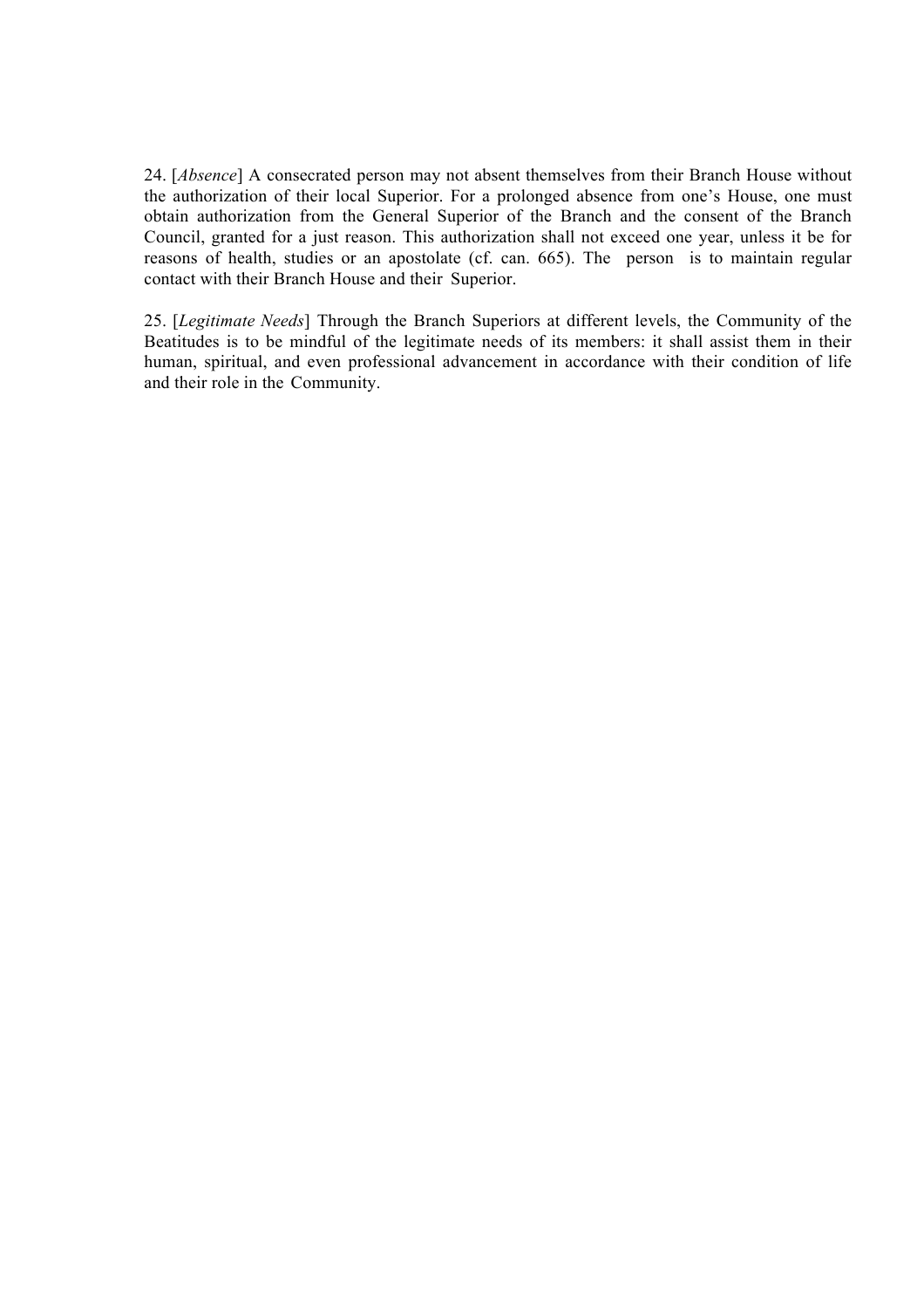24. [*Absence*] A consecrated person may not absent themselves from their Branch House without the authorization of their local Superior. For a prolonged absence from one's House, one must obtain authorization from the General Superior of the Branch and the consent of the Branch Council, granted for a just reason. This authorization shall not exceed one year, unless it be for reasons of health, studies or an apostolate (cf. can. 665). The person is to maintain regular contact with their Branch House and their Superior.

25. [*Legitimate Needs*] Through the Branch Superiors at different levels, the Community of the Beatitudes is to be mindful of the legitimate needs of its members: it shall assist them in their human, spiritual, and even professional advancement in accordance with their condition of life and their role in the Community.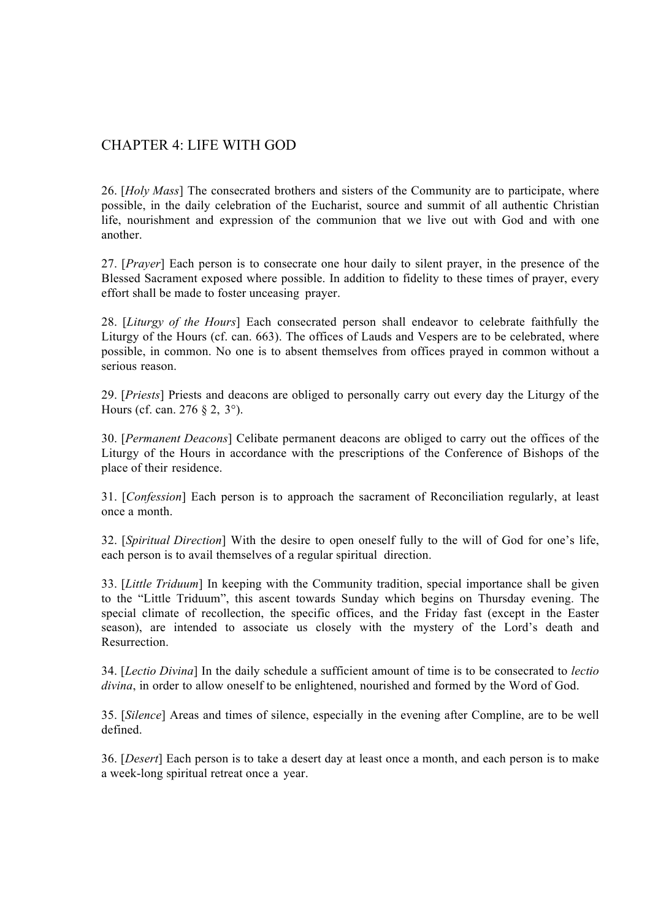# CHAPTER 4: LIFE WITH GOD

26. [*Holy Mass*] The consecrated brothers and sisters of the Community are to participate, where possible, in the daily celebration of the Eucharist, source and summit of all authentic Christian life, nourishment and expression of the communion that we live out with God and with one another.

27. [*Prayer*] Each person is to consecrate one hour daily to silent prayer, in the presence of the Blessed Sacrament exposed where possible. In addition to fidelity to these times of prayer, every effort shall be made to foster unceasing prayer.

28. [*Liturgy of the Hours*] Each consecrated person shall endeavor to celebrate faithfully the Liturgy of the Hours (cf. can. 663). The offices of Lauds and Vespers are to be celebrated, where possible, in common. No one is to absent themselves from offices prayed in common without a serious reason.

29. [*Priests*] Priests and deacons are obliged to personally carry out every day the Liturgy of the Hours (cf. can. 276 § 2, 3°).

30. [*Permanent Deacons*] Celibate permanent deacons are obliged to carry out the offices of the Liturgy of the Hours in accordance with the prescriptions of the Conference of Bishops of the place of their residence.

31. [*Confession*] Each person is to approach the sacrament of Reconciliation regularly, at least once a month.

32. [*Spiritual Direction*] With the desire to open oneself fully to the will of God for one's life, each person is to avail themselves of a regular spiritual direction.

33. [*Little Triduum*] In keeping with the Community tradition, special importance shall be given to the "Little Triduum", this ascent towards Sunday which begins on Thursday evening. The special climate of recollection, the specific offices, and the Friday fast (except in the Easter season), are intended to associate us closely with the mystery of the Lord's death and Resurrection.

34. [*Lectio Divina*] In the daily schedule a sufficient amount of time is to be consecrated to *lectio divina*, in order to allow oneself to be enlightened, nourished and formed by the Word of God.

35. [*Silence*] Areas and times of silence, especially in the evening after Compline, are to be well defined.

36. [*Desert*] Each person is to take a desert day at least once a month, and each person is to make a week-long spiritual retreat once a year.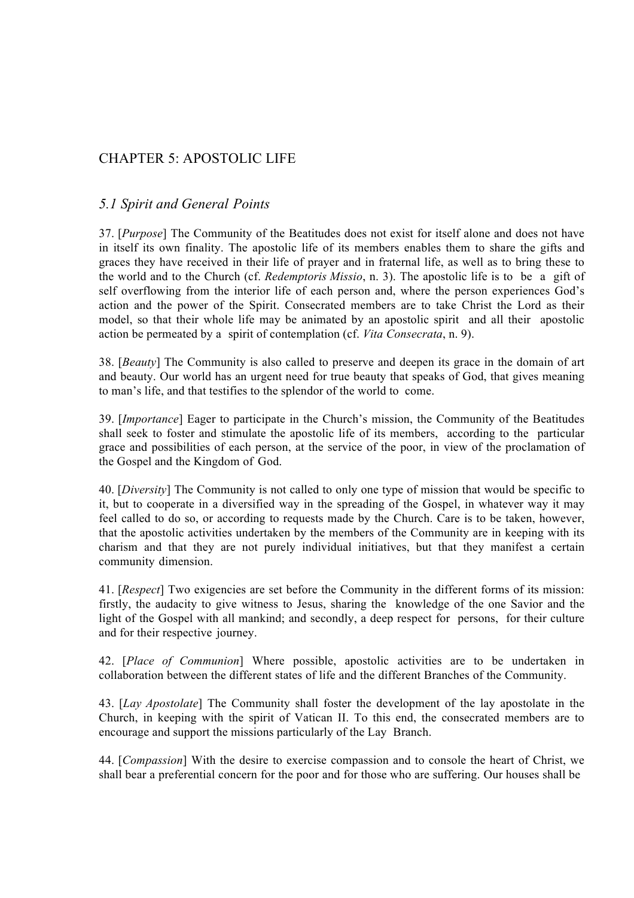# CHAPTER 5: APOSTOLIC LIFE

## *5.1 Spirit and General Points*

37. [*Purpose*] The Community of the Beatitudes does not exist for itself alone and does not have in itself its own finality. The apostolic life of its members enables them to share the gifts and graces they have received in their life of prayer and in fraternal life, as well as to bring these to the world and to the Church (cf. *Redemptoris Missio*, n. 3). The apostolic life is to be a gift of self overflowing from the interior life of each person and, where the person experiences God's action and the power of the Spirit. Consecrated members are to take Christ the Lord as their model, so that their whole life may be animated by an apostolic spirit and all their apostolic action be permeated by a spirit of contemplation (cf. *Vita Consecrata*, n. 9).

38. [*Beauty*] The Community is also called to preserve and deepen its grace in the domain of art and beauty. Our world has an urgent need for true beauty that speaks of God, that gives meaning to man's life, and that testifies to the splendor of the world to come.

39. [*Importance*] Eager to participate in the Church's mission, the Community of the Beatitudes shall seek to foster and stimulate the apostolic life of its members, according to the particular grace and possibilities of each person, at the service of the poor, in view of the proclamation of the Gospel and the Kingdom of God.

40. [*Diversity*] The Community is not called to only one type of mission that would be specific to it, but to cooperate in a diversified way in the spreading of the Gospel, in whatever way it may feel called to do so, or according to requests made by the Church. Care is to be taken, however, that the apostolic activities undertaken by the members of the Community are in keeping with its charism and that they are not purely individual initiatives, but that they manifest a certain community dimension.

41. [*Respect*] Two exigencies are set before the Community in the different forms of its mission: firstly, the audacity to give witness to Jesus, sharing the knowledge of the one Savior and the light of the Gospel with all mankind; and secondly, a deep respect for persons, for their culture and for their respective journey.

42. [*Place of Communion*] Where possible, apostolic activities are to be undertaken in collaboration between the different states of life and the different Branches of the Community.

43. [*Lay Apostolate*] The Community shall foster the development of the lay apostolate in the Church, in keeping with the spirit of Vatican II. To this end, the consecrated members are to encourage and support the missions particularly of the Lay Branch.

44. [*Compassion*] With the desire to exercise compassion and to console the heart of Christ, we shall bear a preferential concern for the poor and for those who are suffering. Our houses shall be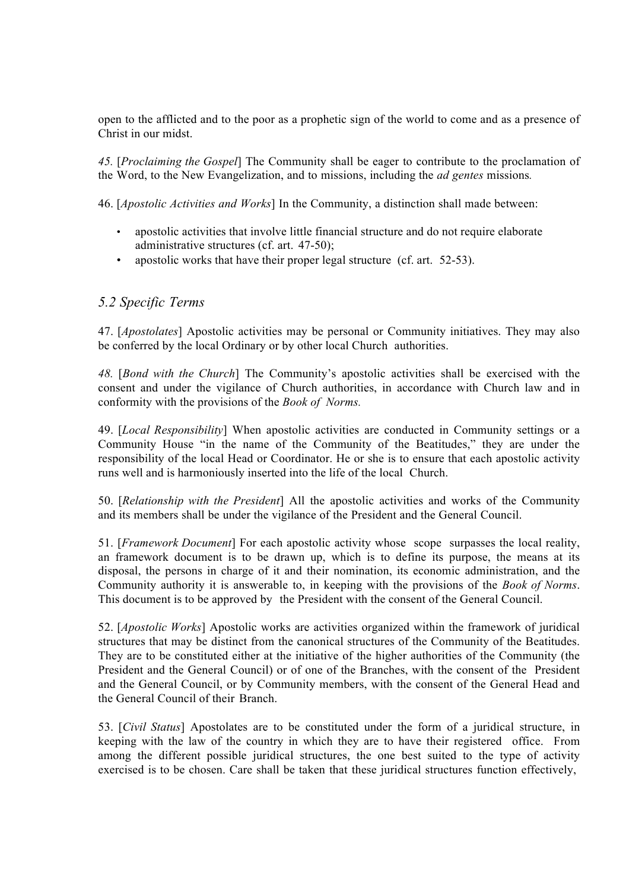open to the afflicted and to the poor as a prophetic sign of the world to come and as a presence of Christ in our midst.

*45.* [*Proclaiming the Gospel*] The Community shall be eager to contribute to the proclamation of the Word, to the New Evangelization, and to missions, including the *ad gentes* missions*.*

46. [*Apostolic Activities and Works*] In the Community, a distinction shall made between:

- apostolic activities that involve little financial structure and do not require elaborate administrative structures (cf. art. 47-50);
- apostolic works that have their proper legal structure (cf. art. 52-53).

## *5.2 Specific Terms*

47. [*Apostolates*] Apostolic activities may be personal or Community initiatives. They may also be conferred by the local Ordinary or by other local Church authorities.

*48.* [*Bond with the Church*] The Community's apostolic activities shall be exercised with the consent and under the vigilance of Church authorities, in accordance with Church law and in conformity with the provisions of the *Book of Norms.*

49. [*Local Responsibility*] When apostolic activities are conducted in Community settings or a Community House "in the name of the Community of the Beatitudes," they are under the responsibility of the local Head or Coordinator. He or she is to ensure that each apostolic activity runs well and is harmoniously inserted into the life of the local Church.

50. [*Relationship with the President*] All the apostolic activities and works of the Community and its members shall be under the vigilance of the President and the General Council.

51. [*Framework Document*] For each apostolic activity whose scope surpasses the local reality, an framework document is to be drawn up, which is to define its purpose, the means at its disposal, the persons in charge of it and their nomination, its economic administration, and the Community authority it is answerable to, in keeping with the provisions of the *Book of Norms*. This document is to be approved by the President with the consent of the General Council.

52. [*Apostolic Works*] Apostolic works are activities organized within the framework of juridical structures that may be distinct from the canonical structures of the Community of the Beatitudes. They are to be constituted either at the initiative of the higher authorities of the Community (the President and the General Council) or of one of the Branches, with the consent of the President and the General Council, or by Community members, with the consent of the General Head and the General Council of their Branch.

53. [*Civil Status*] Apostolates are to be constituted under the form of a juridical structure, in keeping with the law of the country in which they are to have their registered office. From among the different possible juridical structures, the one best suited to the type of activity exercised is to be chosen. Care shall be taken that these juridical structures function effectively,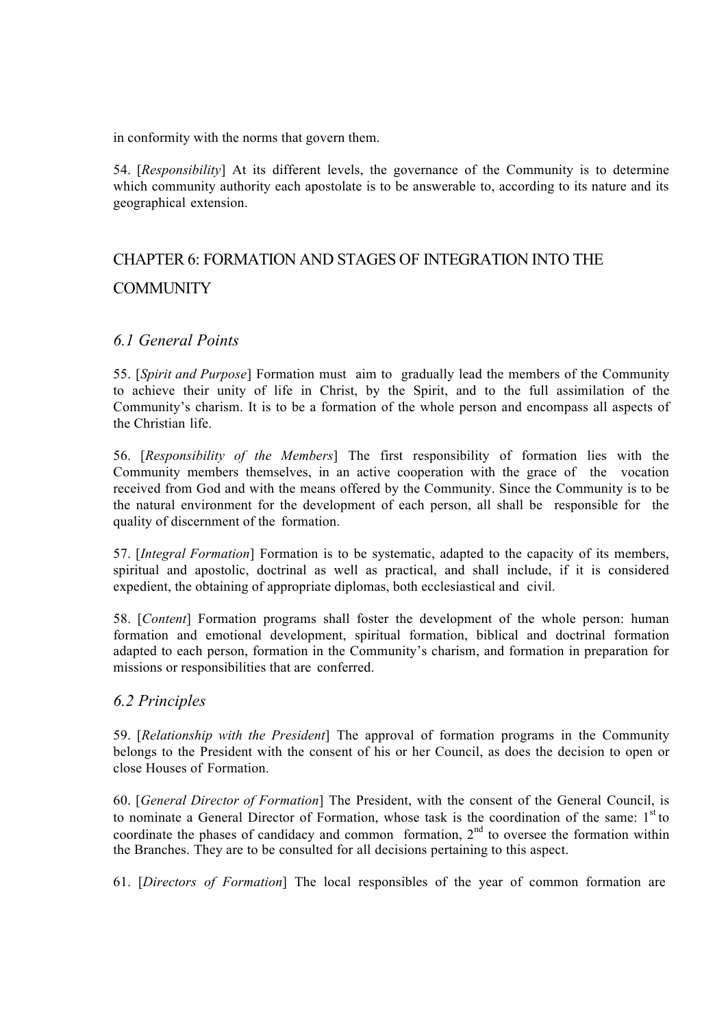in conformity with the norms that govern them.

54. [*Responsibility*] At its different levels, the governance of the Community is to determine which community authority each apostolate is to be answerable to, according to its nature and its geographical extension.

## CHAPTER 6: FORMATION AND STAGES OF INTEGRATION INTO THE COMMUNITY

### *6.1 General Points*

55. [*Spirit and Purpose*] Formation must aim to gradually lead the members of the Community to achieve their unity of life in Christ, by the Spirit, and to the full assimilation of the Community's charism. It is to be a formation of the whole person and encompass all aspects of the Christian life.

56. [*Responsibility of the Members*] The first responsibility of formation lies with the Community members themselves, in an active cooperation with the grace of the vocation received from God and with the means offered by the Community. Since the Community is to be the natural environment for the development of each person, all shall be responsible for the quality of discernment of the formation.

57. [*Integral Formation*] Formation is to be systematic, adapted to the capacity of its members, spiritual and apostolic, doctrinal as well as practical, and shall include, if it is considered expedient, the obtaining of appropriate diplomas, both ecclesiastical and civil.

58. [*Content*] Formation programs shall foster the development of the whole person: human formation and emotional development, spiritual formation, biblical and doctrinal formation adapted to each person, formation in the Community's charism, and formation in preparation for missions or responsibilities that are conferred.

### *6.2 Principles*

59. [*Relationship with the President*] The approval of formation programs in the Community belongs to the President with the consent of his or her Council, as does the decision to open or close Houses of Formation.

60. [*General Director of Formation*] The President, with the consent of the General Council, is to nominate a General Director of Formation, whose task is the coordination of the same: 1st to coordinate the phases of candidacy and common formation, 2nd to oversee the formation within the Branches. They are to be consulted for all decisions pertaining to this aspect.

61. [*Directors of Formation*] The local responsibles of the year of common formation are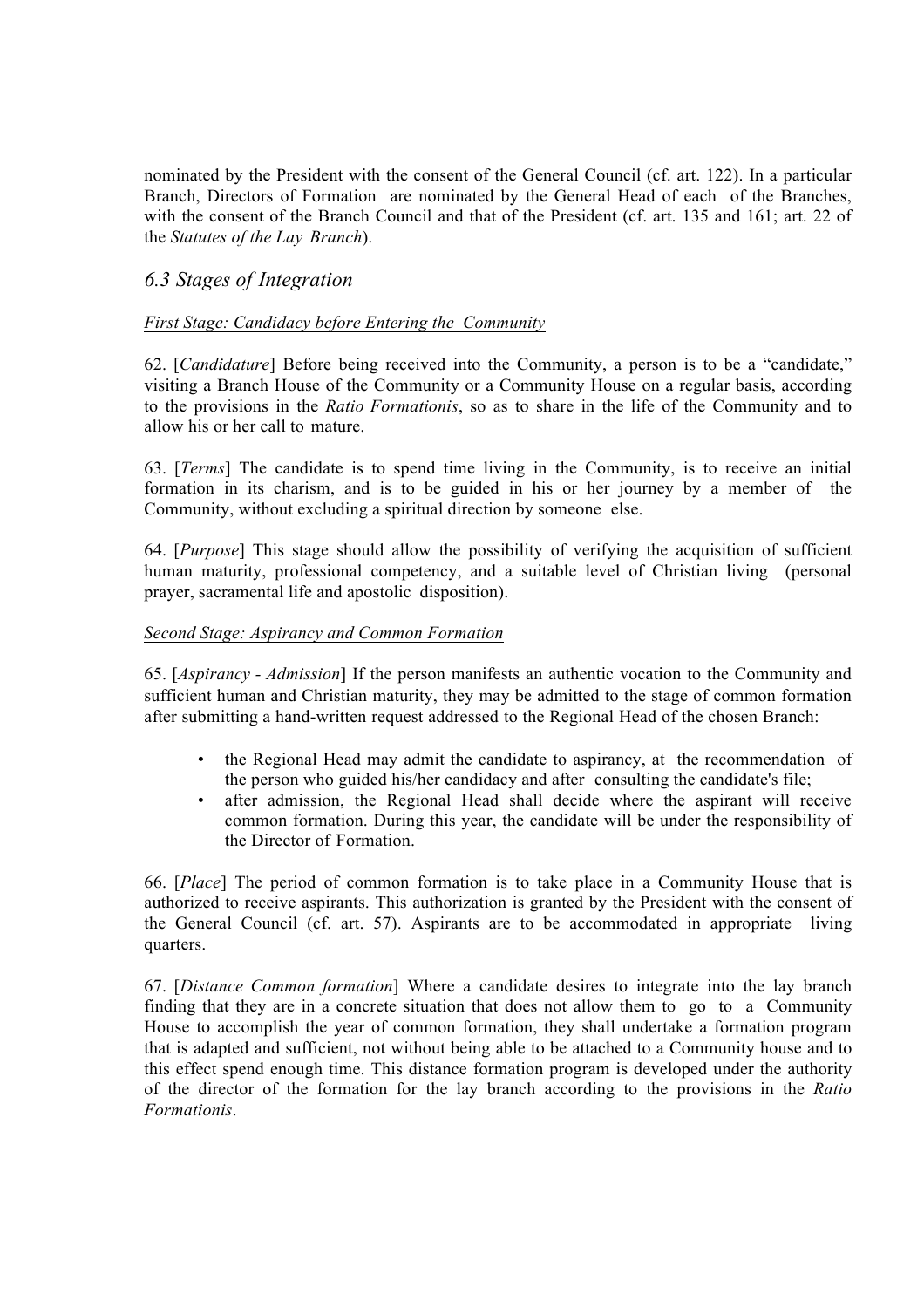nominated by the President with the consent of the General Council (cf. art. 122). In a particular Branch, Directors of Formation are nominated by the General Head of each of the Branches, with the consent of the Branch Council and that of the President (cf. art. 135 and 161; art. 22 of the *Statutes of the Lay Branch*).

### *6.3 Stages of Integration*

*First Stage: Candidacy before Entering the Community*

62. [*Candidature*] Before being received into the Community, a person is to be a "candidate," visiting a Branch House of the Community or a Community House on a regular basis, according to the provisions in the *Ratio Formationis*, so as to share in the life of the Community and to allow his or her call to mature.

63. [*Terms*] The candidate is to spend time living in the Community, is to receive an initial formation in its charism, and is to be guided in his or her journey by a member of the Community, without excluding a spiritual direction by someone else.

64. [*Purpose*] This stage should allow the possibility of verifying the acquisition of sufficient human maturity, professional competency, and a suitable level of Christian living (personal prayer, sacramental life and apostolic disposition).

*Second Stage: Aspirancy and Common Formation*

65. [*Aspirancy - Admission*] If the person manifests an authentic vocation to the Community and sufficient human and Christian maturity, they may be admitted to the stage of common formation after submitting a hand-written request addressed to the Regional Head of the chosen Branch:

- the Regional Head may admit the candidate to aspirancy, at the recommendation of the person who guided his/her candidacy and after consulting the candidate's file;
- after admission, the Regional Head shall decide where the aspirant will receive common formation. During this year, the candidate will be under the responsibility of the Director of Formation.

66. [*Place*] The period of common formation is to take place in a Community House that is authorized to receive aspirants. This authorization is granted by the President with the consent of the General Council (cf. art. 57). Aspirants are to be accommodated in appropriate living quarters.

67. [*Distance Common formation*] Where a candidate desires to integrate into the lay branch finding that they are in a concrete situation that does not allow them to go to a Community House to accomplish the year of common formation, they shall undertake a formation program that is adapted and sufficient, not without being able to be attached to a Community house and to this effect spend enough time. This distance formation program is developed under the authority of the director of the formation for the lay branch according to the provisions in the *Ratio Formationis*.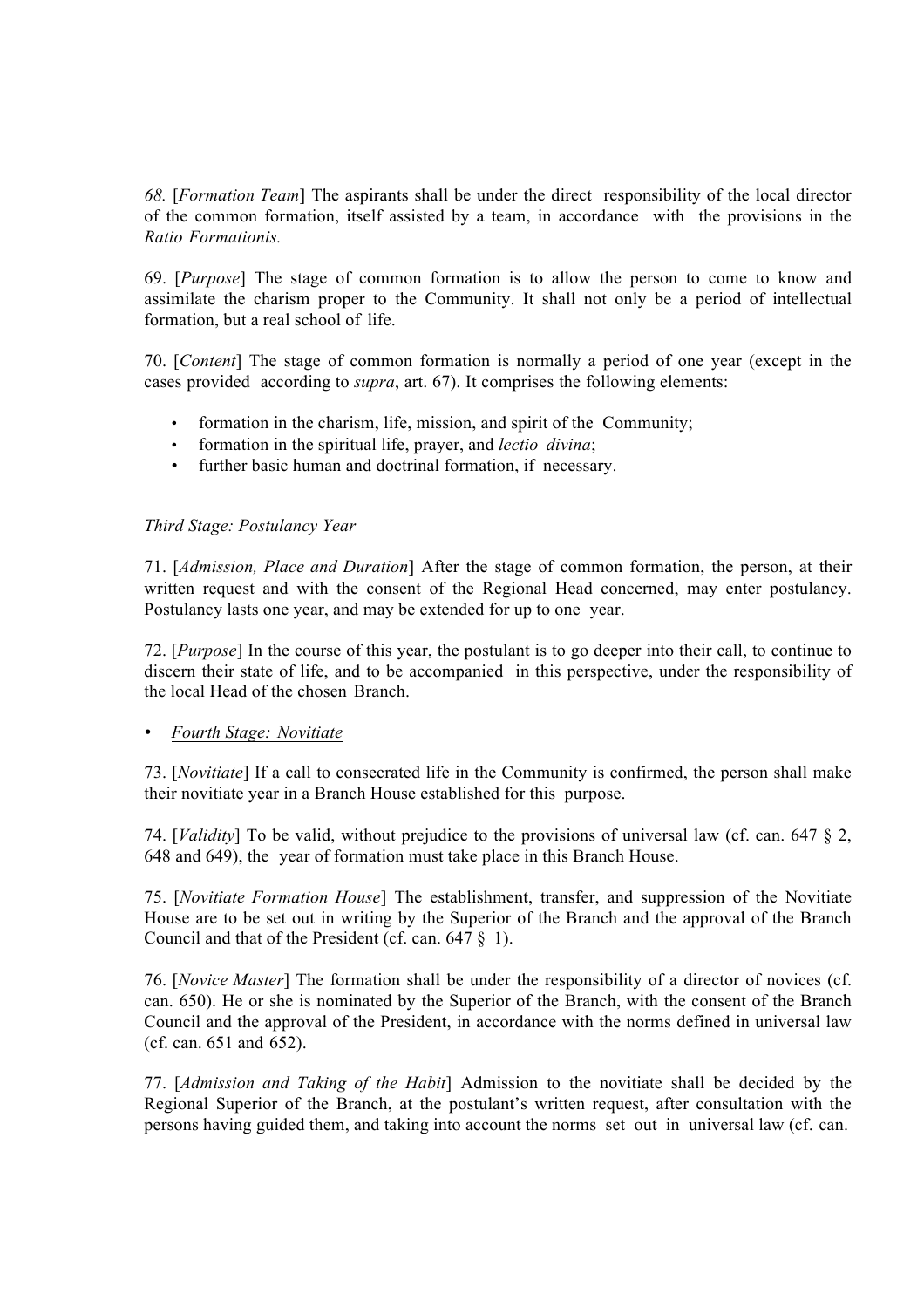*68.* [*Formation Team*] The aspirants shall be under the direct responsibility of the local director of the common formation, itself assisted by a team, in accordance with the provisions in the *Ratio Formationis.*

69. [*Purpose*] The stage of common formation is to allow the person to come to know and assimilate the charism proper to the Community. It shall not only be a period of intellectual formation, but a real school of life.

70. [*Content*] The stage of common formation is normally a period of one year (except in the cases provided according to *supra*, art. 67). It comprises the following elements:

- formation in the charism, life, mission, and spirit of the Community;
- formation in the spiritual life, prayer, and *lectio divina*;
- further basic human and doctrinal formation, if necessary.

<u>*Third Stage: Postulancy Year*</u>

71. [*Admission, Place and Duration*] After the stage of common formation, the person, at their written request and with the consent of the Regional Head concerned, may enter postulancy. Postulancy lasts one year, and may be extended for up to one year.

72. [*Purpose*] In the course of this year, the postulant is to go deeper into their call, to continue to discern their state of life, and to be accompanied in this perspective, under the responsibility of the local Head of the chosen Branch.

- <u>*Fourth Stage: Novitiate*</u>

73. [*Novitiate*] If a call to consecrated life in the Community is confirmed, the person shall make their novitiate year in a Branch House established for this purpose.

74. [*Validity*] To be valid, without prejudice to the provisions of universal law (cf. can. 647 § 2, 648 and 649), the year of formation must take place in this Branch House.

75. [*Novitiate Formation House*] The establishment, transfer, and suppression of the Novitiate House are to be set out in writing by the Superior of the Branch and the approval of the Branch Council and that of the President (cf. can. 647 § 1).

76. [*Novice Master*] The formation shall be under the responsibility of a director of novices (cf. can. 650). He or she is nominated by the Superior of the Branch, with the consent of the Branch Council and the approval of the President, in accordance with the norms defined in universal law (cf. can. 651 and 652).

77. [*Admission and Taking of the Habit*] Admission to the novitiate shall be decided by the Regional Superior of the Branch, at the postulant's written request, after consultation with the persons having guided them, and taking into account the norms set out in universal law (cf. can.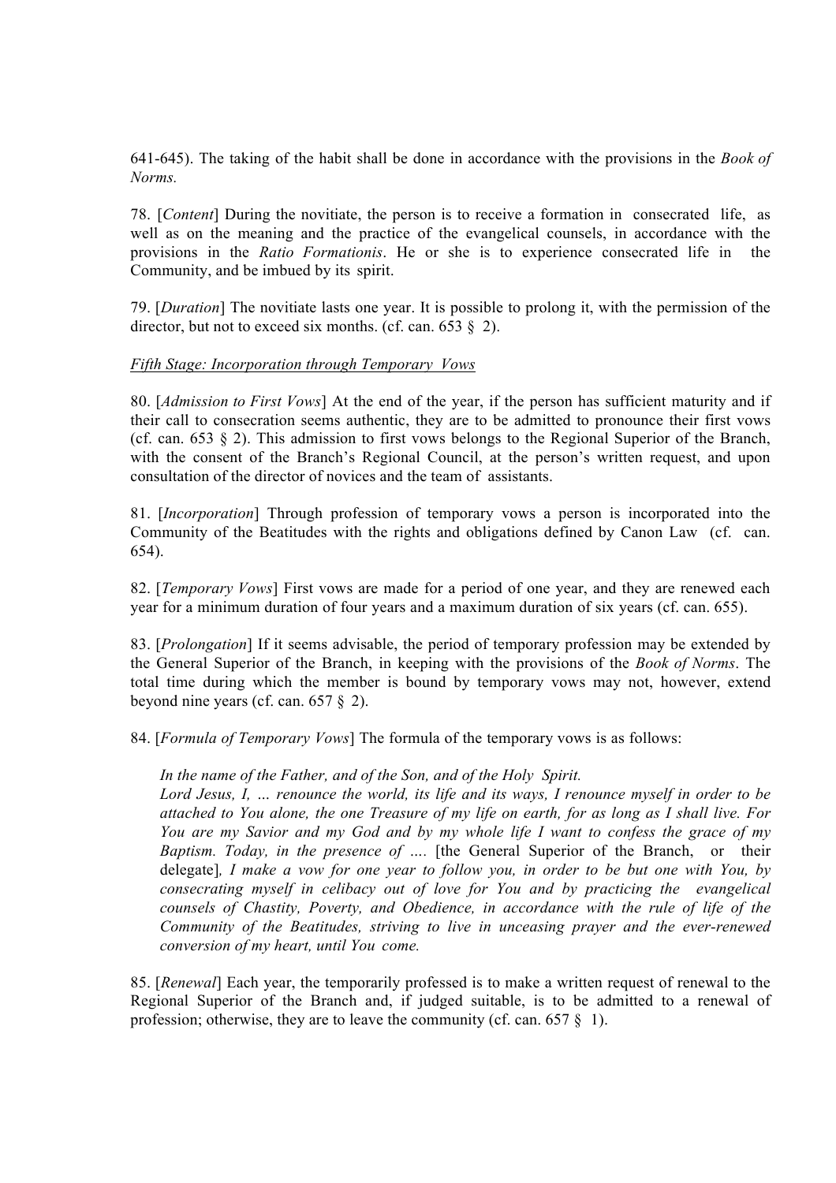641-645). The taking of the habit shall be done in accordance with the provisions in the *Book of Norms.*

78. [*Content*] During the novitiate, the person is to receive a formation in consecrated life, as well as on the meaning and the practice of the evangelical counsels, in accordance with the provisions in the *Ratio Formationis*. He or she is to experience consecrated life in the Community, and be imbued by its spirit.

79. [*Duration*] The novitiate lasts one year. It is possible to prolong it, with the permission of the director, but not to exceed six months. (cf. can. 653 § 2).

<u>*Fifth Stage: Incorporation through Temporary Vows*</u>

80. [*Admission to First Vows*] At the end of the year, if the person has sufficient maturity and if their call to consecration seems authentic, they are to be admitted to pronounce their first vows (cf. can. 653 § 2). This admission to first vows belongs to the Regional Superior of the Branch, with the consent of the Branch's Regional Council, at the person's written request, and upon consultation of the director of novices and the team of assistants.

81. [*Incorporation*] Through profession of temporary vows a person is incorporated into the Community of the Beatitudes with the rights and obligations defined by Canon Law (cf. can. 654).

82. [*Temporary Vows*] First vows are made for a period of one year, and they are renewed each year for a minimum duration of four years and a maximum duration of six years (cf. can. 655).

83. [*Prolongation*] If it seems advisable, the period of temporary profession may be extended by the General Superior of the Branch, in keeping with the provisions of the *Book of Norms*. The total time during which the member is bound by temporary vows may not, however, extend beyond nine years (cf. can. 657 § 2).

84. [*Formula of Temporary Vows*] The formula of the temporary vows is as follows:

> *In the name of the Father, and of the Son, and of the Holy Spirit.*
> *Lord Jesus, I, … renounce the world, its life and its ways, I renounce myself in order to be attached to You alone, the one Treasure of my life on earth, for as long as I shall live. For You are my Savior and my God and by my whole life I want to confess the grace of my Baptism. Today, in the presence of ….* [the General Superior of the Branch, or their delegate]*, I make a vow for one year to follow you, in order to be but one with You, by consecrating myself in celibacy out of love for You and by practicing the evangelical counsels of Chastity, Poverty, and Obedience, in accordance with the rule of life of the Community of the Beatitudes, striving to live in unceasing prayer and the ever-renewed conversion of my heart, until You come.*

85. [*Renewal*] Each year, the temporarily professed is to make a written request of renewal to the Regional Superior of the Branch and, if judged suitable, is to be admitted to a renewal of profession; otherwise, they are to leave the community (cf. can. 657 § 1).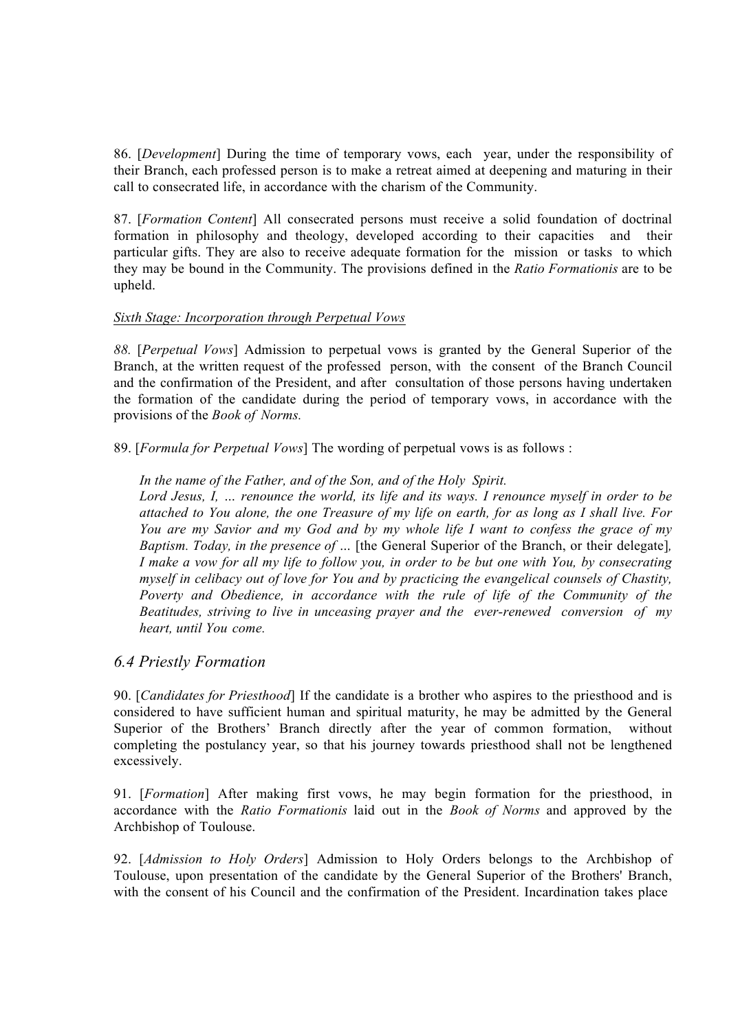86. [*Development*] During the time of temporary vows, each year, under the responsibility of their Branch, each professed person is to make a retreat aimed at deepening and maturing in their call to consecrated life, in accordance with the charism of the Community.

87. [*Formation Content*] All consecrated persons must receive a solid foundation of doctrinal formation in philosophy and theology, developed according to their capacities and their particular gifts. They are also to receive adequate formation for the mission or tasks to which they may be bound in the Community. The provisions defined in the *Ratio Formationis* are to be upheld.

<u>*Sixth Stage: Incorporation through Perpetual Vows*</u>

*88.* [*Perpetual Vows*] Admission to perpetual vows is granted by the General Superior of the Branch, at the written request of the professed person, with the consent of the Branch Council and the confirmation of the President, and after consultation of those persons having undertaken the formation of the candidate during the period of temporary vows, in accordance with the provisions of the *Book of Norms.*

89. [*Formula for Perpetual Vows*] The wording of perpetual vows is as follows :

> *In the name of the Father, and of the Son, and of the Holy Spirit.*
> *Lord Jesus, I, … renounce the world, its life and its ways. I renounce myself in order to be attached to You alone, the one Treasure of my life on earth, for as long as I shall live. For You are my Savior and my God and by my whole life I want to confess the grace of my Baptism. Today, in the presence of …* [the General Superior of the Branch, or their delegate]*, I make a vow for all my life to follow you, in order to be but one with You, by consecrating myself in celibacy out of love for You and by practicing the evangelical counsels of Chastity, Poverty and Obedience, in accordance with the rule of life of the Community of the Beatitudes, striving to live in unceasing prayer and the ever-renewed conversion of my heart, until You come.*

## *6.4 Priestly Formation*

90. [*Candidates for Priesthood*] If the candidate is a brother who aspires to the priesthood and is considered to have sufficient human and spiritual maturity, he may be admitted by the General Superior of the Brothers' Branch directly after the year of common formation, without completing the postulancy year, so that his journey towards priesthood shall not be lengthened excessively.

91. [*Formation*] After making first vows, he may begin formation for the priesthood, in accordance with the *Ratio Formationis* laid out in the *Book of Norms* and approved by the Archbishop of Toulouse.

92. [*Admission to Holy Orders*] Admission to Holy Orders belongs to the Archbishop of Toulouse, upon presentation of the candidate by the General Superior of the Brothers' Branch, with the consent of his Council and the confirmation of the President. Incardination takes place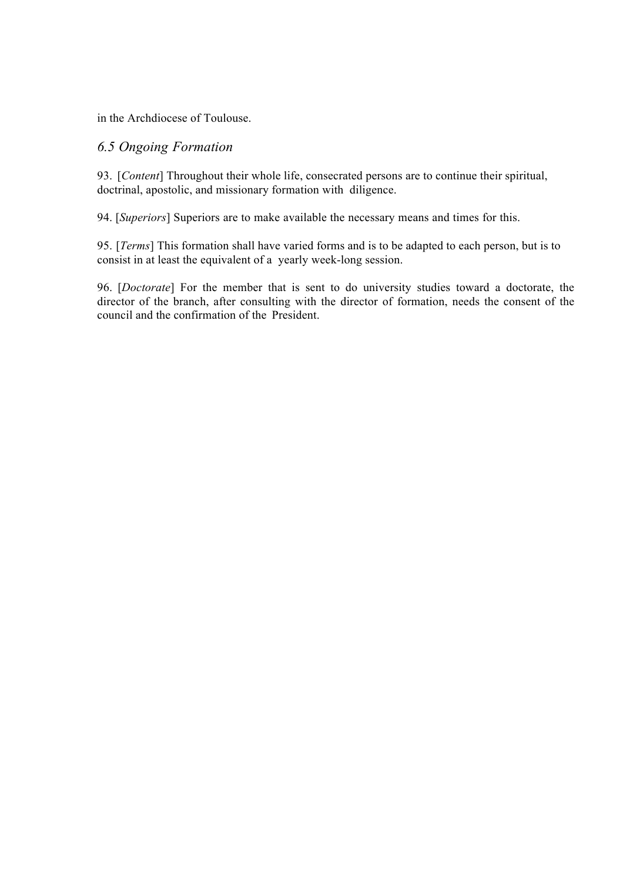in the Archdiocese of Toulouse.

### *6.5 Ongoing Formation*

93. [*Content*] Throughout their whole life, consecrated persons are to continue their spiritual, doctrinal, apostolic, and missionary formation with diligence.

94. [*Superiors*] Superiors are to make available the necessary means and times for this.

95. [*Terms*] This formation shall have varied forms and is to be adapted to each person, but is to consist in at least the equivalent of a yearly week-long session.

96. [*Doctorate*] For the member that is sent to do university studies toward a doctorate, the director of the branch, after consulting with the director of formation, needs the consent of the council and the confirmation of the President.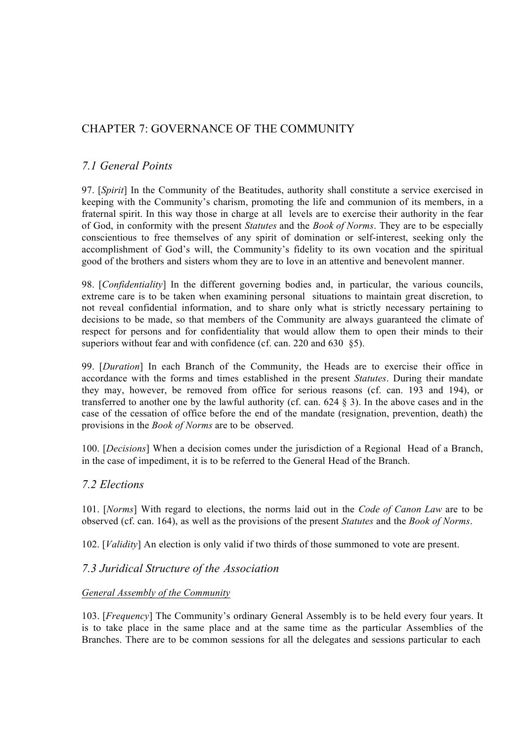# CHAPTER 7: GOVERNANCE OF THE COMMUNITY

## *7.1 General Points*

97. [*Spirit*] In the Community of the Beatitudes, authority shall constitute a service exercised in keeping with the Community's charism, promoting the life and communion of its members, in a fraternal spirit. In this way those in charge at all levels are to exercise their authority in the fear of God, in conformity with the present *Statutes* and the *Book of Norms*. They are to be especially conscientious to free themselves of any spirit of domination or self-interest, seeking only the accomplishment of God's will, the Community's fidelity to its own vocation and the spiritual good of the brothers and sisters whom they are to love in an attentive and benevolent manner.

98. [*Confidentiality*] In the different governing bodies and, in particular, the various councils, extreme care is to be taken when examining personal situations to maintain great discretion, to not reveal confidential information, and to share only what is strictly necessary pertaining to decisions to be made, so that members of the Community are always guaranteed the climate of respect for persons and for confidentiality that would allow them to open their minds to their superiors without fear and with confidence (cf. can. 220 and 630 §5).

99. [*Duration*] In each Branch of the Community, the Heads are to exercise their office in accordance with the forms and times established in the present *Statutes*. During their mandate they may, however, be removed from office for serious reasons (cf. can. 193 and 194), or transferred to another one by the lawful authority (cf. can. 624 § 3). In the above cases and in the case of the cessation of office before the end of the mandate (resignation, prevention, death) the provisions in the *Book of Norms* are to be observed.

100. [*Decisions*] When a decision comes under the jurisdiction of a Regional Head of a Branch, in the case of impediment, it is to be referred to the General Head of the Branch.

## *7.2 Elections*

101. [*Norms*] With regard to elections, the norms laid out in the *Code of Canon Law* are to be observed (cf. can. 164), as well as the provisions of the present *Statutes* and the *Book of Norms*.

102. [*Validity*] An election is only valid if two thirds of those summoned to vote are present.

## *7.3 Juridical Structure of the Association*

<u>General Assembly of the Community</u>

103. [*Frequency*] The Community's ordinary General Assembly is to be held every four years. It is to take place in the same place and at the same time as the particular Assemblies of the Branches. There are to be common sessions for all the delegates and sessions particular to each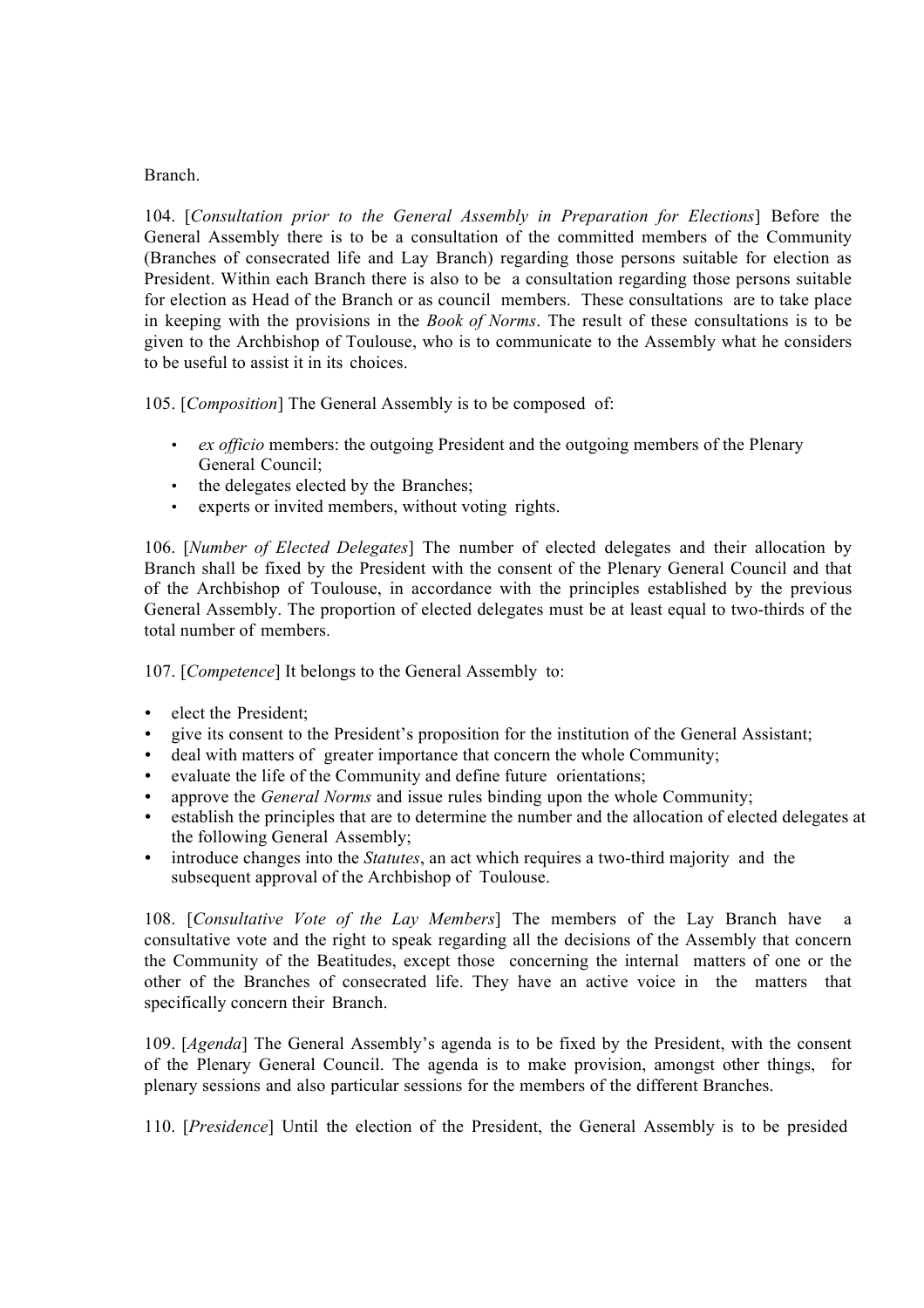Branch.

104. [*Consultation prior to the General Assembly in Preparation for Elections*] Before the General Assembly there is to be a consultation of the committed members of the Community (Branches of consecrated life and Lay Branch) regarding those persons suitable for election as President. Within each Branch there is also to be a consultation regarding those persons suitable for election as Head of the Branch or as council members. These consultations are to take place in keeping with the provisions in the *Book of Norms*. The result of these consultations is to be given to the Archbishop of Toulouse, who is to communicate to the Assembly what he considers to be useful to assist it in its choices.

105. [*Composition*] The General Assembly is to be composed of:

- *ex officio* members: the outgoing President and the outgoing members of the Plenary General Council;
- the delegates elected by the Branches;
- experts or invited members, without voting rights.

106. [*Number of Elected Delegates*] The number of elected delegates and their allocation by Branch shall be fixed by the President with the consent of the Plenary General Council and that of the Archbishop of Toulouse, in accordance with the principles established by the previous General Assembly. The proportion of elected delegates must be at least equal to two-thirds of the total number of members.

107. [*Competence*] It belongs to the General Assembly to:

- elect the President;
- give its consent to the President's proposition for the institution of the General Assistant;
- deal with matters of greater importance that concern the whole Community;
- evaluate the life of the Community and define future orientations;
- approve the *General Norms* and issue rules binding upon the whole Community;
- establish the principles that are to determine the number and the allocation of elected delegates at the following General Assembly;
- introduce changes into the *Statutes*, an act which requires a two-third majority and the subsequent approval of the Archbishop of Toulouse.

108. [*Consultative Vote of the Lay Members*] The members of the Lay Branch have a consultative vote and the right to speak regarding all the decisions of the Assembly that concern the Community of the Beatitudes, except those concerning the internal matters of one or the other of the Branches of consecrated life. They have an active voice in the matters that specifically concern their Branch.

109. [*Agenda*] The General Assembly's agenda is to be fixed by the President, with the consent of the Plenary General Council. The agenda is to make provision, amongst other things, for plenary sessions and also particular sessions for the members of the different Branches.

110. [*Presidence*] Until the election of the President, the General Assembly is to be presided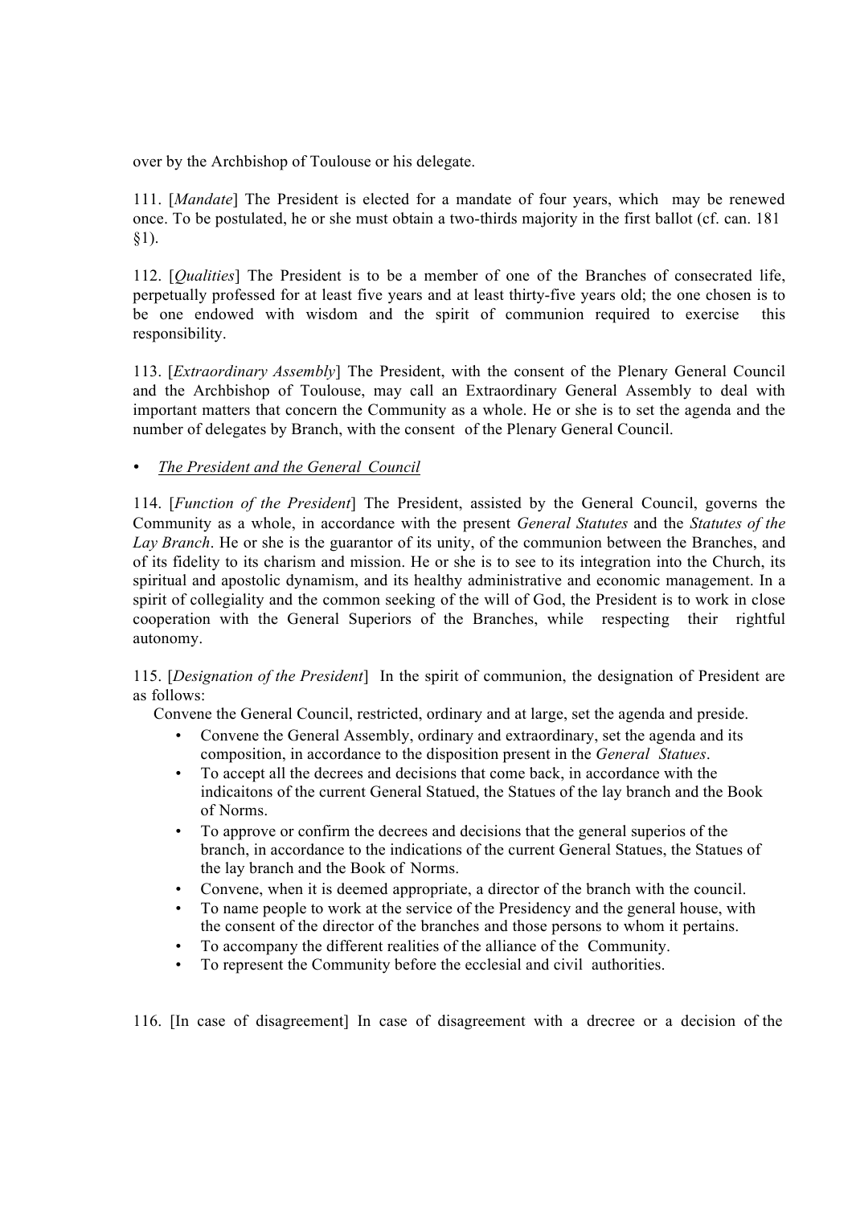over by the Archbishop of Toulouse or his delegate.

111. [*Mandate*] The President is elected for a mandate of four years, which may be renewed once. To be postulated, he or she must obtain a two-thirds majority in the first ballot (cf. can. 181 §1).

112. [*Qualities*] The President is to be a member of one of the Branches of consecrated life, perpetually professed for at least five years and at least thirty-five years old; the one chosen is to be one endowed with wisdom and the spirit of communion required to exercise this responsibility.

113. [*Extraordinary Assembly*] The President, with the consent of the Plenary General Council and the Archbishop of Toulouse, may call an Extraordinary General Assembly to deal with important matters that concern the Community as a whole. He or she is to set the agenda and the number of delegates by Branch, with the consent of the Plenary General Council.

- <u>*The President and the General Council*</u>

114. [*Function of the President*] The President, assisted by the General Council, governs the Community as a whole, in accordance with the present *General Statutes* and the *Statutes of the Lay Branch*. He or she is the guarantor of its unity, of the communion between the Branches, and of its fidelity to its charism and mission. He or she is to see to its integration into the Church, its spiritual and apostolic dynamism, and its healthy administrative and economic management. In a spirit of collegiality and the common seeking of the will of God, the President is to work in close cooperation with the General Superiors of the Branches, while respecting their rightful autonomy.

115. [*Designation of the President*] In the spirit of communion, the designation of President are as follows:

Convene the General Council, restricted, ordinary and at large, set the agenda and preside.

- Convene the General Assembly, ordinary and extraordinary, set the agenda and its composition, in accordance to the disposition present in the *General Statues*.
- To accept all the decrees and decisions that come back, in accordance with the indicaitons of the current General Statued, the Statues of the lay branch and the Book of Norms.
- To approve or confirm the decrees and decisions that the general superios of the branch, in accordance to the indications of the current General Statues, the Statues of the lay branch and the Book of Norms.
- Convene, when it is deemed appropriate, a director of the branch with the council.
- To name people to work at the service of the Presidency and the general house, with the consent of the director of the branches and those persons to whom it pertains.
- To accompany the different realities of the alliance of the Community.
- To represent the Community before the ecclesial and civil authorities.

116. [In case of disagreement] In case of disagreement with a drecree or a decision of the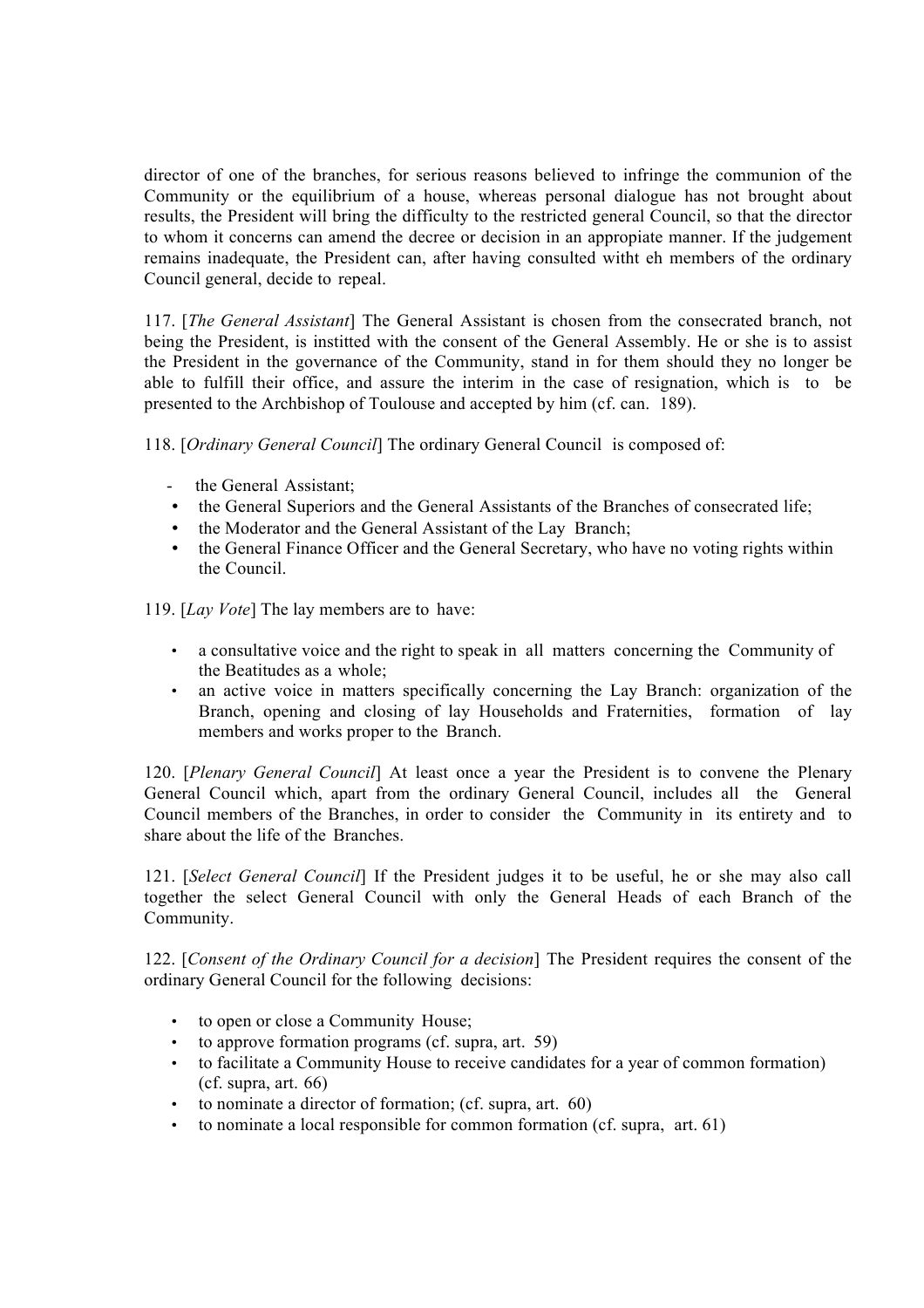director of one of the branches, for serious reasons believed to infringe the communion of the Community or the equilibrium of a house, whereas personal dialogue has not brought about results, the President will bring the difficulty to the restricted general Council, so that the director to whom it concerns can amend the decree or decision in an appropiate manner. If the judgement remains inadequate, the President can, after having consulted witht eh members of the ordinary Council general, decide to repeal.

117. [*The General Assistant*] The General Assistant is chosen from the consecrated branch, not being the President, is institted with the consent of the General Assembly. He or she is to assist the President in the governance of the Community, stand in for them should they no longer be able to fulfill their office, and assure the interim in the case of resignation, which is to be presented to the Archbishop of Toulouse and accepted by him (cf. can. 189).

118. [*Ordinary General Council*] The ordinary General Council is composed of:

- the General Assistant;
- the General Superiors and the General Assistants of the Branches of consecrated life;
- the Moderator and the General Assistant of the Lay Branch;
- the General Finance Officer and the General Secretary, who have no voting rights within the Council.

119. [*Lay Vote*] The lay members are to have:

- a consultative voice and the right to speak in all matters concerning the Community of the Beatitudes as a whole;
- an active voice in matters specifically concerning the Lay Branch: organization of the Branch, opening and closing of lay Households and Fraternities, formation of lay members and works proper to the Branch.

120. [*Plenary General Council*] At least once a year the President is to convene the Plenary General Council which, apart from the ordinary General Council, includes all the General Council members of the Branches, in order to consider the Community in its entirety and to share about the life of the Branches.

121. [*Select General Council*] If the President judges it to be useful, he or she may also call together the select General Council with only the General Heads of each Branch of the Community.

122. [*Consent of the Ordinary Council for a decision*] The President requires the consent of the ordinary General Council for the following decisions:

- to open or close a Community House;
- to approve formation programs (cf. supra, art. 59)
- to facilitate a Community House to receive candidates for a year of common formation) (cf. supra, art. 66)
- to nominate a director of formation; (cf. supra, art. 60)
- to nominate a local responsible for common formation (cf. supra, art. 61)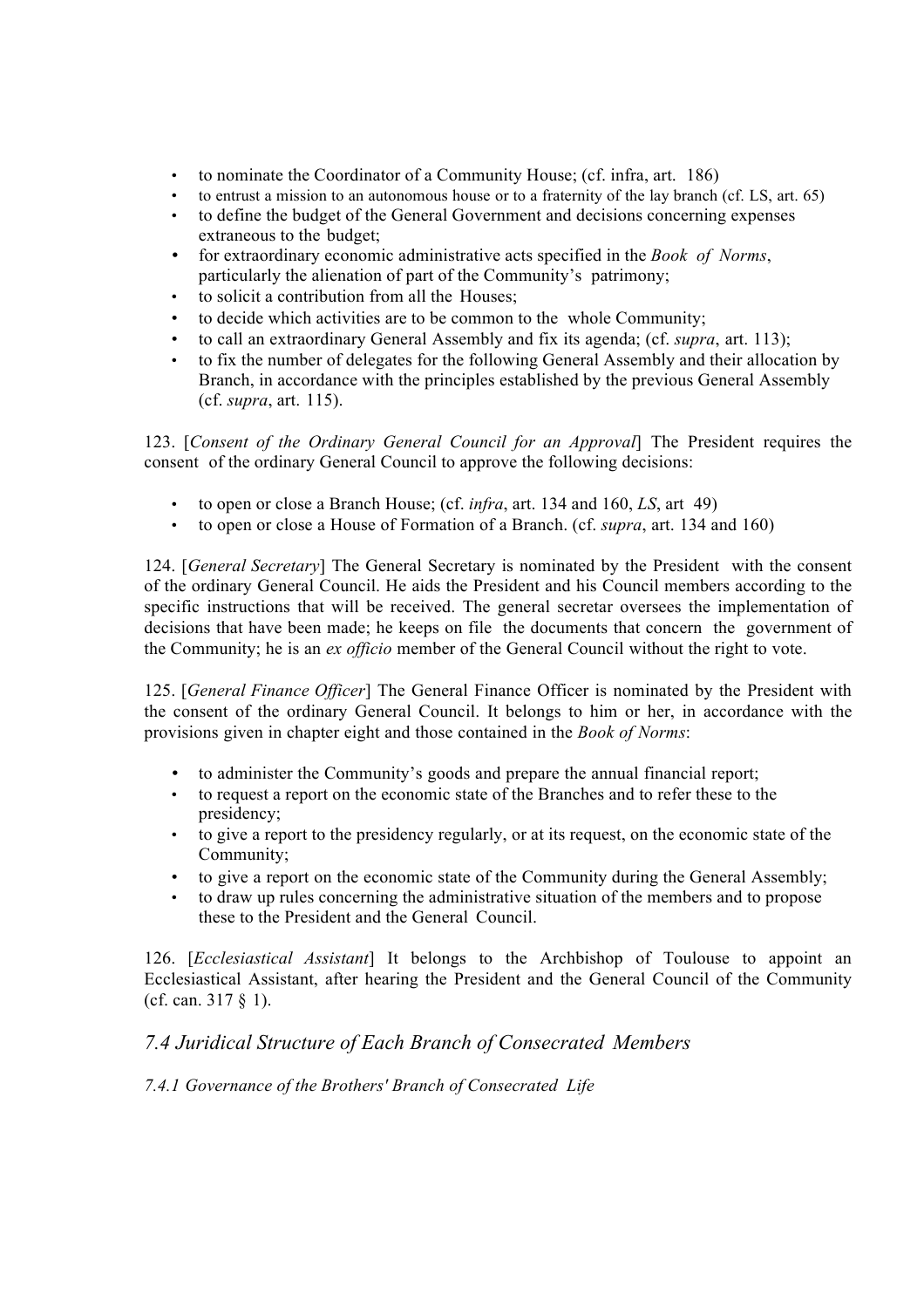- to nominate the Coordinator of a Community House; (cf. infra, art. 186)
- to entrust a mission to an autonomous house or to a fraternity of the lay branch (cf. LS, art. 65)
- to define the budget of the General Government and decisions concerning expenses extraneous to the budget;
- for extraordinary economic administrative acts specified in the *Book of Norms*, particularly the alienation of part of the Community's patrimony;
- to solicit a contribution from all the Houses;
- to decide which activities are to be common to the whole Community;
- to call an extraordinary General Assembly and fix its agenda; (cf. *supra*, art. 113);
- to fix the number of delegates for the following General Assembly and their allocation by Branch, in accordance with the principles established by the previous General Assembly (cf. *supra*, art. 115).

123. [*Consent of the Ordinary General Council for an Approval*] The President requires the consent of the ordinary General Council to approve the following decisions:

- to open or close a Branch House; (cf. *infra*, art. 134 and 160, *LS*, art 49)
- to open or close a House of Formation of a Branch. (cf. *supra*, art. 134 and 160)

124. [*General Secretary*] The General Secretary is nominated by the President with the consent of the ordinary General Council. He aids the President and his Council members according to the specific instructions that will be received. The general secretar oversees the implementation of decisions that have been made; he keeps on file the documents that concern the government of the Community; he is an *ex officio* member of the General Council without the right to vote.

125. [*General Finance Officer*] The General Finance Officer is nominated by the President with the consent of the ordinary General Council. It belongs to him or her, in accordance with the provisions given in chapter eight and those contained in the *Book of Norms*:

- to administer the Community's goods and prepare the annual financial report;
- to request a report on the economic state of the Branches and to refer these to the presidency;
- to give a report to the presidency regularly, or at its request, on the economic state of the Community;
- to give a report on the economic state of the Community during the General Assembly;
- to draw up rules concerning the administrative situation of the members and to propose these to the President and the General Council.

126. [*Ecclesiastical Assistant*] It belongs to the Archbishop of Toulouse to appoint an Ecclesiastical Assistant, after hearing the President and the General Council of the Community (cf. can. 317 § 1).

## *7.4 Juridical Structure of Each Branch of Consecrated Members*

### *7.4.1 Governance of the Brothers' Branch of Consecrated Life*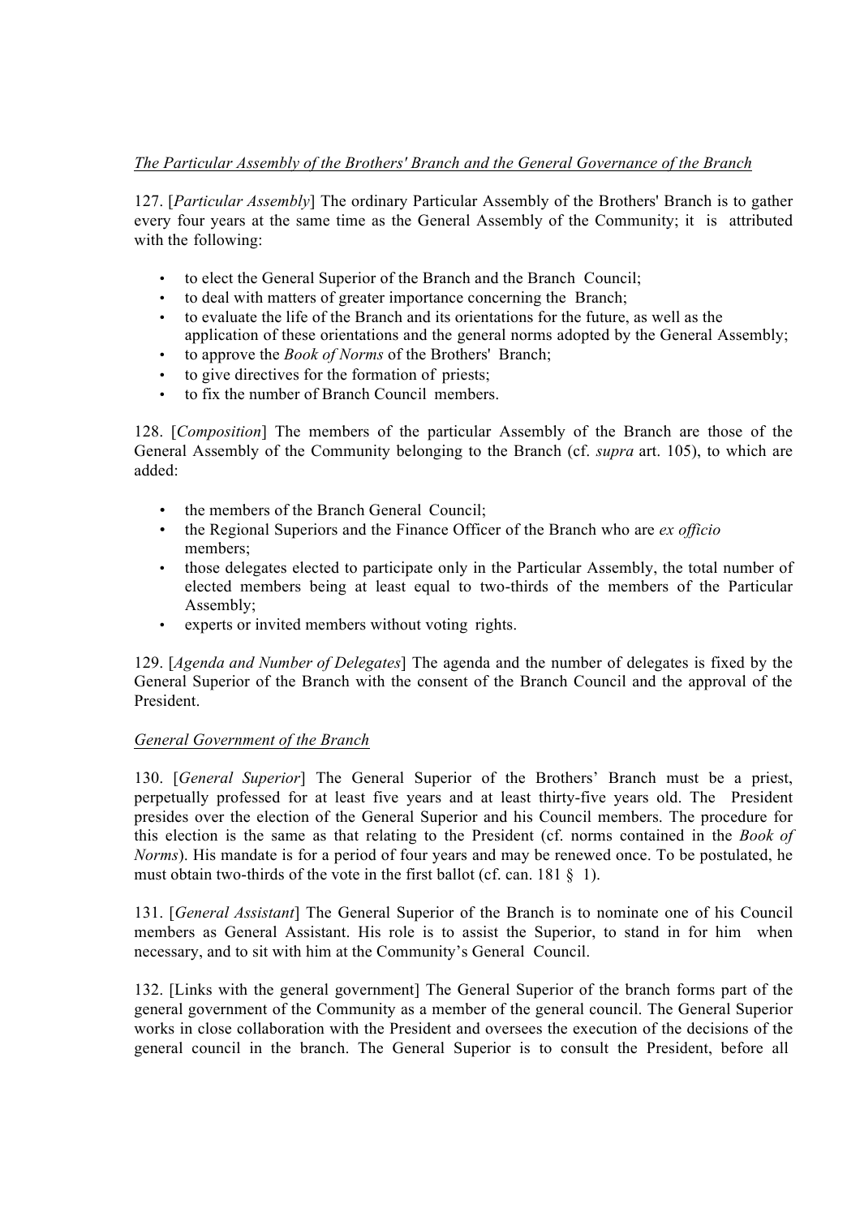*The Particular Assembly of the Brothers' Branch and the General Governance of the Branch*

127. [*Particular Assembly*] The ordinary Particular Assembly of the Brothers' Branch is to gather every four years at the same time as the General Assembly of the Community; it is attributed with the following:

- to elect the General Superior of the Branch and the Branch Council;
- to deal with matters of greater importance concerning the Branch;
- to evaluate the life of the Branch and its orientations for the future, as well as the application of these orientations and the general norms adopted by the General Assembly;
- to approve the *Book of Norms* of the Brothers' Branch;
- to give directives for the formation of priests;
- to fix the number of Branch Council members.

128. [*Composition*] The members of the particular Assembly of the Branch are those of the General Assembly of the Community belonging to the Branch (cf. *supra* art. 105), to which are added:

- the members of the Branch General Council;
- the Regional Superiors and the Finance Officer of the Branch who are *ex officio* members;
- those delegates elected to participate only in the Particular Assembly, the total number of elected members being at least equal to two-thirds of the members of the Particular Assembly;
- experts or invited members without voting rights.

129. [*Agenda and Number of Delegates*] The agenda and the number of delegates is fixed by the General Superior of the Branch with the consent of the Branch Council and the approval of the President.

*General Government of the Branch*

130. [*General Superior*] The General Superior of the Brothers' Branch must be a priest, perpetually professed for at least five years and at least thirty-five years old. The President presides over the election of the General Superior and his Council members. The procedure for this election is the same as that relating to the President (cf. norms contained in the *Book of Norms*). His mandate is for a period of four years and may be renewed once. To be postulated, he must obtain two-thirds of the vote in the first ballot (cf. can. 181 § 1).

131. [*General Assistant*] The General Superior of the Branch is to nominate one of his Council members as General Assistant. His role is to assist the Superior, to stand in for him when necessary, and to sit with him at the Community's General Council.

132. [Links with the general government] The General Superior of the branch forms part of the general government of the Community as a member of the general council. The General Superior works in close collaboration with the President and oversees the execution of the decisions of the general council in the branch. The General Superior is to consult the President, before all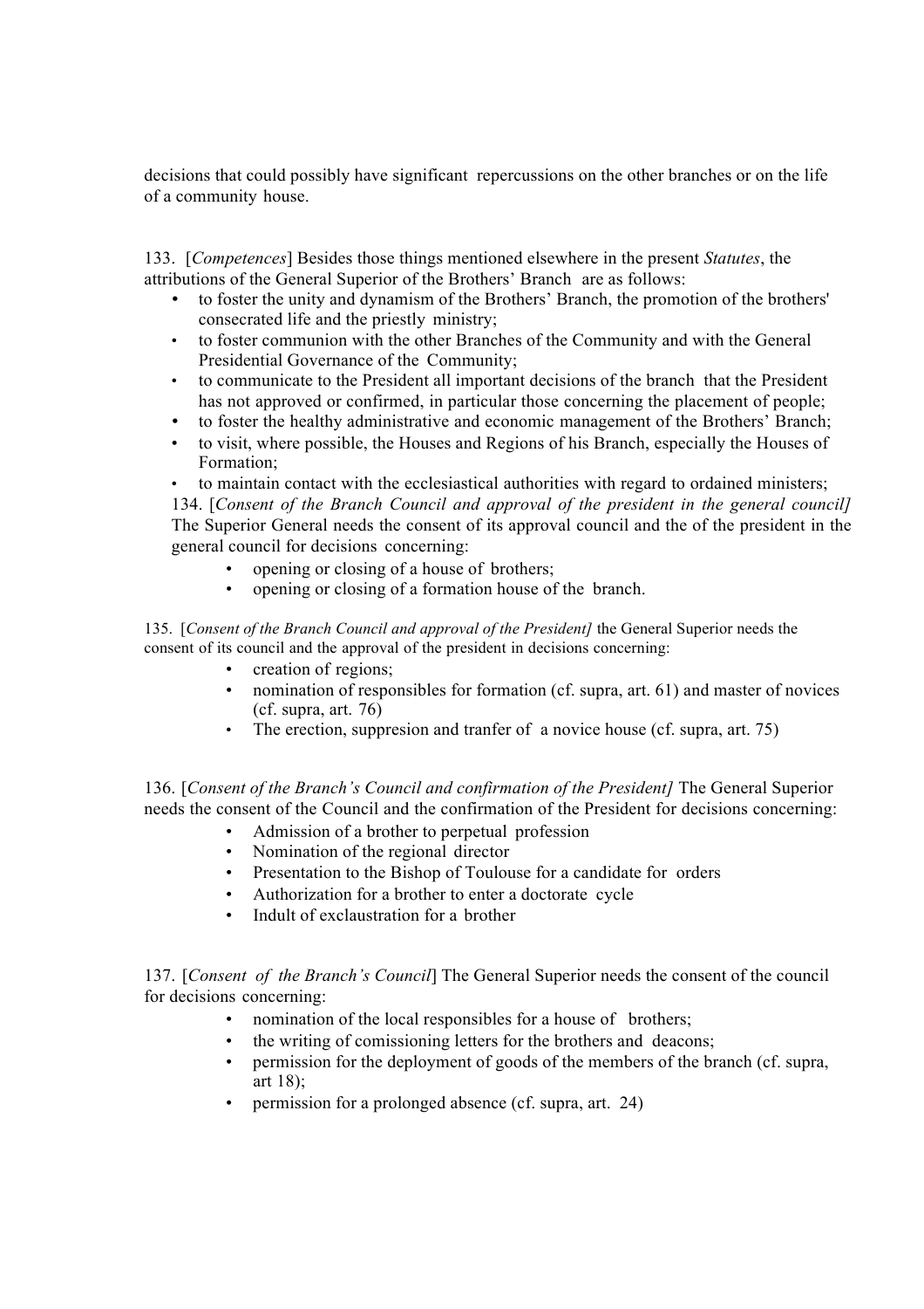decisions that could possibly have significant repercussions on the other branches or on the life of a community house.

133. [*Competences*] Besides those things mentioned elsewhere in the present *Statutes*, the attributions of the General Superior of the Brothers' Branch are as follows:

- to foster the unity and dynamism of the Brothers' Branch, the promotion of the brothers' consecrated life and the priestly ministry;
- to foster communion with the other Branches of the Community and with the General Presidential Governance of the Community;
- to communicate to the President all important decisions of the branch that the President has not approved or confirmed, in particular those concerning the placement of people;
- to foster the healthy administrative and economic management of the Brothers' Branch;
- to visit, where possible, the Houses and Regions of his Branch, especially the Houses of Formation;
- to maintain contact with the ecclesiastical authorities with regard to ordained ministers;

134. [*Consent of the Branch Council and approval of the president in the general council]* The Superior General needs the consent of its approval council and the of the president in the general council for decisions concerning:

- opening or closing of a house of brothers;
- opening or closing of a formation house of the branch.

135. [*Consent of the Branch Council and approval of the President]* the General Superior needs the consent of its council and the approval of the president in decisions concerning:

- creation of regions;
- nomination of responsibles for formation (cf. supra, art. 61) and master of novices (cf. supra, art. 76)
- The erection, suppresion and tranfer of a novice house (cf. supra, art. 75)

136. [*Consent of the Branch's Council and confirmation of the President]* The General Superior needs the consent of the Council and the confirmation of the President for decisions concerning:

- Admission of a brother to perpetual profession
- Nomination of the regional director
- Presentation to the Bishop of Toulouse for a candidate for orders
- Authorization for a brother to enter a doctorate cycle
- Indult of exclaustration for a brother

137. [*Consent of the Branch's Council*] The General Superior needs the consent of the council for decisions concerning:

- nomination of the local responsibles for a house of brothers;
- the writing of comissioning letters for the brothers and deacons;
- permission for the deployment of goods of the members of the branch (cf. supra, art 18);
- permission for a prolonged absence (cf. supra, art. 24)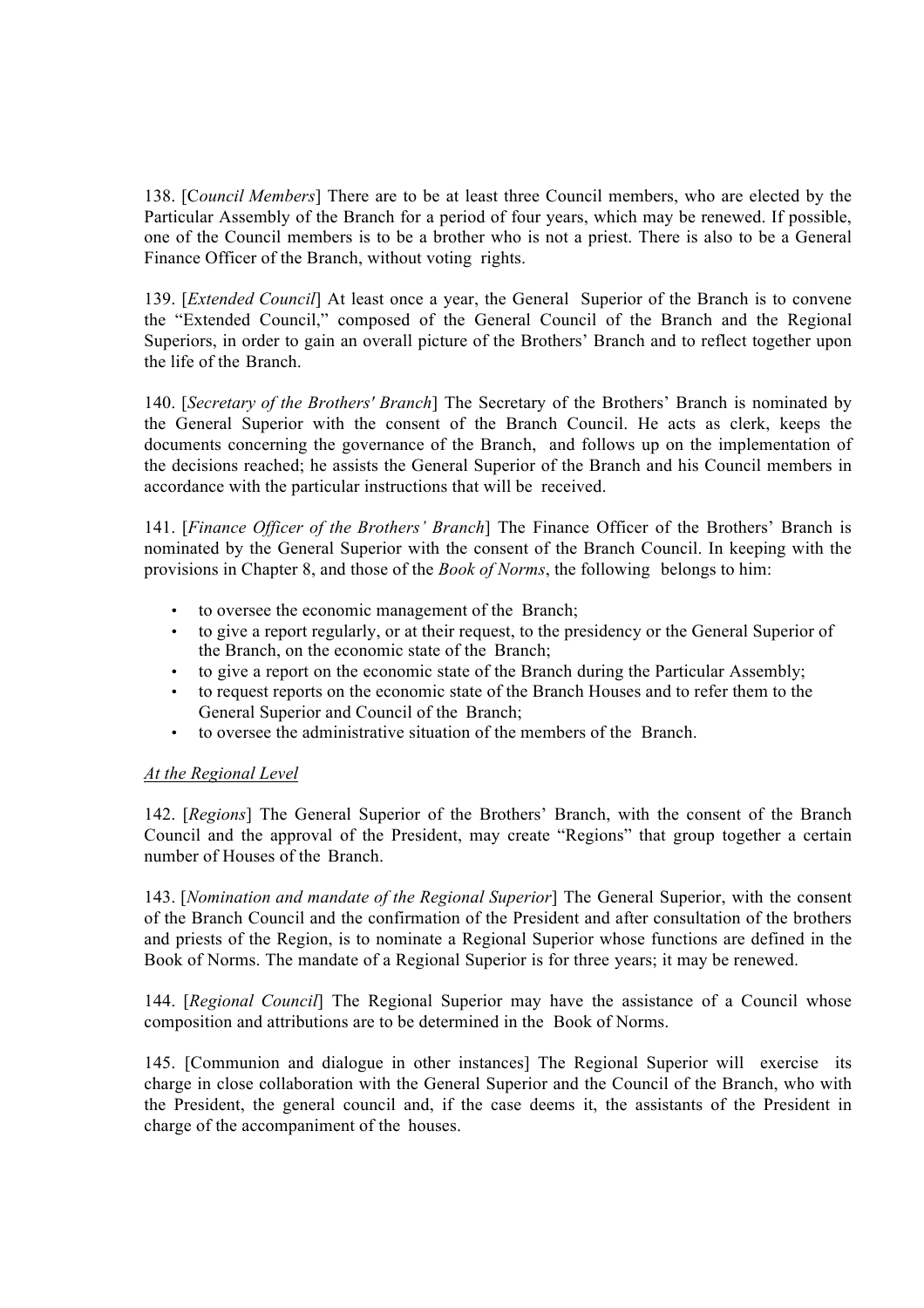138. [*Council Members*] There are to be at least three Council members, who are elected by the Particular Assembly of the Branch for a period of four years, which may be renewed. If possible, one of the Council members is to be a brother who is not a priest. There is also to be a General Finance Officer of the Branch, without voting rights.

139. [*Extended Council*] At least once a year, the General Superior of the Branch is to convene the "Extended Council," composed of the General Council of the Branch and the Regional Superiors, in order to gain an overall picture of the Brothers' Branch and to reflect together upon the life of the Branch.

140. [*Secretary of the Brothers' Branch*] The Secretary of the Brothers' Branch is nominated by the General Superior with the consent of the Branch Council. He acts as clerk, keeps the documents concerning the governance of the Branch, and follows up on the implementation of the decisions reached; he assists the General Superior of the Branch and his Council members in accordance with the particular instructions that will be received.

141. [*Finance Officer of the Brothers' Branch*] The Finance Officer of the Brothers' Branch is nominated by the General Superior with the consent of the Branch Council. In keeping with the provisions in Chapter 8, and those of the *Book of Norms*, the following belongs to him:

- to oversee the economic management of the Branch;
- to give a report regularly, or at their request, to the presidency or the General Superior of the Branch, on the economic state of the Branch;
- to give a report on the economic state of the Branch during the Particular Assembly;
- to request reports on the economic state of the Branch Houses and to refer them to the General Superior and Council of the Branch;
- to oversee the administrative situation of the members of the Branch.

<u>At the Regional Level</u>

142. [*Regions*] The General Superior of the Brothers' Branch, with the consent of the Branch Council and the approval of the President, may create "Regions" that group together a certain number of Houses of the Branch.

143. [*Nomination and mandate of the Regional Superior*] The General Superior, with the consent of the Branch Council and the confirmation of the President and after consultation of the brothers and priests of the Region, is to nominate a Regional Superior whose functions are defined in the Book of Norms. The mandate of a Regional Superior is for three years; it may be renewed.

144. [*Regional Council*] The Regional Superior may have the assistance of a Council whose composition and attributions are to be determined in the Book of Norms.

145. [Communion and dialogue in other instances] The Regional Superior will exercise its charge in close collaboration with the General Superior and the Council of the Branch, who with the President, the general council and, if the case deems it, the assistants of the President in charge of the accompaniment of the houses.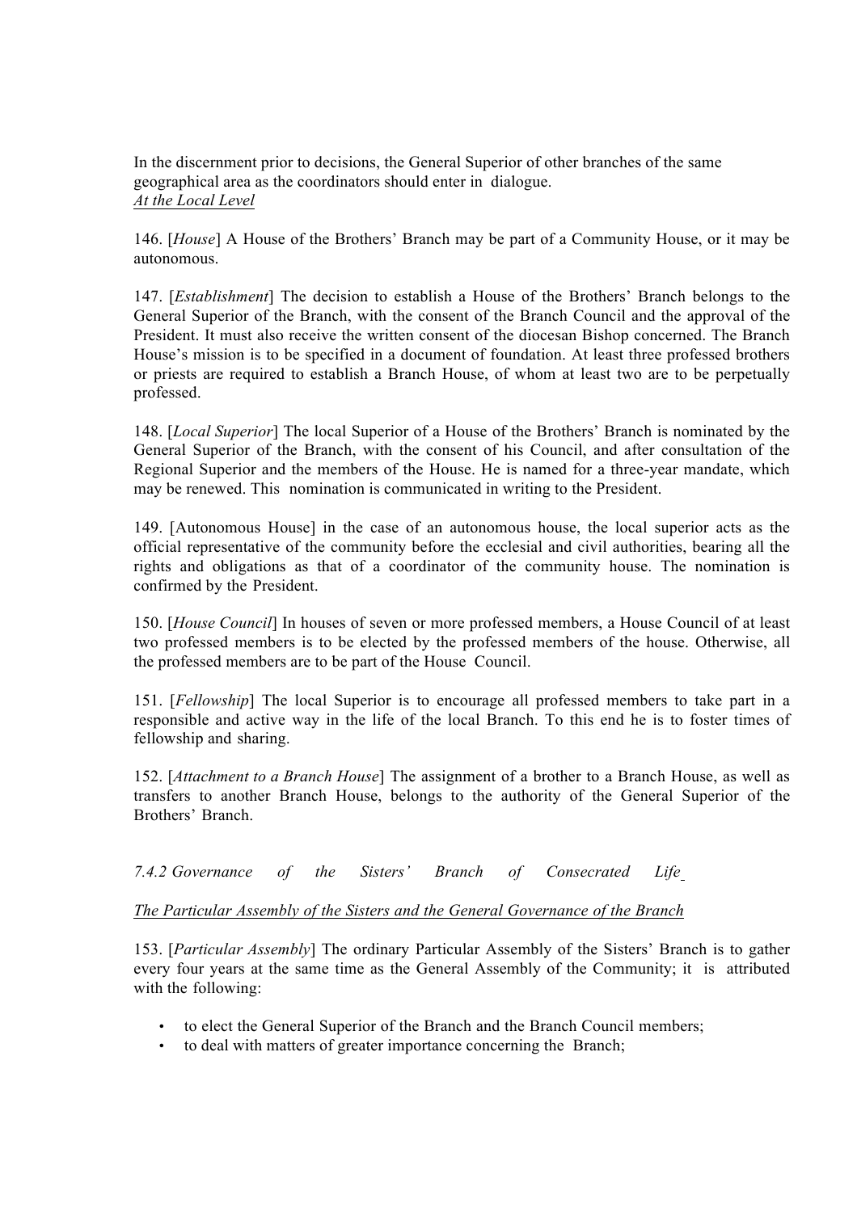In the discernment prior to decisions, the General Superior of other branches of the same geographical area as the coordinators should enter in dialogue.

<u>*At the Local Level*</u>

146. [*House*] A House of the Brothers' Branch may be part of a Community House, or it may be autonomous.

147. [*Establishment*] The decision to establish a House of the Brothers' Branch belongs to the General Superior of the Branch, with the consent of the Branch Council and the approval of the President. It must also receive the written consent of the diocesan Bishop concerned. The Branch House's mission is to be specified in a document of foundation. At least three professed brothers or priests are required to establish a Branch House, of whom at least two are to be perpetually professed.

148. [*Local Superior*] The local Superior of a House of the Brothers' Branch is nominated by the General Superior of the Branch, with the consent of his Council, and after consultation of the Regional Superior and the members of the House. He is named for a three-year mandate, which may be renewed. This nomination is communicated in writing to the President.

149. [Autonomous House] in the case of an autonomous house, the local superior acts as the official representative of the community before the ecclesial and civil authorities, bearing all the rights and obligations as that of a coordinator of the community house. The nomination is confirmed by the President.

150. [*House Council*] In houses of seven or more professed members, a House Council of at least two professed members is to be elected by the professed members of the house. Otherwise, all the professed members are to be part of the House Council.

151. [*Fellowship*] The local Superior is to encourage all professed members to take part in a responsible and active way in the life of the local Branch. To this end he is to foster times of fellowship and sharing.

152. [*Attachment to a Branch House*] The assignment of a brother to a Branch House, as well as transfers to another Branch House, belongs to the authority of the General Superior of the Brothers' Branch.

### *7.4.2 Governance of the Sisters' Branch of Consecrated Life*

<u>*The Particular Assembly of the Sisters and the General Governance of the Branch*</u>

153. [*Particular Assembly*] The ordinary Particular Assembly of the Sisters' Branch is to gather every four years at the same time as the General Assembly of the Community; it is attributed with the following:

- to elect the General Superior of the Branch and the Branch Council members;
- to deal with matters of greater importance concerning the Branch;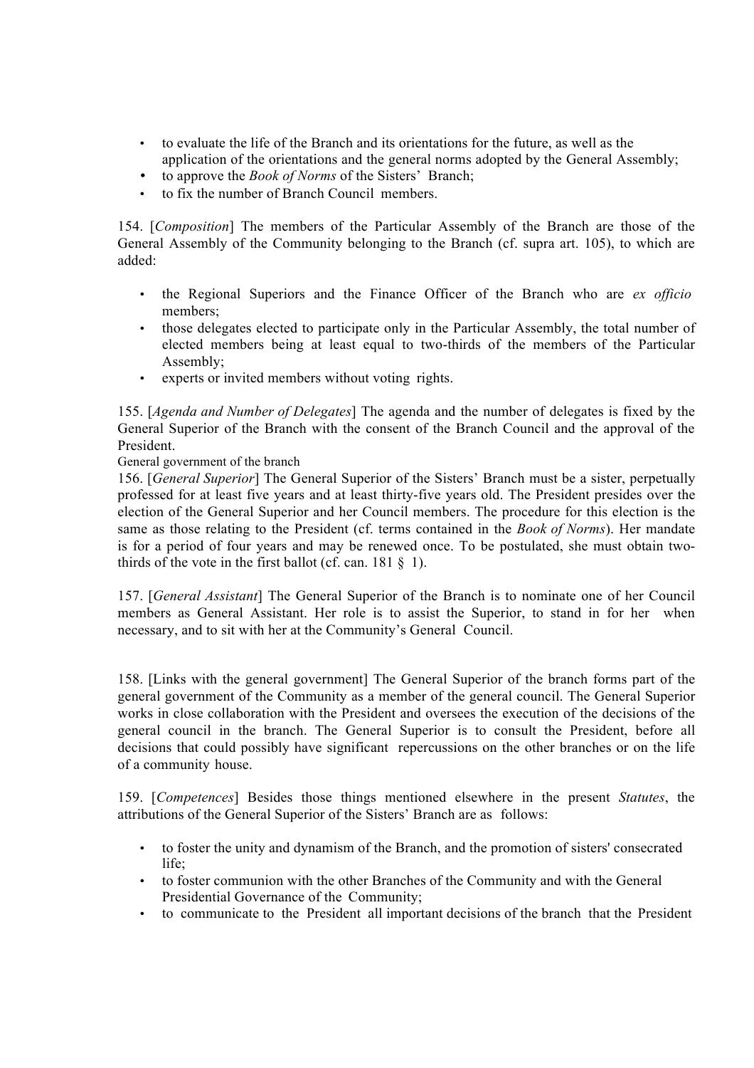- to evaluate the life of the Branch and its orientations for the future, as well as the application of the orientations and the general norms adopted by the General Assembly;
- to approve the *Book of Norms* of the Sisters' Branch;
- to fix the number of Branch Council members.

154. [*Composition*] The members of the Particular Assembly of the Branch are those of the General Assembly of the Community belonging to the Branch (cf. supra art. 105), to which are added:

- the Regional Superiors and the Finance Officer of the Branch who are *ex officio* members;
- those delegates elected to participate only in the Particular Assembly, the total number of elected members being at least equal to two-thirds of the members of the Particular Assembly;
- experts or invited members without voting rights.

155. [*Agenda and Number of Delegates*] The agenda and the number of delegates is fixed by the General Superior of the Branch with the consent of the Branch Council and the approval of the President.

General government of the branch

156. [*General Superior*] The General Superior of the Sisters' Branch must be a sister, perpetually professed for at least five years and at least thirty-five years old. The President presides over the election of the General Superior and her Council members. The procedure for this election is the same as those relating to the President (cf. terms contained in the *Book of Norms*). Her mandate is for a period of four years and may be renewed once. To be postulated, she must obtain two-thirds of the vote in the first ballot (cf. can. 181 § 1).

157. [*General Assistant*] The General Superior of the Branch is to nominate one of her Council members as General Assistant. Her role is to assist the Superior, to stand in for her when necessary, and to sit with her at the Community's General Council.

158. [Links with the general government] The General Superior of the branch forms part of the general government of the Community as a member of the general council. The General Superior works in close collaboration with the President and oversees the execution of the decisions of the general council in the branch. The General Superior is to consult the President, before all decisions that could possibly have significant repercussions on the other branches or on the life of a community house.

159. [*Competences*] Besides those things mentioned elsewhere in the present *Statutes*, the attributions of the General Superior of the Sisters' Branch are as follows:

- to foster the unity and dynamism of the Branch, and the promotion of sisters' consecrated life;
- to foster communion with the other Branches of the Community and with the General Presidential Governance of the Community;
- to communicate to the President all important decisions of the branch that the President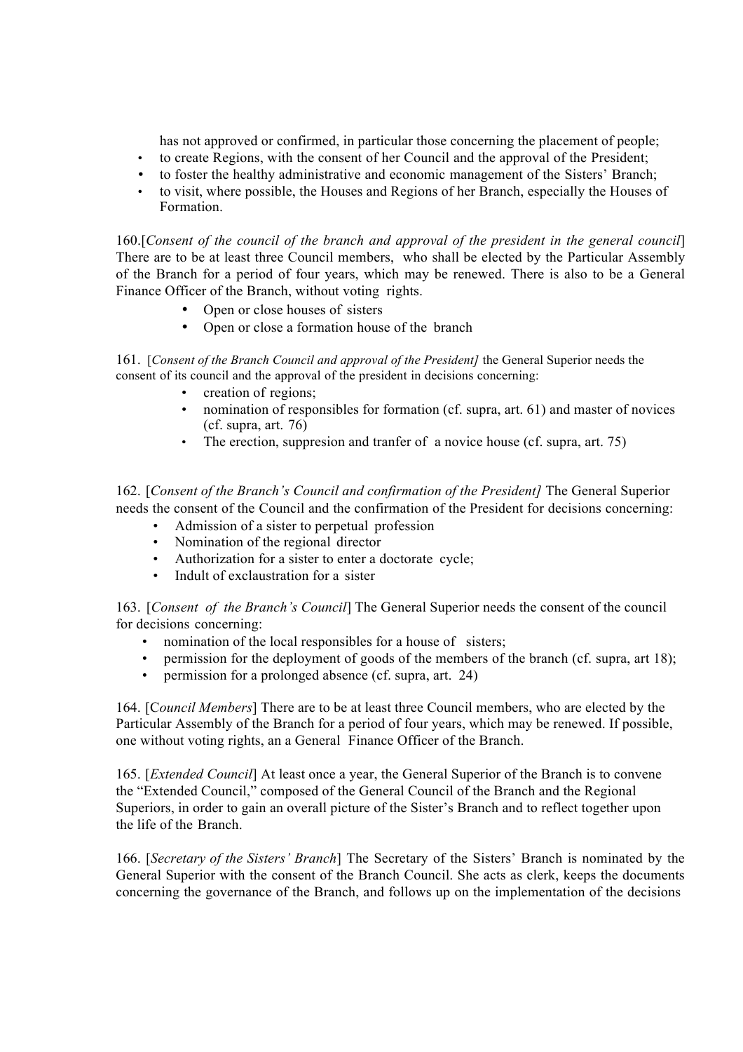has not approved or confirmed, in particular those concerning the placement of people;

- to create Regions, with the consent of her Council and the approval of the President;
- to foster the healthy administrative and economic management of the Sisters' Branch;
- to visit, where possible, the Houses and Regions of her Branch, especially the Houses of Formation.

160.[*Consent of the council of the branch and approval of the president in the general council*] There are to be at least three Council members, who shall be elected by the Particular Assembly of the Branch for a period of four years, which may be renewed. There is also to be a General Finance Officer of the Branch, without voting rights.

- Open or close houses of sisters
- Open or close a formation house of the branch

161. [*Consent of the Branch Council and approval of the President]* the General Superior needs the consent of its council and the approval of the president in decisions concerning:

- creation of regions;
- nomination of responsibles for formation (cf. supra, art. 61) and master of novices (cf. supra, art. 76)
- The erection, suppresion and tranfer of a novice house (cf. supra, art. 75)

162. [*Consent of the Branch's Council and confirmation of the President]* The General Superior needs the consent of the Council and the confirmation of the President for decisions concerning:

- Admission of a sister to perpetual profession
- Nomination of the regional director
- Authorization for a sister to enter a doctorate cycle;
- Indult of exclaustration for a sister

163. [*Consent of the Branch's Council*] The General Superior needs the consent of the council for decisions concerning:

- nomination of the local responsibles for a house of sisters;
- permission for the deployment of goods of the members of the branch (cf. supra, art 18);
- permission for a prolonged absence (cf. supra, art. 24)

164. [*Council Members*] There are to be at least three Council members, who are elected by the Particular Assembly of the Branch for a period of four years, which may be renewed. If possible, one without voting rights, an a General Finance Officer of the Branch.

165. [*Extended Council*] At least once a year, the General Superior of the Branch is to convene the "Extended Council," composed of the General Council of the Branch and the Regional Superiors, in order to gain an overall picture of the Sister's Branch and to reflect together upon the life of the Branch.

166. [*Secretary of the Sisters' Branch*] The Secretary of the Sisters' Branch is nominated by the General Superior with the consent of the Branch Council. She acts as clerk, keeps the documents concerning the governance of the Branch, and follows up on the implementation of the decisions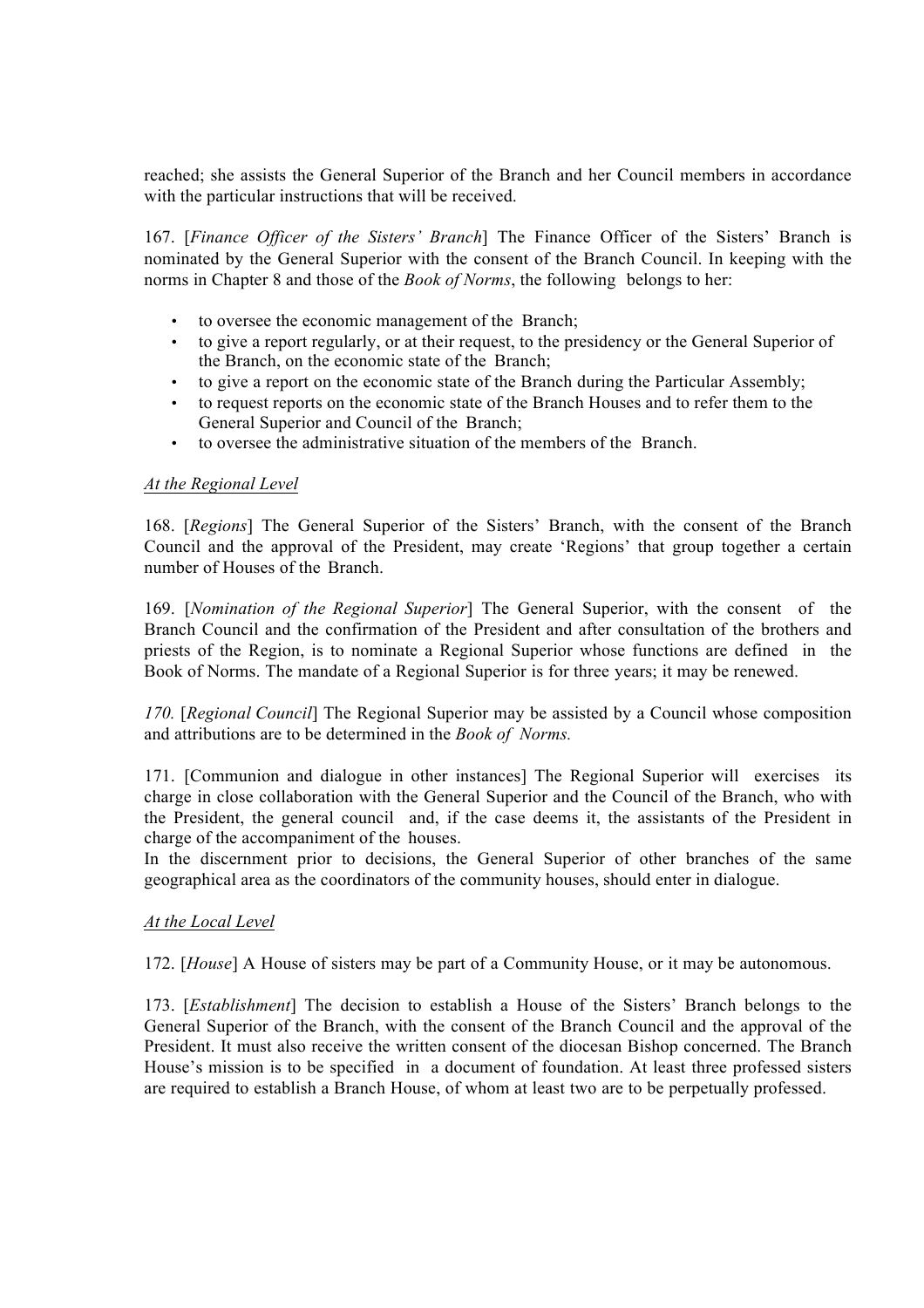reached; she assists the General Superior of the Branch and her Council members in accordance with the particular instructions that will be received.

167. [*Finance Officer of the Sisters' Branch*] The Finance Officer of the Sisters' Branch is nominated by the General Superior with the consent of the Branch Council. In keeping with the norms in Chapter 8 and those of the *Book of Norms*, the following belongs to her:

- to oversee the economic management of the Branch;
- to give a report regularly, or at their request, to the presidency or the General Superior of the Branch, on the economic state of the Branch;
- to give a report on the economic state of the Branch during the Particular Assembly;
- to request reports on the economic state of the Branch Houses and to refer them to the General Superior and Council of the Branch;
- to oversee the administrative situation of the members of the Branch.

*At the Regional Level*

168. [*Regions*] The General Superior of the Sisters' Branch, with the consent of the Branch Council and the approval of the President, may create 'Regions' that group together a certain number of Houses of the Branch.

169. [*Nomination of the Regional Superior*] The General Superior, with the consent of the Branch Council and the confirmation of the President and after consultation of the brothers and priests of the Region, is to nominate a Regional Superior whose functions are defined in the Book of Norms. The mandate of a Regional Superior is for three years; it may be renewed.

*170.* [*Regional Council*] The Regional Superior may be assisted by a Council whose composition and attributions are to be determined in the *Book of Norms.*

171. [Communion and dialogue in other instances] The Regional Superior will exercises its charge in close collaboration with the General Superior and the Council of the Branch, who with the President, the general council and, if the case deems it, the assistants of the President in charge of the accompaniment of the houses.
In the discernment prior to decisions, the General Superior of other branches of the same geographical area as the coordinators of the community houses, should enter in dialogue.

*At the Local Level*

172. [*House*] A House of sisters may be part of a Community House, or it may be autonomous.

173. [*Establishment*] The decision to establish a House of the Sisters' Branch belongs to the General Superior of the Branch, with the consent of the Branch Council and the approval of the President. It must also receive the written consent of the diocesan Bishop concerned. The Branch House's mission is to be specified in a document of foundation. At least three professed sisters are required to establish a Branch House, of whom at least two are to be perpetually professed.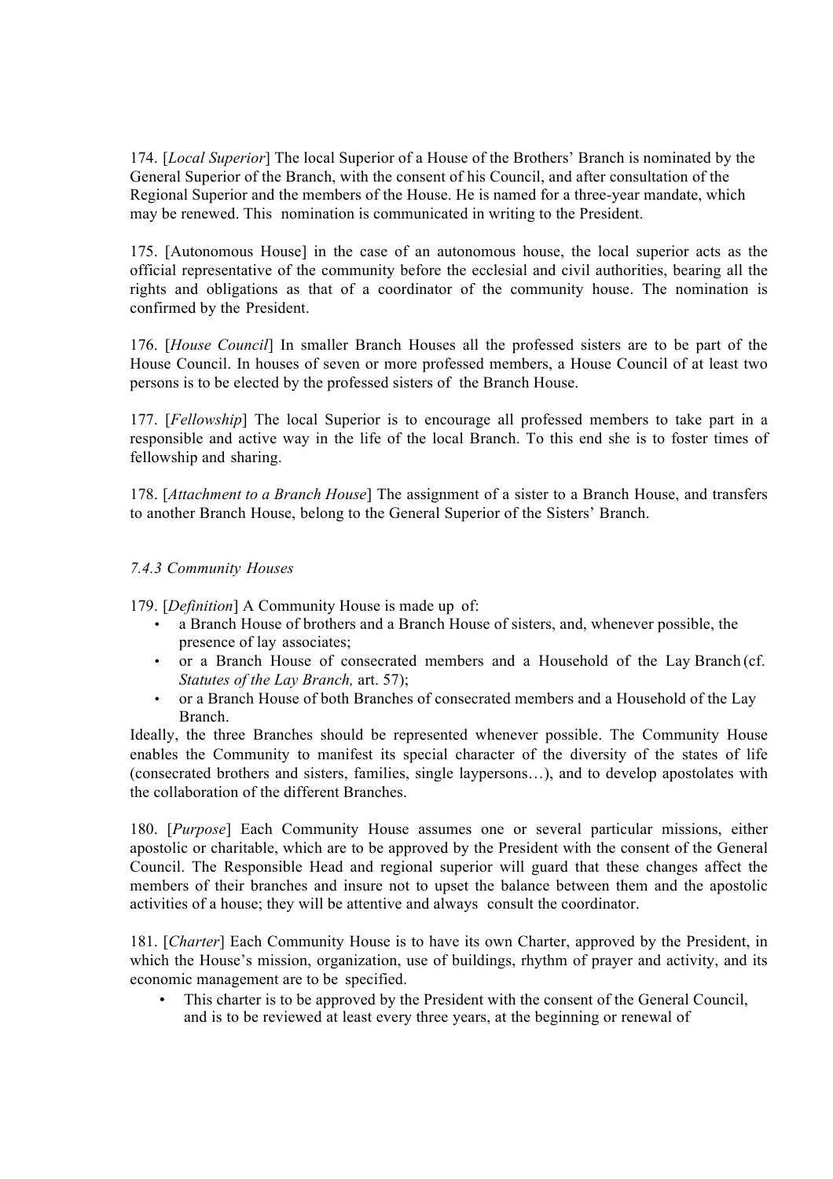174. [*Local Superior*] The local Superior of a House of the Brothers' Branch is nominated by the General Superior of the Branch, with the consent of his Council, and after consultation of the Regional Superior and the members of the House. He is named for a three-year mandate, which may be renewed. This nomination is communicated in writing to the President.

175. [Autonomous House] in the case of an autonomous house, the local superior acts as the official representative of the community before the ecclesial and civil authorities, bearing all the rights and obligations as that of a coordinator of the community house. The nomination is confirmed by the President.

176. [*House Council*] In smaller Branch Houses all the professed sisters are to be part of the House Council. In houses of seven or more professed members, a House Council of at least two persons is to be elected by the professed sisters of the Branch House.

177. [*Fellowship*] The local Superior is to encourage all professed members to take part in a responsible and active way in the life of the local Branch. To this end she is to foster times of fellowship and sharing.

178. [*Attachment to a Branch House*] The assignment of a sister to a Branch House, and transfers to another Branch House, belong to the General Superior of the Sisters' Branch.

*7.4.3 Community Houses*

179. [*Definition*] A Community House is made up of:

- a Branch House of brothers and a Branch House of sisters, and, whenever possible, the presence of lay associates;
- or a Branch House of consecrated members and a Household of the Lay Branch (cf. *Statutes of the Lay Branch,* art. 57);
- or a Branch House of both Branches of consecrated members and a Household of the Lay Branch.

Ideally, the three Branches should be represented whenever possible. The Community House enables the Community to manifest its special character of the diversity of the states of life (consecrated brothers and sisters, families, single laypersons…), and to develop apostolates with the collaboration of the different Branches.

180. [*Purpose*] Each Community House assumes one or several particular missions, either apostolic or charitable, which are to be approved by the President with the consent of the General Council. The Responsible Head and regional superior will guard that these changes affect the members of their branches and insure not to upset the balance between them and the apostolic activities of a house; they will be attentive and always consult the coordinator.

181. [*Charter*] Each Community House is to have its own Charter, approved by the President, in which the House's mission, organization, use of buildings, rhythm of prayer and activity, and its economic management are to be specified.

- This charter is to be approved by the President with the consent of the General Council, and is to be reviewed at least every three years, at the beginning or renewal of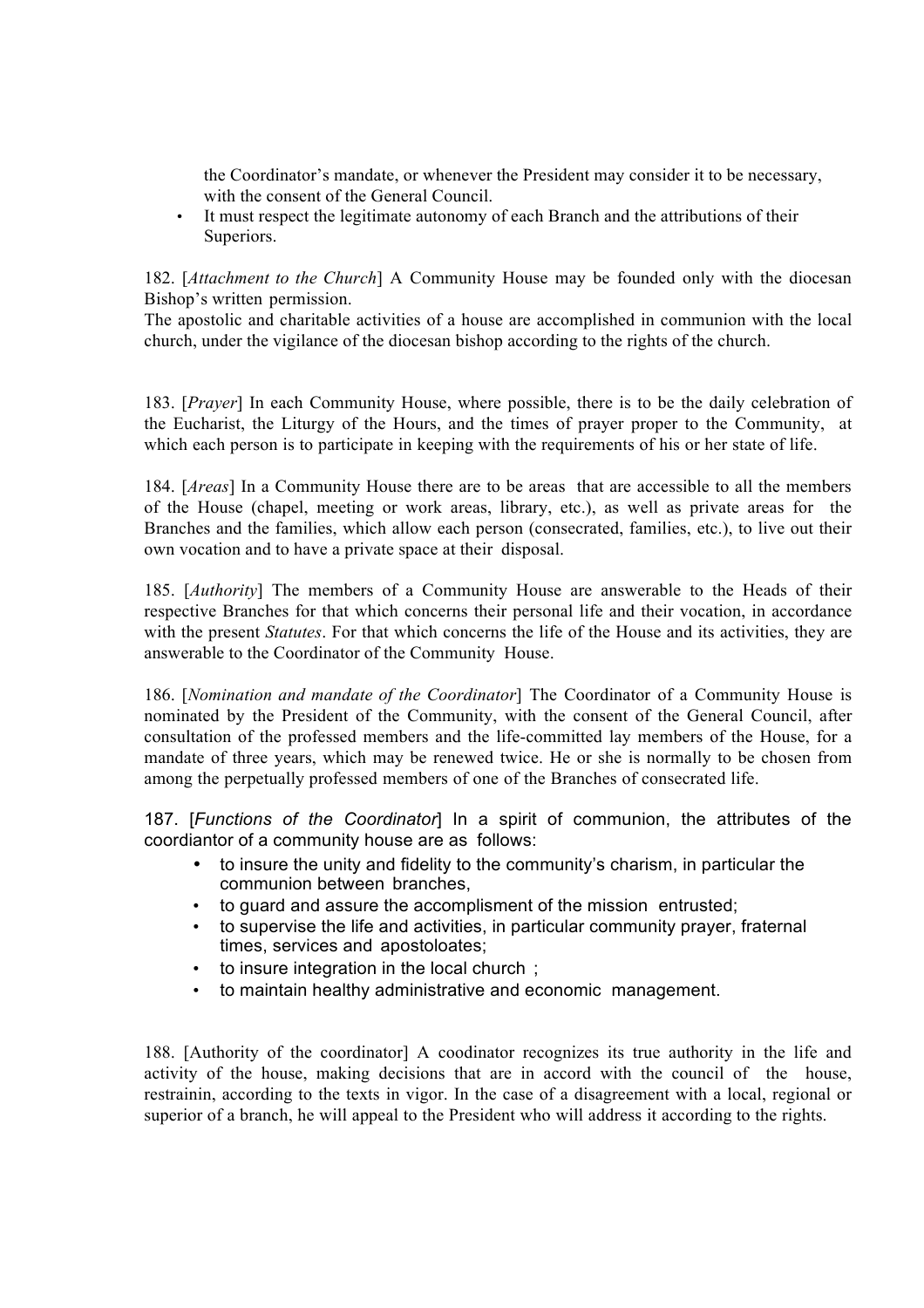the Coordinator's mandate, or whenever the President may consider it to be necessary, with the consent of the General Council.

- It must respect the legitimate autonomy of each Branch and the attributions of their Superiors.

182. [*Attachment to the Church*] A Community House may be founded only with the diocesan Bishop's written permission.
The apostolic and charitable activities of a house are accomplished in communion with the local church, under the vigilance of the diocesan bishop according to the rights of the church.

183. [*Prayer*] In each Community House, where possible, there is to be the daily celebration of the Eucharist, the Liturgy of the Hours, and the times of prayer proper to the Community, at which each person is to participate in keeping with the requirements of his or her state of life.

184. [*Areas*] In a Community House there are to be areas that are accessible to all the members of the House (chapel, meeting or work areas, library, etc.), as well as private areas for the Branches and the families, which allow each person (consecrated, families, etc.), to live out their own vocation and to have a private space at their disposal.

185. [*Authority*] The members of a Community House are answerable to the Heads of their respective Branches for that which concerns their personal life and their vocation, in accordance with the present *Statutes*. For that which concerns the life of the House and its activities, they are answerable to the Coordinator of the Community House.

186. [*Nomination and mandate of the Coordinator*] The Coordinator of a Community House is nominated by the President of the Community, with the consent of the General Council, after consultation of the professed members and the life-committed lay members of the House, for a mandate of three years, which may be renewed twice. He or she is normally to be chosen from among the perpetually professed members of one of the Branches of consecrated life.

187. [*Functions of the Coordinator*] In a spirit of communion, the attributes of the coordiantor of a community house are as follows:

- to insure the unity and fidelity to the community's charism, in particular the communion between branches,
- to guard and assure the accomplisment of the mission entrusted;
- to supervise the life and activities, in particular community prayer, fraternal times, services and apostoloates;
- to insure integration in the local church ;
- to maintain healthy administrative and economic management.

188. [Authority of the coordinator] A coodinator recognizes its true authority in the life and activity of the house, making decisions that are in accord with the council of the house, restrainin, according to the texts in vigor. In the case of a disagreement with a local, regional or superior of a branch, he will appeal to the President who will address it according to the rights.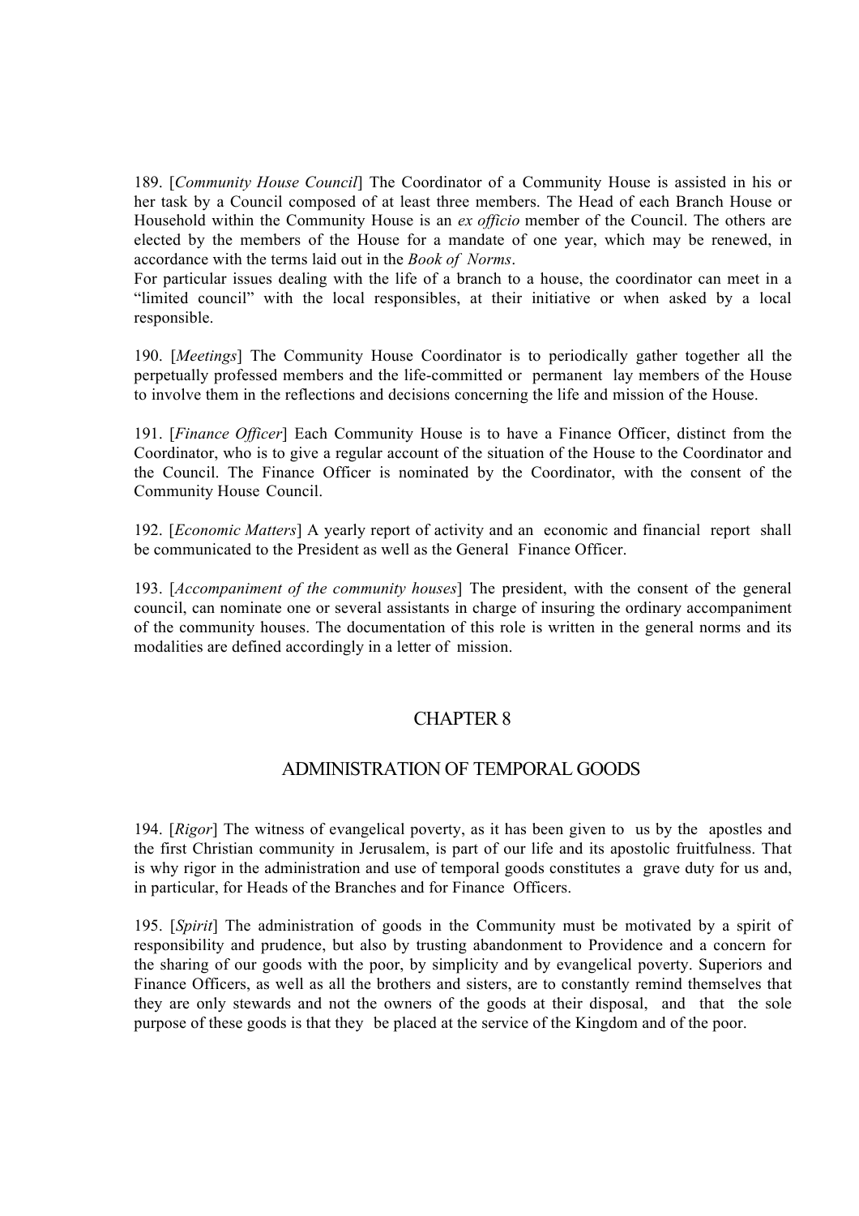189. [*Community House Council*] The Coordinator of a Community House is assisted in his or her task by a Council composed of at least three members. The Head of each Branch House or Household within the Community House is an *ex officio* member of the Council. The others are elected by the members of the House for a mandate of one year, which may be renewed, in accordance with the terms laid out in the *Book of Norms*.
For particular issues dealing with the life of a branch to a house, the coordinator can meet in a "limited council" with the local responsibles, at their initiative or when asked by a local responsible.

190. [*Meetings*] The Community House Coordinator is to periodically gather together all the perpetually professed members and the life-committed or permanent lay members of the House to involve them in the reflections and decisions concerning the life and mission of the House.

191. [*Finance Officer*] Each Community House is to have a Finance Officer, distinct from the Coordinator, who is to give a regular account of the situation of the House to the Coordinator and the Council. The Finance Officer is nominated by the Coordinator, with the consent of the Community House Council.

192. [*Economic Matters*] A yearly report of activity and an economic and financial report shall be communicated to the President as well as the General Finance Officer.

193. [*Accompaniment of the community houses*] The president, with the consent of the general council, can nominate one or several assistants in charge of insuring the ordinary accompaniment of the community houses. The documentation of this role is written in the general norms and its modalities are defined accordingly in a letter of mission.

## CHAPTER 8

## ADMINISTRATION OF TEMPORAL GOODS

194. [*Rigor*] The witness of evangelical poverty, as it has been given to us by the apostles and the first Christian community in Jerusalem, is part of our life and its apostolic fruitfulness. That is why rigor in the administration and use of temporal goods constitutes a grave duty for us and, in particular, for Heads of the Branches and for Finance Officers.

195. [*Spirit*] The administration of goods in the Community must be motivated by a spirit of responsibility and prudence, but also by trusting abandonment to Providence and a concern for the sharing of our goods with the poor, by simplicity and by evangelical poverty. Superiors and Finance Officers, as well as all the brothers and sisters, are to constantly remind themselves that they are only stewards and not the owners of the goods at their disposal, and that the sole purpose of these goods is that they be placed at the service of the Kingdom and of the poor.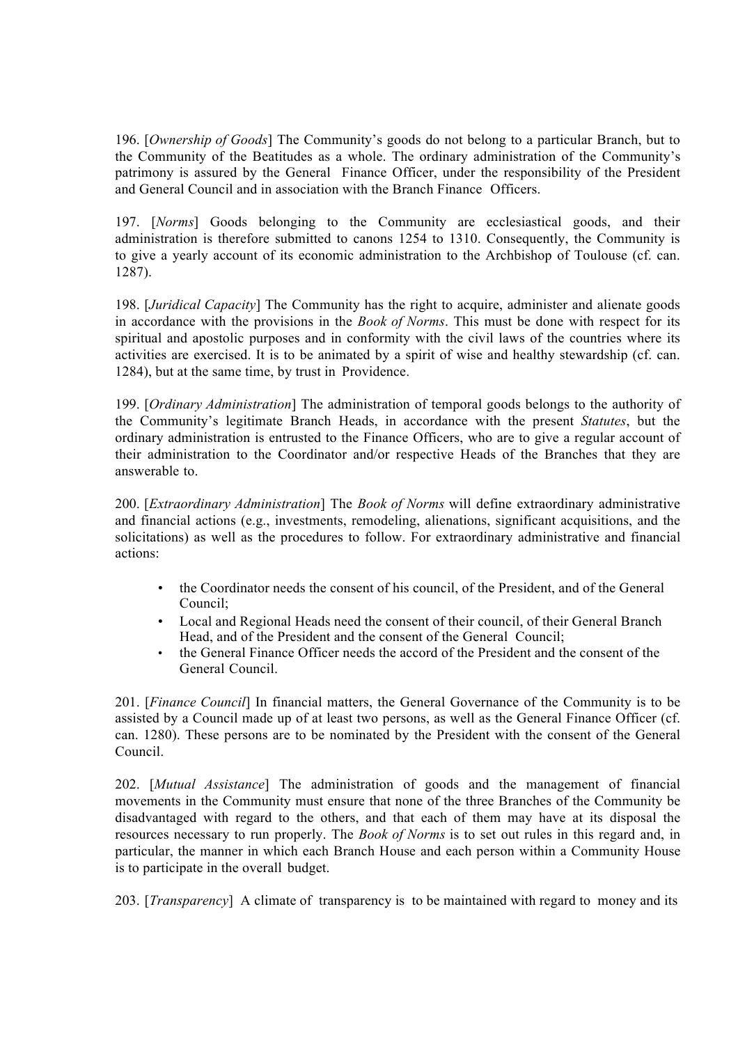196. [*Ownership of Goods*] The Community's goods do not belong to a particular Branch, but to the Community of the Beatitudes as a whole. The ordinary administration of the Community's patrimony is assured by the General Finance Officer, under the responsibility of the President and General Council and in association with the Branch Finance Officers.

197. [*Norms*] Goods belonging to the Community are ecclesiastical goods, and their administration is therefore submitted to canons 1254 to 1310. Consequently, the Community is to give a yearly account of its economic administration to the Archbishop of Toulouse (cf. can. 1287).

198. [*Juridical Capacity*] The Community has the right to acquire, administer and alienate goods in accordance with the provisions in the *Book of Norms*. This must be done with respect for its spiritual and apostolic purposes and in conformity with the civil laws of the countries where its activities are exercised. It is to be animated by a spirit of wise and healthy stewardship (cf. can. 1284), but at the same time, by trust in Providence.

199. [*Ordinary Administration*] The administration of temporal goods belongs to the authority of the Community's legitimate Branch Heads, in accordance with the present *Statutes*, but the ordinary administration is entrusted to the Finance Officers, who are to give a regular account of their administration to the Coordinator and/or respective Heads of the Branches that they are answerable to.

200. [*Extraordinary Administration*] The *Book of Norms* will define extraordinary administrative and financial actions (e.g., investments, remodeling, alienations, significant acquisitions, and the solicitations) as well as the procedures to follow. For extraordinary administrative and financial actions:

- the Coordinator needs the consent of his council, of the President, and of the General Council;
- Local and Regional Heads need the consent of their council, of their General Branch Head, and of the President and the consent of the General Council;
- the General Finance Officer needs the accord of the President and the consent of the General Council.

201. [*Finance Council*] In financial matters, the General Governance of the Community is to be assisted by a Council made up of at least two persons, as well as the General Finance Officer (cf. can. 1280). These persons are to be nominated by the President with the consent of the General Council.

202. [*Mutual Assistance*] The administration of goods and the management of financial movements in the Community must ensure that none of the three Branches of the Community be disadvantaged with regard to the others, and that each of them may have at its disposal the resources necessary to run properly. The *Book of Norms* is to set out rules in this regard and, in particular, the manner in which each Branch House and each person within a Community House is to participate in the overall budget.

203. [*Transparency*] A climate of transparency is to be maintained with regard to money and its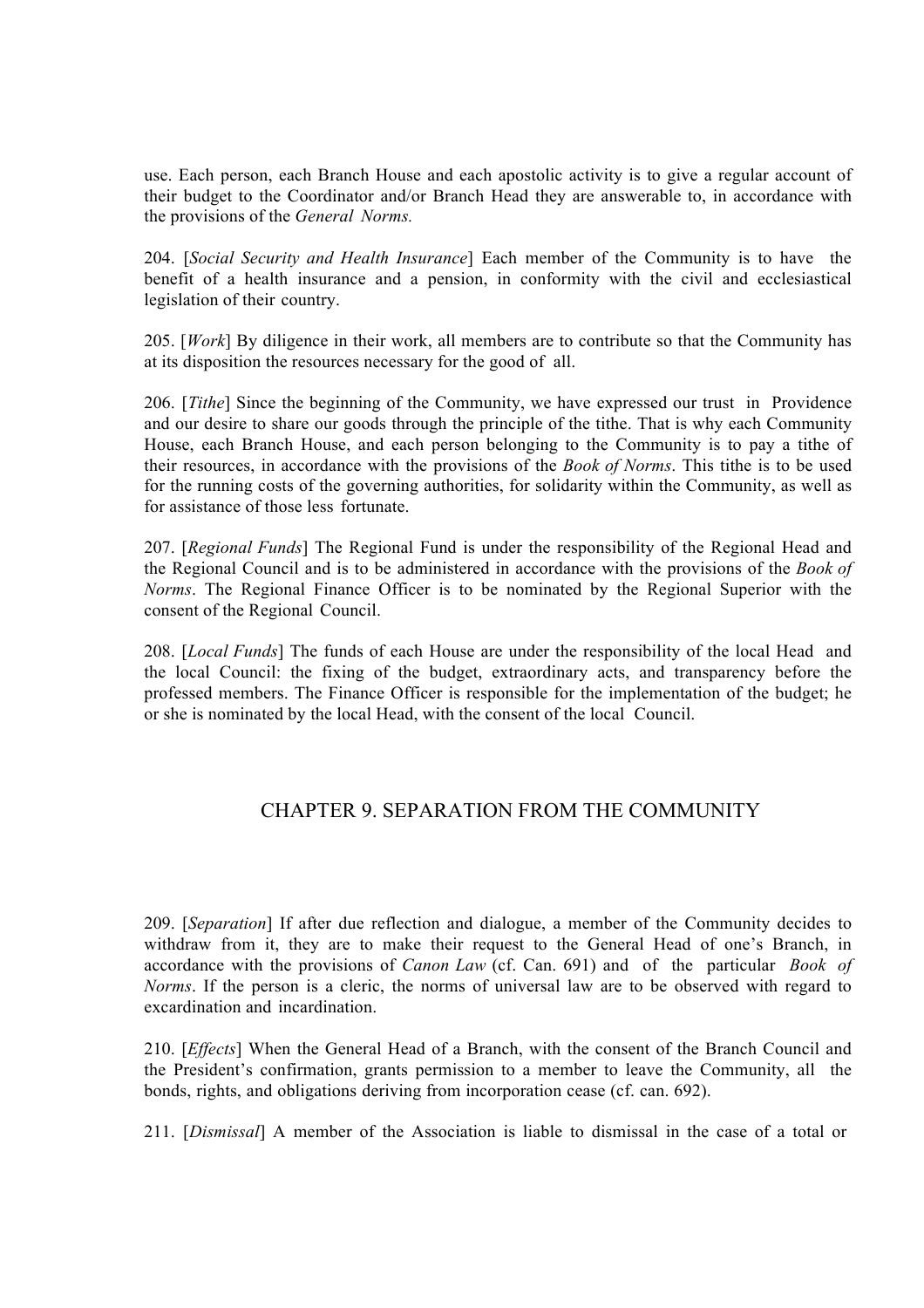use. Each person, each Branch House and each apostolic activity is to give a regular account of their budget to the Coordinator and/or Branch Head they are answerable to, in accordance with the provisions of the *General Norms.*

204. [*Social Security and Health Insurance*] Each member of the Community is to have the benefit of a health insurance and a pension, in conformity with the civil and ecclesiastical legislation of their country.

205. [*Work*] By diligence in their work, all members are to contribute so that the Community has at its disposition the resources necessary for the good of all.

206. [*Tithe*] Since the beginning of the Community, we have expressed our trust in Providence and our desire to share our goods through the principle of the tithe. That is why each Community House, each Branch House, and each person belonging to the Community is to pay a tithe of their resources, in accordance with the provisions of the *Book of Norms*. This tithe is to be used for the running costs of the governing authorities, for solidarity within the Community, as well as for assistance of those less fortunate.

207. [*Regional Funds*] The Regional Fund is under the responsibility of the Regional Head and the Regional Council and is to be administered in accordance with the provisions of the *Book of Norms*. The Regional Finance Officer is to be nominated by the Regional Superior with the consent of the Regional Council.

208. [*Local Funds*] The funds of each House are under the responsibility of the local Head and the local Council: the fixing of the budget, extraordinary acts, and transparency before the professed members. The Finance Officer is responsible for the implementation of the budget; he or she is nominated by the local Head, with the consent of the local Council.

## CHAPTER 9. SEPARATION FROM THE COMMUNITY

209. [*Separation*] If after due reflection and dialogue, a member of the Community decides to withdraw from it, they are to make their request to the General Head of one's Branch, in accordance with the provisions of *Canon Law* (cf. Can. 691) and of the particular *Book of Norms*. If the person is a cleric, the norms of universal law are to be observed with regard to excardination and incardination.

210. [*Effects*] When the General Head of a Branch, with the consent of the Branch Council and the President's confirmation, grants permission to a member to leave the Community, all the bonds, rights, and obligations deriving from incorporation cease (cf. can. 692).

211. [*Dismissal*] A member of the Association is liable to dismissal in the case of a total or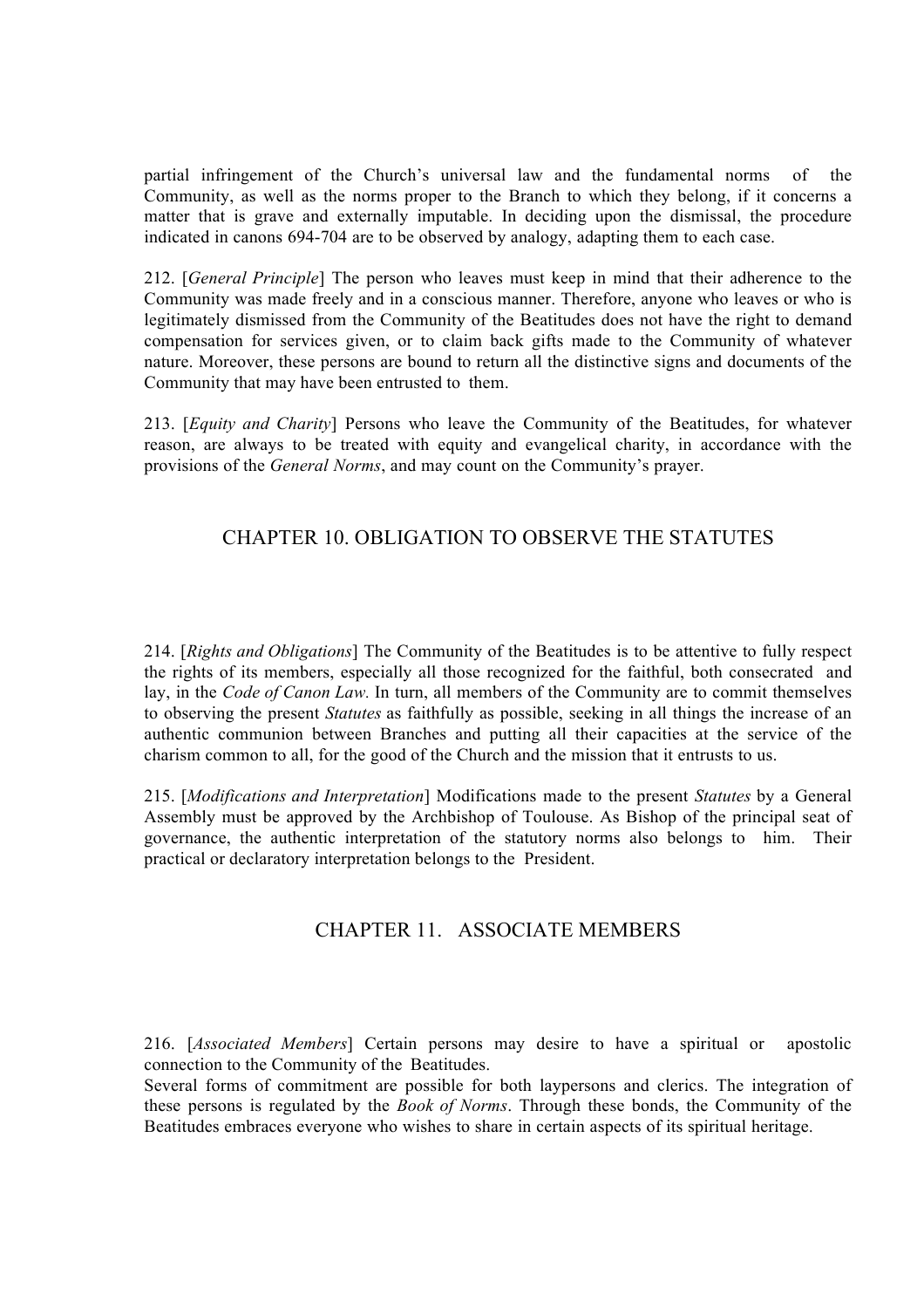partial infringement of the Church's universal law and the fundamental norms of the Community, as well as the norms proper to the Branch to which they belong, if it concerns a matter that is grave and externally imputable. In deciding upon the dismissal, the procedure indicated in canons 694-704 are to be observed by analogy, adapting them to each case.

212. [*General Principle*] The person who leaves must keep in mind that their adherence to the Community was made freely and in a conscious manner. Therefore, anyone who leaves or who is legitimately dismissed from the Community of the Beatitudes does not have the right to demand compensation for services given, or to claim back gifts made to the Community of whatever nature. Moreover, these persons are bound to return all the distinctive signs and documents of the Community that may have been entrusted to them.

213. [*Equity and Charity*] Persons who leave the Community of the Beatitudes, for whatever reason, are always to be treated with equity and evangelical charity, in accordance with the provisions of the *General Norms*, and may count on the Community's prayer.

## CHAPTER 10. OBLIGATION TO OBSERVE THE STATUTES

214. [*Rights and Obligations*] The Community of the Beatitudes is to be attentive to fully respect the rights of its members, especially all those recognized for the faithful, both consecrated and lay, in the *Code of Canon Law.* In turn, all members of the Community are to commit themselves to observing the present *Statutes* as faithfully as possible, seeking in all things the increase of an authentic communion between Branches and putting all their capacities at the service of the charism common to all, for the good of the Church and the mission that it entrusts to us.

215. [*Modifications and Interpretation*] Modifications made to the present *Statutes* by a General Assembly must be approved by the Archbishop of Toulouse. As Bishop of the principal seat of governance, the authentic interpretation of the statutory norms also belongs to him. Their practical or declaratory interpretation belongs to the President.

## CHAPTER 11. ASSOCIATE MEMBERS

216. [*Associated Members*] Certain persons may desire to have a spiritual or apostolic connection to the Community of the Beatitudes.
Several forms of commitment are possible for both laypersons and clerics. The integration of these persons is regulated by the *Book of Norms*. Through these bonds, the Community of the Beatitudes embraces everyone who wishes to share in certain aspects of its spiritual heritage.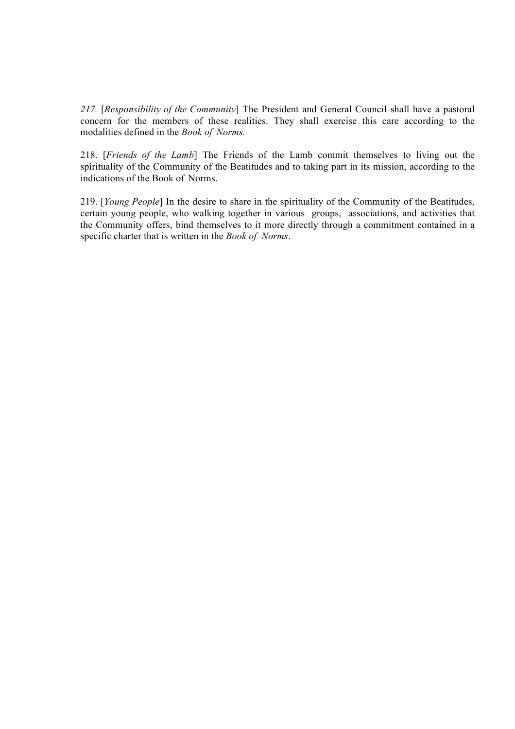*217.* [*Responsibility of the Community*] The President and General Council shall have a pastoral concern for the members of these realities. They shall exercise this care according to the modalities defined in the *Book of Norms.*

218. [*Friends of the Lamb*] The Friends of the Lamb commit themselves to living out the spirituality of the Community of the Beatitudes and to taking part in its mission, according to the indications of the Book of Norms.

219. [*Young People*] In the desire to share in the spirituality of the Community of the Beatitudes, certain young people, who walking together in various groups, associations, and activities that the Community offers, bind themselves to it more directly through a commitment contained in a specific charter that is written in the *Book of Norms*.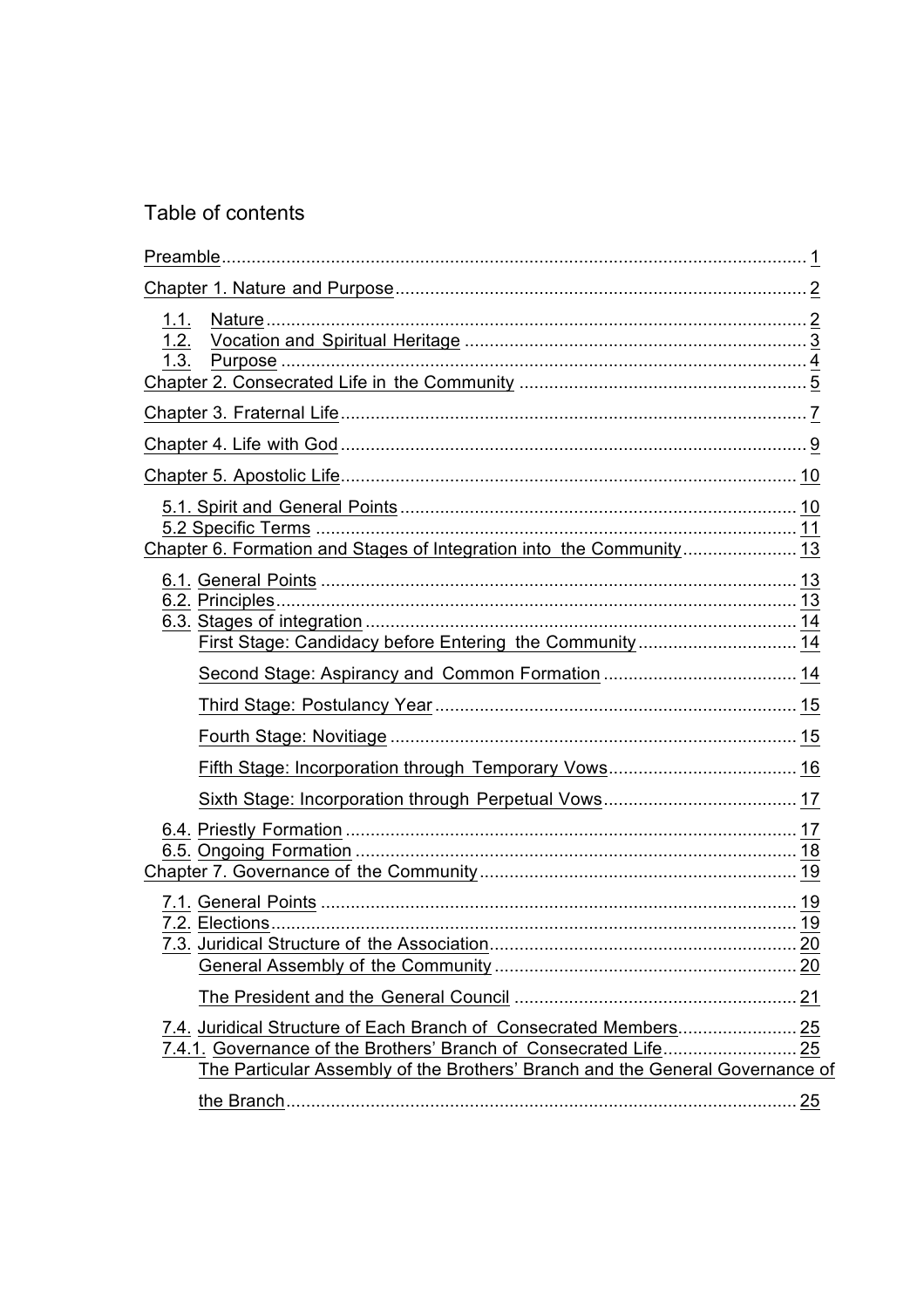## Table of contents

Preamble ..... 1

Chapter 1. Nature and Purpose ..... 2

- 1.1. Nature ..... 2
- 1.2. Vocation and Spiritual Heritage ..... 3
- 1.3. Purpose ..... 4

Chapter 2. Consecrated Life in the Community ..... 5

Chapter 3. Fraternal Life ..... 7

Chapter 4. Life with God ..... 9

Chapter 5. Apostolic Life ..... 10

- 5.1. Spirit and General Points ..... 10
- 5.2 Specific Terms ..... 11

Chapter 6. Formation and Stages of Integration into the Community ..... 13

- 6.1. General Points ..... 13
- 6.2. Principles ..... 13
- 6.3. Stages of integration ..... 14
  - First Stage: Candidacy before Entering the Community ..... 14
  - Second Stage: Aspirancy and Common Formation ..... 14
  - Third Stage: Postulancy Year ..... 15
  - Fourth Stage: Novitiage ..... 15
  - Fifth Stage: Incorporation through Temporary Vows ..... 16
  - Sixth Stage: Incorporation through Perpetual Vows ..... 17
- 6.4. Priestly Formation ..... 17
- 6.5. Ongoing Formation ..... 18

Chapter 7. Governance of the Community ..... 19

- 7.1. General Points ..... 19
- 7.2. Elections ..... 19
- 7.3. Juridical Structure of the Association ..... 20
  - General Assembly of the Community ..... 20
  - The President and the General Council ..... 21
- 7.4. Juridical Structure of Each Branch of Consecrated Members ..... 25
- 7.4.1. Governance of the Brothers' Branch of Consecrated Life ..... 25
  - The Particular Assembly of the Brothers' Branch and the General Governance of the Branch ..... 25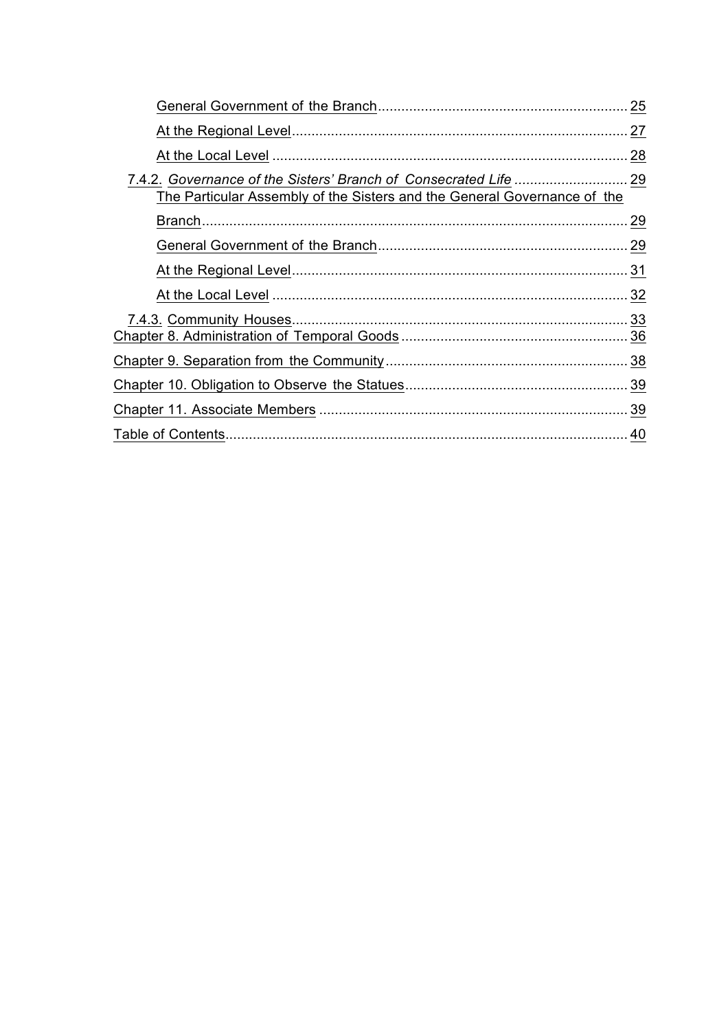General Government of the Branch ........................................................ 25

At the Regional Level ........................................................................ 27

At the Local Level ............................................................................ 28

7.4.2. *Governance of the Sisters' Branch of Consecrated Life* ............................ 29

The Particular Assembly of the Sisters and the General Governance of the Branch ............................................................................................ 29

General Government of the Branch ........................................................ 29

At the Regional Level ........................................................................ 31

At the Local Level ............................................................................ 32

7.4.3. Community Houses ........................................................................ 33

Chapter 8. Administration of Temporal Goods ........................................... 36

Chapter 9. Separation from the Community ............................................... 38

Chapter 10. Obligation to Observe the Statues ......................................... 39

Chapter 11. Associate Members ............................................................... 39

Table of Contents ................................................................................... 40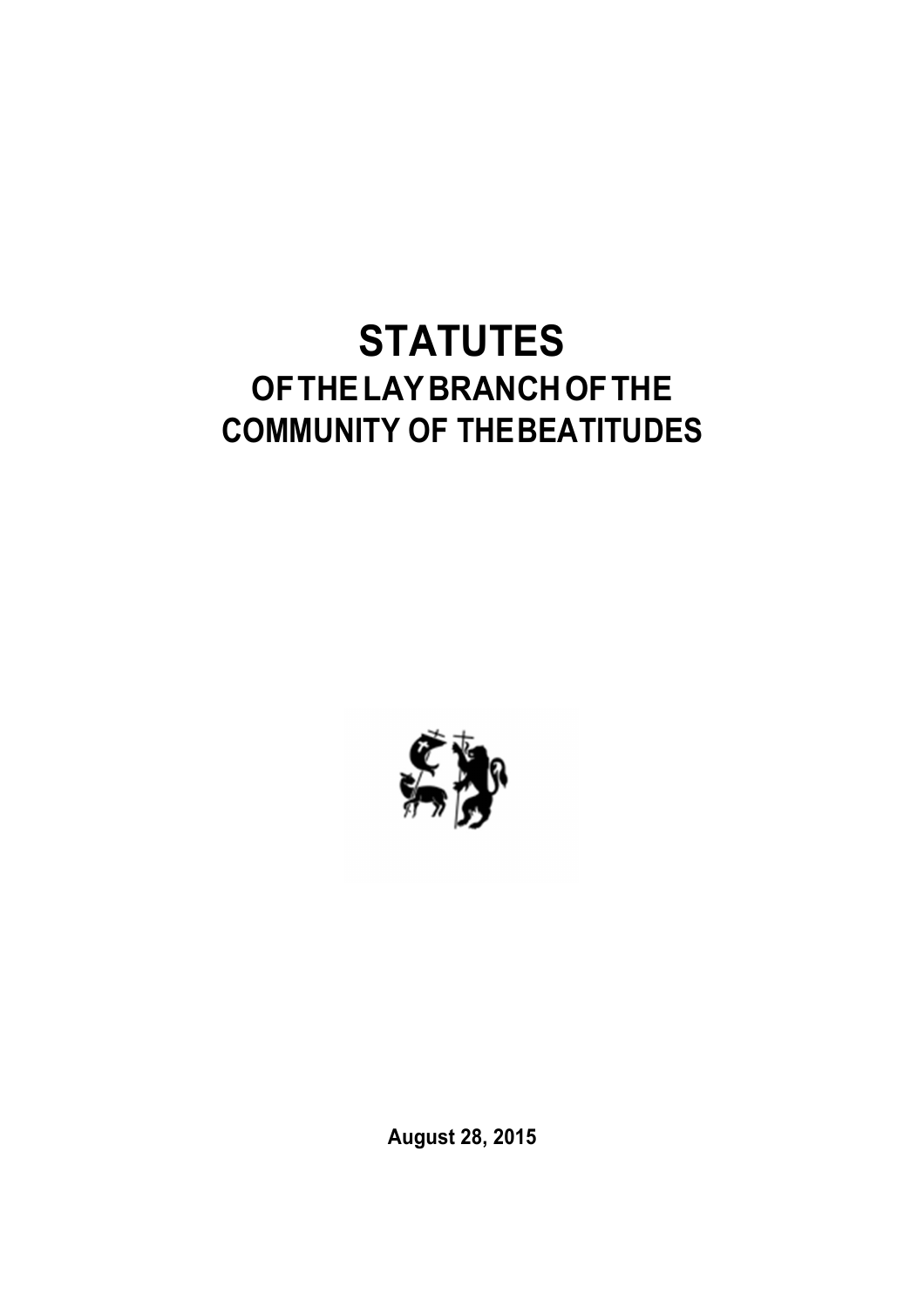# STATUTES
## OF THE LAY BRANCH OF THE COMMUNITY OF THE BEATITUDES

**August 28, 2015**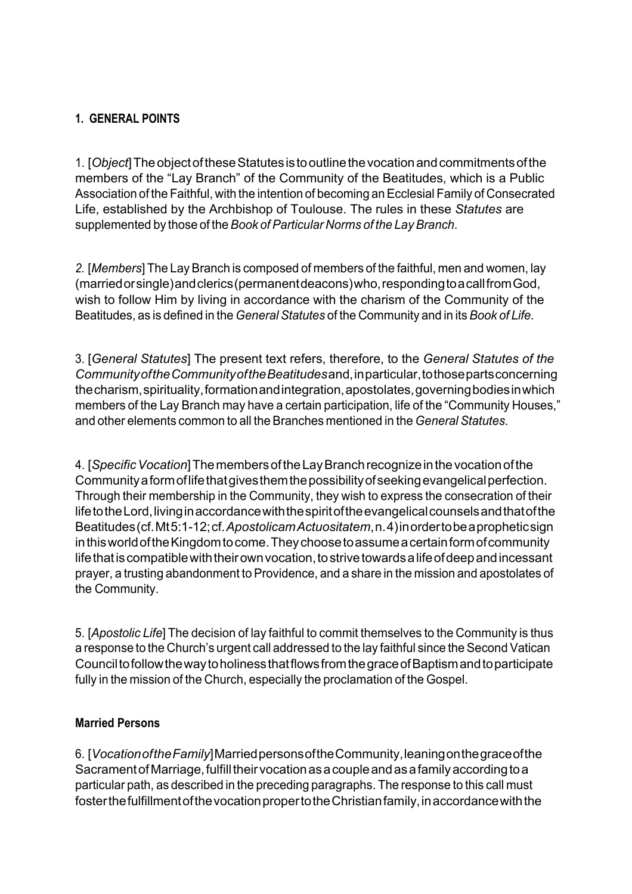## 1. GENERAL POINTS

1. [*Object*] The object of these Statutes is to outline the vocation and commitments of the members of the "Lay Branch" of the Community of the Beatitudes, which is a Public Association of the Faithful, with the intention of becoming an Ecclesial Family of Consecrated Life, established by the Archbishop of Toulouse. The rules in these *Statutes* are supplemented by those of the *Book of Particular Norms of the Lay Branch*.

*2.* [*Members*] The Lay Branch is composed of members of the faithful, men and women, lay (married or single) and clerics (permanent deacons) who, responding to a call from God, wish to follow Him by living in accordance with the charism of the Community of the Beatitudes, as is defined in the *General Statutes* of the Community and in its *Book of Life.*

3. [*General Statutes*] The present text refers, therefore, to the *General Statutes of the Community of the Community of the Beatitudes* and, in particular, to those parts concerning the charism, spirituality, formation and integration, apostolates, governing bodies in which members of the Lay Branch may have a certain participation, life of the "Community Houses," and other elements common to all the Branches mentioned in the *General Statutes*.

4. [*Specific Vocation*] The members of the Lay Branch recognize in the vocation of the Community a form of life that gives them the possibility of seeking evangelical perfection. Through their membership in the Community, they wish to express the consecration of their life to the Lord, living in accordance with the spirit of the evangelical counsels and that of the Beatitudes (cf. Mt 5:1-12; cf. *Apostolicam Actuositatem*, n. 4) in order to be a prophetic sign in this world of the Kingdom to come. They choose to assume a certain form of community life that is compatible with their own vocation, to strive towards a life of deep and incessant prayer, a trusting abandonment to Providence, and a share in the mission and apostolates of the Community.

5. [*Apostolic Life*] The decision of lay faithful to commit themselves to the Community is thus a response to the Church's urgent call addressed to the lay faithful since the Second Vatican Council to follow the way to holiness that flows from the grace of Baptism and to participate fully in the mission of the Church, especially the proclamation of the Gospel.

### Married Persons

6. [*Vocation of the Family*] Married persons of the Community, leaning on the grace of the Sacrament of Marriage, fulfill their vocation as a couple and as a family according to a particular path, as described in the preceding paragraphs. The response to this call must foster the fulfillment of the vocation proper to the Christian family, in accordance with the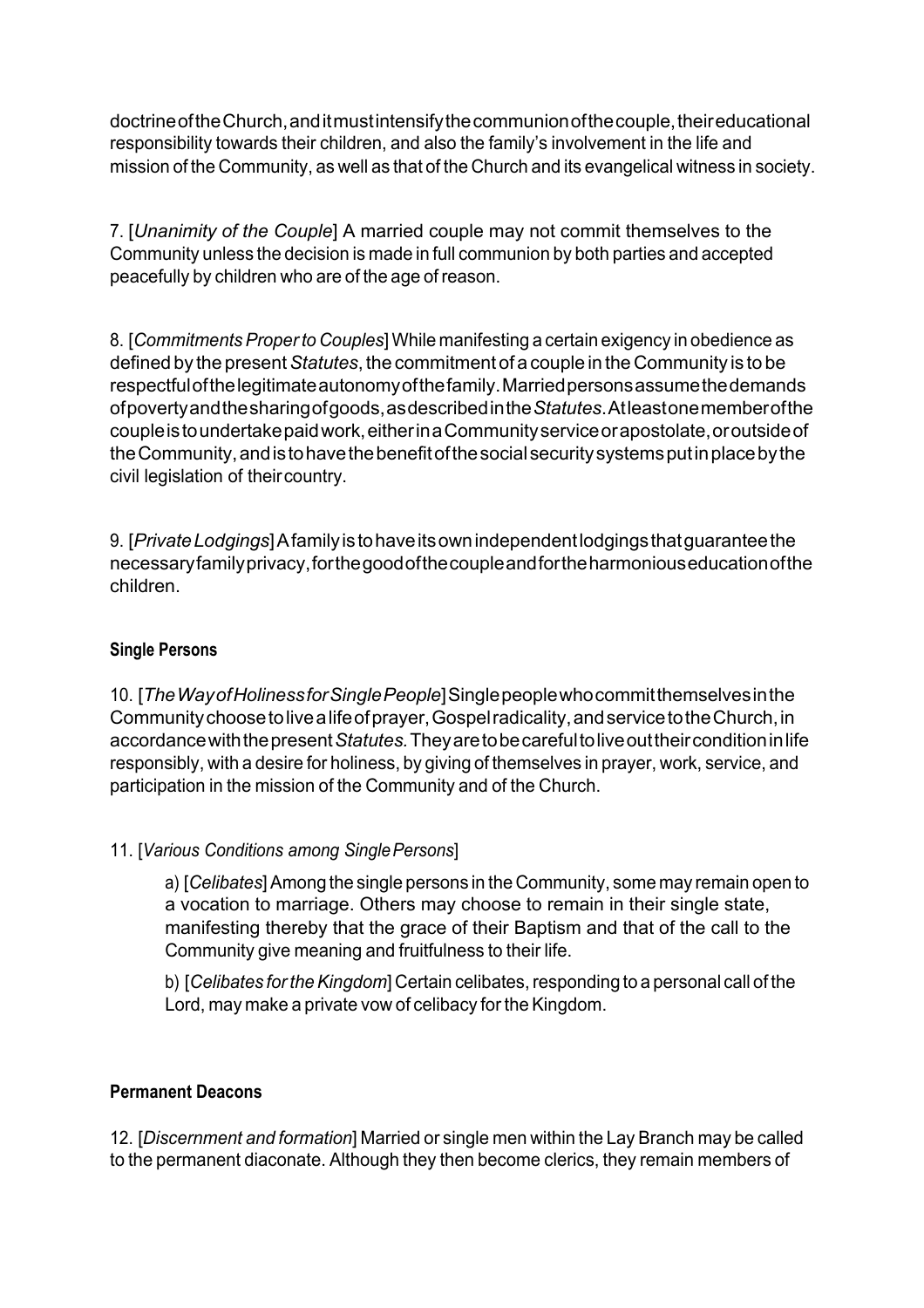doctrine of the Church, and it must intensify the communion of the couple, their educational responsibility towards their children, and also the family's involvement in the life and mission of the Community, as well as that of the Church and its evangelical witness in society.

7. [*Unanimity of the Couple*] A married couple may not commit themselves to the Community unless the decision is made in full communion by both parties and accepted peacefully by children who are of the age of reason.

8. [*Commitments Proper to Couples*] While manifesting a certain exigency in obedience as defined by the present *Statutes*, the commitment of a couple in the Community is to be respectful of the legitimate autonomy of the family. Married persons assume the demands of poverty and the sharing of goods, as described in the *Statutes*. At least one member of the couple is to undertake paid work, either in a Community service or apostolate, or outside of the Community, and is to have the benefit of the social security systems put in place by the civil legislation of their country.

9. [*Private Lodgings*] A family is to have its own independent lodgings that guarantee the necessary family privacy, for the good of the couple and for the harmonious education of the children.

### Single Persons

10. [*The Way of Holiness for Single People*] Single people who commit themselves in the Community choose to live a life of prayer, Gospel radicality, and service to the Church, in accordance with the present *Statutes*. They are to be careful to live out their condition in life responsibly, with a desire for holiness, by giving of themselves in prayer, work, service, and participation in the mission of the Community and of the Church.

11. [*Various Conditions among Single Persons*]

> a) [*Celibates*] Among the single persons in the Community, some may remain open to a vocation to marriage. Others may choose to remain in their single state, manifesting thereby that the grace of their Baptism and that of the call to the Community give meaning and fruitfulness to their life.
>
> b) [*Celibates for the Kingdom*] Certain celibates, responding to a personal call of the Lord, may make a private vow of celibacy for the Kingdom.

### Permanent Deacons

12. [*Discernment and formation*] Married or single men within the Lay Branch may be called to the permanent diaconate. Although they then become clerics, they remain members of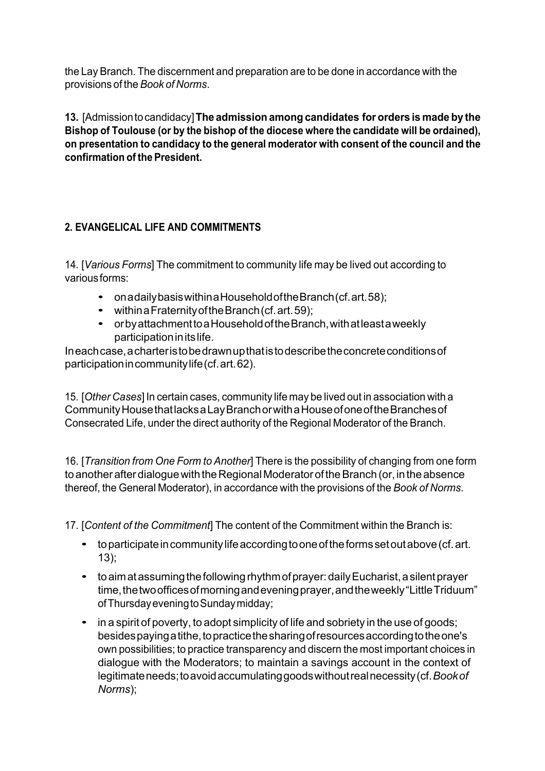the Lay Branch. The discernment and preparation are to be done in accordance with the provisions of the *Book of Norms*.

**13.** [Admission to candidacy] **The admission among candidates for orders is made by the Bishop of Toulouse (or by the bishop of the diocese where the candidate will be ordained), on presentation to candidacy to the general moderator with consent of the council and the confirmation of the President.**

## 2. EVANGELICAL LIFE AND COMMITMENTS

14. [*Various Forms*] The commitment to community life may be lived out according to various forms:

- on a daily basis within a Household of the Branch (cf. art. 58);
- within a Fraternity of the Branch (cf. art. 59);
- or by attachment to a Household of the Branch, with at least a weekly participation in its life.

In each case, a charter is to be drawn up that is to describe the concrete conditions of participation in community life (cf. art. 62).

15. [*Other Cases*] In certain cases, community life may be lived out in association with a Community House that lacks a Lay Branch or with a House of one of the Branches of Consecrated Life, under the direct authority of the Regional Moderator of the Branch.

16. [*Transition from One Form to Another*] There is the possibility of changing from one form to another after dialogue with the Regional Moderator of the Branch (or, in the absence thereof, the General Moderator), in accordance with the provisions of the *Book of Norms*.

17. [*Content of the Commitment*] The content of the Commitment within the Branch is:

- to participate in community life according to one of the forms set out above (cf. art. 13);
- to aim at assuming the following rhythm of prayer: daily Eucharist, a silent prayer time, the two offices of morning and evening prayer, and the weekly "Little Triduum" of Thursday evening to Sunday midday;
- in a spirit of poverty, to adopt simplicity of life and sobriety in the use of goods; besides paying a tithe, to practice the sharing of resources according to the one's own possibilities; to practice transparency and discern the most important choices in dialogue with the Moderators; to maintain a savings account in the context of legitimate needs; to avoid accumulating goods without real necessity (cf. *Book of Norms*);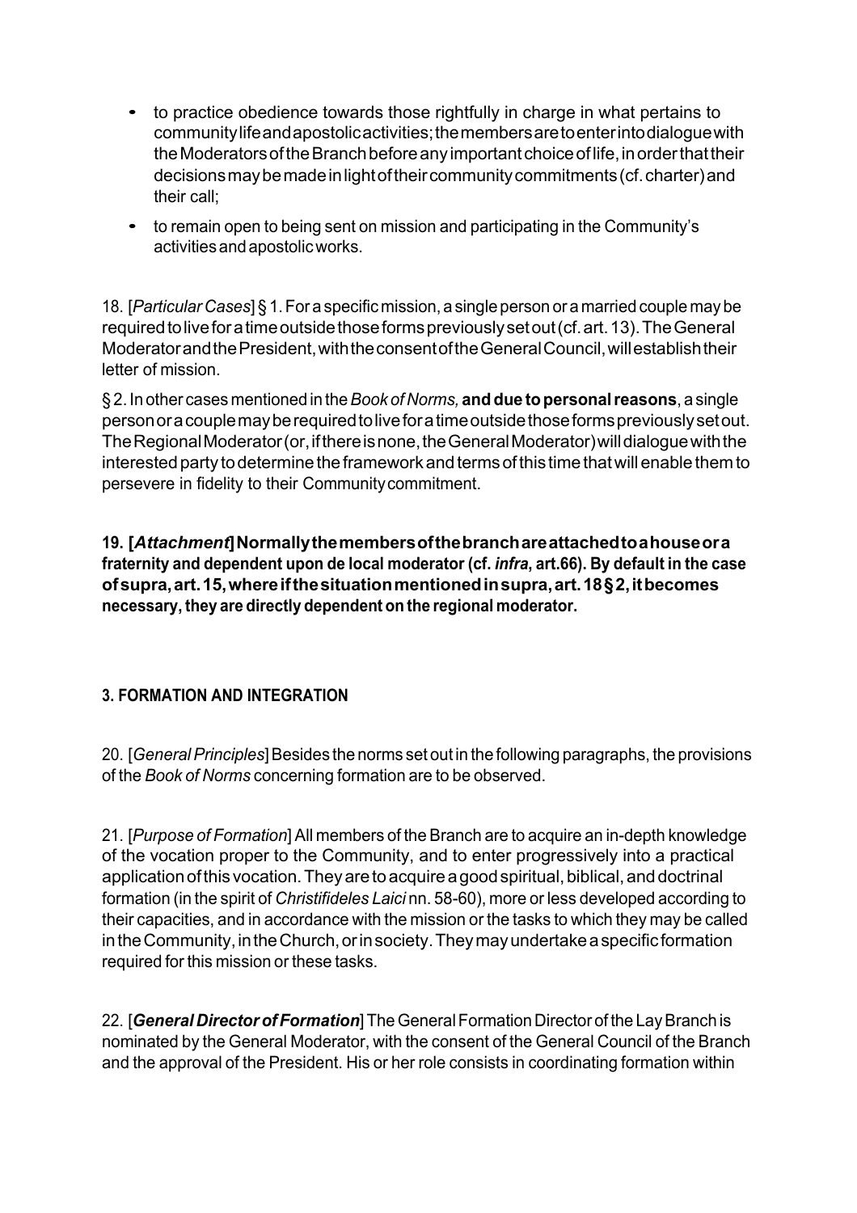- to practice obedience towards those rightfully in charge in what pertains to community life and apostolic activities; the members are to enter into dialogue with the Moderators of the Branch before any important choice of life, in order that their decisions may be made in light of their community commitments (cf. charter) and their call;
- to remain open to being sent on mission and participating in the Community's activities and apostolic works.

18. [*Particular Cases*] § 1. For a specific mission, a single person or a married couple may be required to live for a time outside those forms previously set out (cf. art. 13). The General Moderator and the President, with the consent of the General Council, will establish their letter of mission.

§ 2. In other cases mentioned in the *Book of Norms,* **and due to personal reasons**, a single person or a couple may be required to live for a time outside those forms previously set out. The Regional Moderator (or, if there is none, the General Moderator) will dialogue with the interested party to determine the framework and terms of this time that will enable them to persevere in fidelity to their Community commitment.

**19. [*Attachment*] Normally the members of the branch are attached to a house or a fraternity and dependent upon de local moderator (cf. *infra*, art.66). By default in the case of supra, art. 15, where if the situation mentioned in supra, art. 18 § 2, it becomes necessary, they are directly dependent on the regional moderator.**

### 3. FORMATION AND INTEGRATION

20. [*General Principles*] Besides the norms set out in the following paragraphs, the provisions of the *Book of Norms* concerning formation are to be observed.

21. [*Purpose of Formation*] All members of the Branch are to acquire an in-depth knowledge of the vocation proper to the Community, and to enter progressively into a practical application of this vocation. They are to acquire a good spiritual, biblical, and doctrinal formation (in the spirit of *Christifideles Laici* nn. 58-60), more or less developed according to their capacities, and in accordance with the mission or the tasks to which they may be called in the Community, in the Church, or in society. They may undertake a specific formation required for this mission or these tasks.

22. [***General Director of Formation***] The General Formation Director of the Lay Branch is nominated by the General Moderator, with the consent of the General Council of the Branch and the approval of the President. His or her role consists in coordinating formation within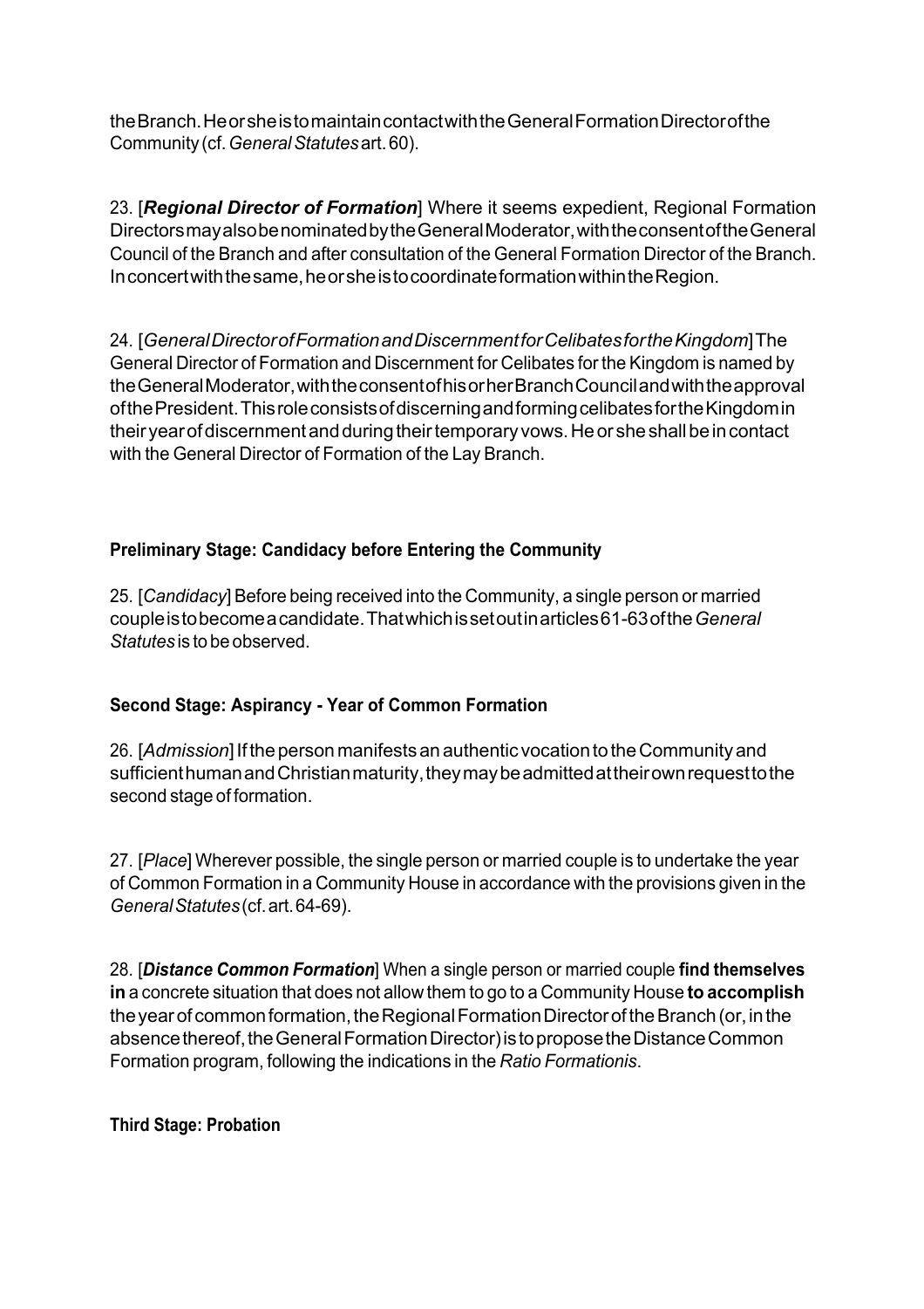the Branch. He or she is to maintain contact with the General Formation Director of the Community (cf. *General Statutes* art. 60).

23. [***Regional Director of Formation***] Where it seems expedient, Regional Formation Directors may also be nominated by the General Moderator, with the consent of the General Council of the Branch and after consultation of the General Formation Director of the Branch. In concert with the same, he or she is to coordinate formation within the Region.

24. [*General Director of Formation and Discernment for Celibates for the Kingdom*] The General Director of Formation and Discernment for Celibates for the Kingdom is named by the General Moderator, with the consent of his or her Branch Council and with the approval of the President. This role consists of discerning and forming celibates for the Kingdom in their year of discernment and during their temporary vows. He or she shall be in contact with the General Director of Formation of the Lay Branch.

### Preliminary Stage: Candidacy before Entering the Community

25. [*Candidacy*] Before being received into the Community, a single person or married couple is to become a candidate. That which is set out in articles 61-63 of the *General Statutes* is to be observed.

### Second Stage: Aspirancy - Year of Common Formation

26. [*Admission*] If the person manifests an authentic vocation to the Community and sufficient human and Christian maturity, they may be admitted at their own request to the second stage of formation.

27. [*Place*] Wherever possible, the single person or married couple is to undertake the year of Common Formation in a Community House in accordance with the provisions given in the *General Statutes* (cf. art. 64-69).

28. [***Distance Common Formation***] When a single person or married couple **find themselves in** a concrete situation that does not allow them to go to a Community House **to accomplish** the year of common formation, the Regional Formation Director of the Branch (or, in the absence thereof, the General Formation Director) is to propose the Distance Common Formation program, following the indications in the *Ratio Formationis*.

### Third Stage: Probation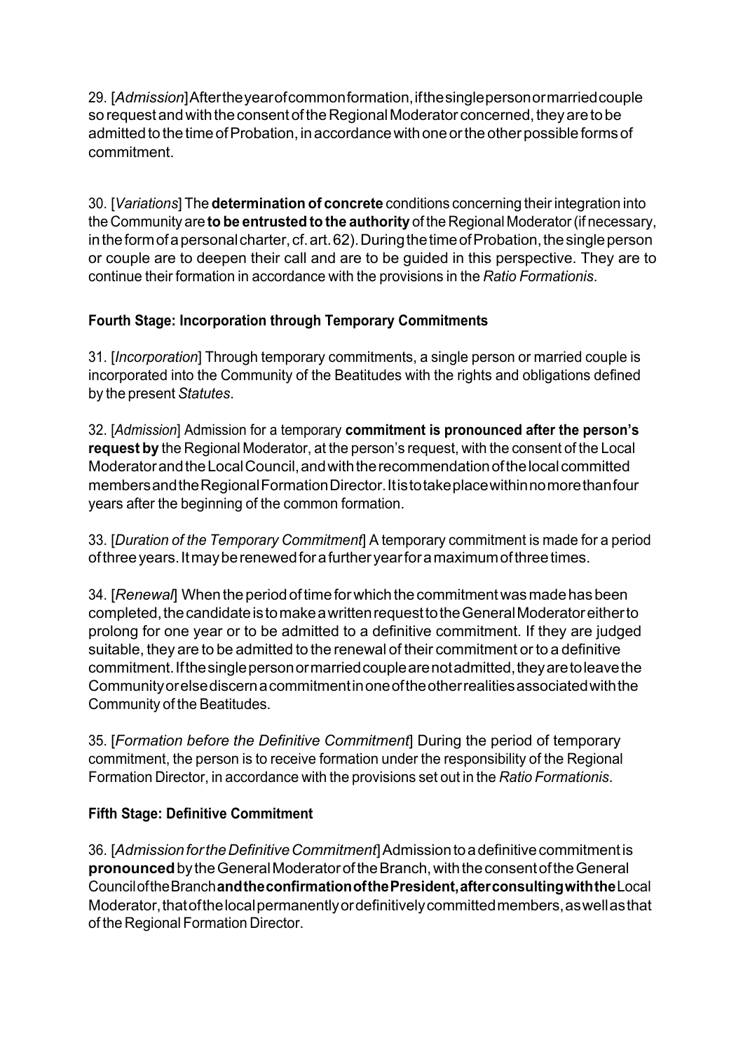29. [*Admission*] After the year of common formation, if the single person or married couple so request and with the consent of the Regional Moderator concerned, they are to be admitted to the time of Probation, in accordance with one or the other possible forms of commitment.

30. [*Variations*] The **determination of concrete** conditions concerning their integration into the Community are **to be entrusted to the authority** of the Regional Moderator (if necessary, in the form of a personal charter, cf. art. 62). During the time of Probation, the single person or couple are to deepen their call and are to be guided in this perspective. They are to continue their formation in accordance with the provisions in the *Ratio Formationis*.

### Fourth Stage: Incorporation through Temporary Commitments

31. [*Incorporation*] Through temporary commitments, a single person or married couple is incorporated into the Community of the Beatitudes with the rights and obligations defined by the present *Statutes*.

32. [*Admission*] Admission for a temporary **commitment is pronounced after the person's request by** the Regional Moderator, at the person's request, with the consent of the Local Moderator and the Local Council, and with the recommendation of the local committed members and the Regional Formation Director. It is to take place within no more than four years after the beginning of the common formation.

33. [*Duration of the Temporary Commitment*] A temporary commitment is made for a period of three years. It may be renewed for a further year for a maximum of three times.

34. [*Renewal*] When the period of time for which the commitment was made has been completed, the candidate is to make a written request to the General Moderator either to prolong for one year or to be admitted to a definitive commitment. If they are judged suitable, they are to be admitted to the renewal of their commitment or to a definitive commitment. If the single person or married couple are not admitted, they are to leave the Community or else discern a commitment in one of the other realities associated with the Community of the Beatitudes.

35. [*Formation before the Definitive Commitment*] During the period of temporary commitment, the person is to receive formation under the responsibility of the Regional Formation Director, in accordance with the provisions set out in the *Ratio Formationis*.

### Fifth Stage: Definitive Commitment

36. [*Admission for the Definitive Commitment*] Admission to a definitive commitment is **pronounced** by the General Moderator of the Branch, with the consent of the General Council of the Branch **and the confirmation of the President, after consulting with the** Local Moderator, that of the local permanently or definitively committed members, as well as that of the Regional Formation Director.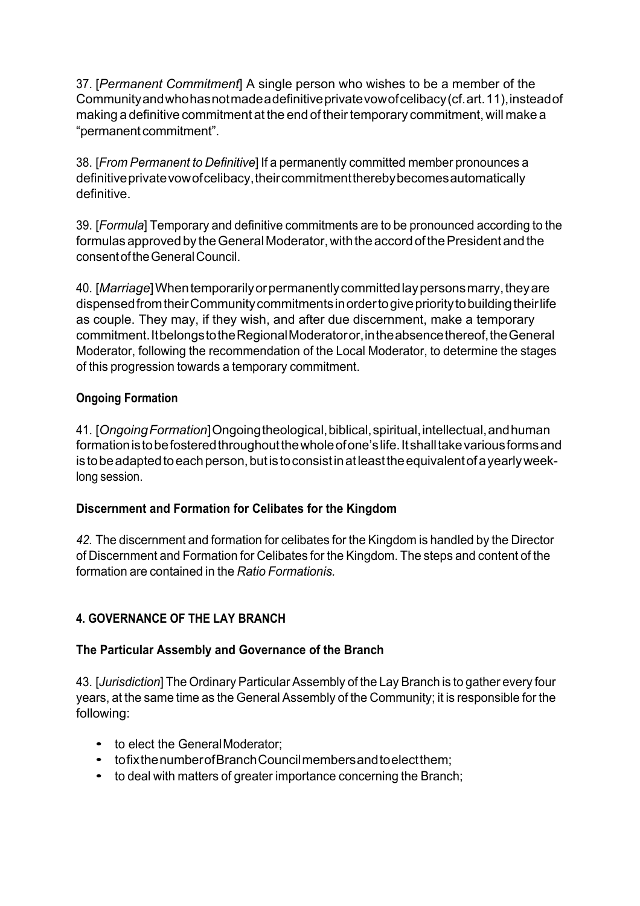37. [*Permanent Commitment*] A single person who wishes to be a member of the Community and who has not made a definitive private vow of celibacy (cf. art. 11), instead of making a definitive commitment at the end of their temporary commitment, will make a "permanent commitment".

38. [*From Permanent to Definitive*] If a permanently committed member pronounces a definitive private vow of celibacy, their commitment thereby becomes automatically definitive.

39. [*Formula*] Temporary and definitive commitments are to be pronounced according to the formulas approved by the General Moderator, with the accord of the President and the consent of the General Council.

40. [*Marriage*] When temporarily or permanently committed lay persons marry, they are dispensed from their Community commitments in order to give priority to building their life as couple. They may, if they wish, and after due discernment, make a temporary commitment. It belongs to the Regional Moderator or, in the absence thereof, the General Moderator, following the recommendation of the Local Moderator, to determine the stages of this progression towards a temporary commitment.

### Ongoing Formation

41. [*Ongoing Formation*] Ongoing theological, biblical, spiritual, intellectual, and human formation is to be fostered throughout the whole of one's life. It shall take various forms and is to be adapted to each person, but is to consist in at least the equivalent of a yearly week-long session.

### Discernment and Formation for Celibates for the Kingdom

*42.* The discernment and formation for celibates for the Kingdom is handled by the Director of Discernment and Formation for Celibates for the Kingdom. The steps and content of the formation are contained in the *Ratio Formationis.*

## 4. GOVERNANCE OF THE LAY BRANCH

### The Particular Assembly and Governance of the Branch

43. [*Jurisdiction*] The Ordinary Particular Assembly of the Lay Branch is to gather every four years, at the same time as the General Assembly of the Community; it is responsible for the following:

- to elect the General Moderator;
- to fix the number of Branch Council members and to elect them;
- to deal with matters of greater importance concerning the Branch;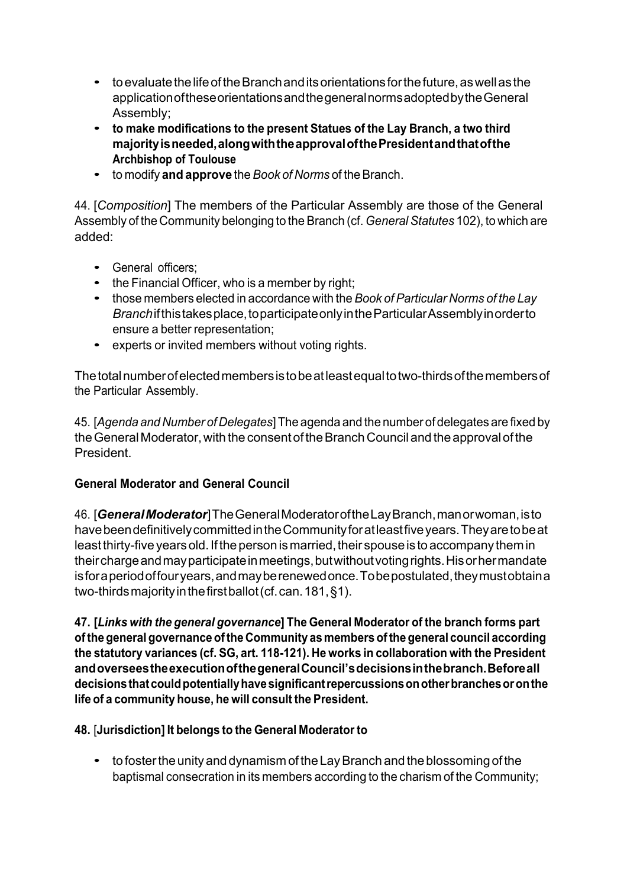- to evaluate the life of the Branch and its orientations for the future, as well as the application of these orientations and the general norms adopted by the General Assembly;
- **to make modifications to the present Statues of the Lay Branch, a two third majority is needed, along with the approval of the President and that of the Archbishop of Toulouse**
- to modify **and approve** the *Book of Norms* of the Branch.

44. [*Composition*] The members of the Particular Assembly are those of the General Assembly of the Community belonging to the Branch (cf. *General Statutes* 102), to which are added:

- General officers;
- the Financial Officer, who is a member by right;
- those members elected in accordance with the *Book of Particular Norms of the Lay Branch* if this takes place, to participate only in the Particular Assembly in order to ensure a better representation;
- experts or invited members without voting rights.

The total number of elected members is to be at least equal to two-thirds of the members of the Particular Assembly.

45. [*Agenda and Number of Delegates*] The agenda and the number of delegates are fixed by the General Moderator, with the consent of the Branch Council and the approval of the President.

**General Moderator and General Council**

46. [***General Moderator***] The General Moderator of the Lay Branch, man or woman, is to have been definitively committed in the Community for at least five years. They are to be at least thirty-five years old. If the person is married, their spouse is to accompany them in their charge and may participate in meetings, but without voting rights. His or her mandate is for a period of four years, and may be renewed once. To be postulated, they must obtain a two-thirds majority in the first ballot (cf. can. 181, §1).

**47. [*Links with the general governance*] The General Moderator of the branch forms part of the general governance of the Community as members of the general council according the statutory variances (cf. SG, art. 118-121). He works in collaboration with the President and oversees the execution of the general Council's decisions in the branch. Before all decisions that could potentially have significant repercussions on other branches or on the life of a community house, he will consult the President.**

**48.** [**Jurisdiction] It belongs to the General Moderator to**

- to foster the unity and dynamism of the Lay Branch and the blossoming of the baptismal consecration in its members according to the charism of the Community;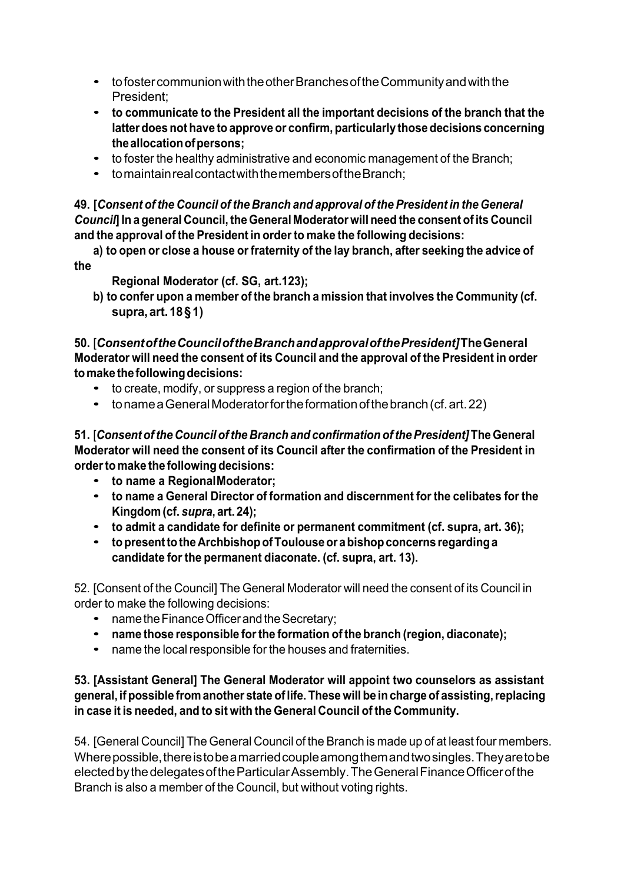- to foster communion with the other Branches of the Community and with the President;
- **to communicate to the President all the important decisions of the branch that the latter does not have to approve or confirm, particularly those decisions concerning the allocation of persons;**
- to foster the healthy administrative and economic management of the Branch;
- to maintain real contact with the members of the Branch;

**49. [*Consent of the Council of the Branch and approval of the President in the General Council*] In a general Council, the General Moderator will need the consent of its Council and the approval of the President in order to make the following decisions:**

**a) to open or close a house or fraternity of the lay branch, after seeking the advice of the Regional Moderator (cf. SG, art.123);**

**b) to confer upon a member of the branch a mission that involves the Community (cf. supra, art. 18 § 1)**

**50.** [***Consent of the Council of the Branch and approval of the President]*** **The General Moderator will need the consent of its Council and the approval of the President in order to make the following decisions:**

- to create, modify, or suppress a region of the branch;
- to name a General Moderator for the formation of the branch (cf. art. 22)

**51.** [***Consent of the Council of the Branch and confirmation of the President]*** **The General Moderator will need the consent of its Council after the confirmation of the President in order to make the following decisions:**

- **to name a Regional Moderator;**
- **to name a General Director of formation and discernment for the celibates for the Kingdom (cf. *supra*, art. 24);**
- **to admit a candidate for definite or permanent commitment (cf. supra, art. 36);**
- **to present to the Archbishop of Toulouse or a bishop concerns regarding a candidate for the permanent diaconate. (cf. supra, art. 13).**

52. [Consent of the Council] The General Moderator will need the consent of its Council in order to make the following decisions:

- name the Finance Officer and the Secretary;
- **name those responsible for the formation of the branch (region, diaconate);**
- name the local responsible for the houses and fraternities.

**53. [Assistant General] The General Moderator will appoint two counselors as assistant general, if possible from another state of life. These will be in charge of assisting, replacing in case it is needed, and to sit with the General Council of the Community.**

54. [General Council] The General Council of the Branch is made up of at least four members. Where possible, there is to be a married couple among them and two singles. They are to be elected by the delegates of the Particular Assembly. The General Finance Officer of the Branch is also a member of the Council, but without voting rights.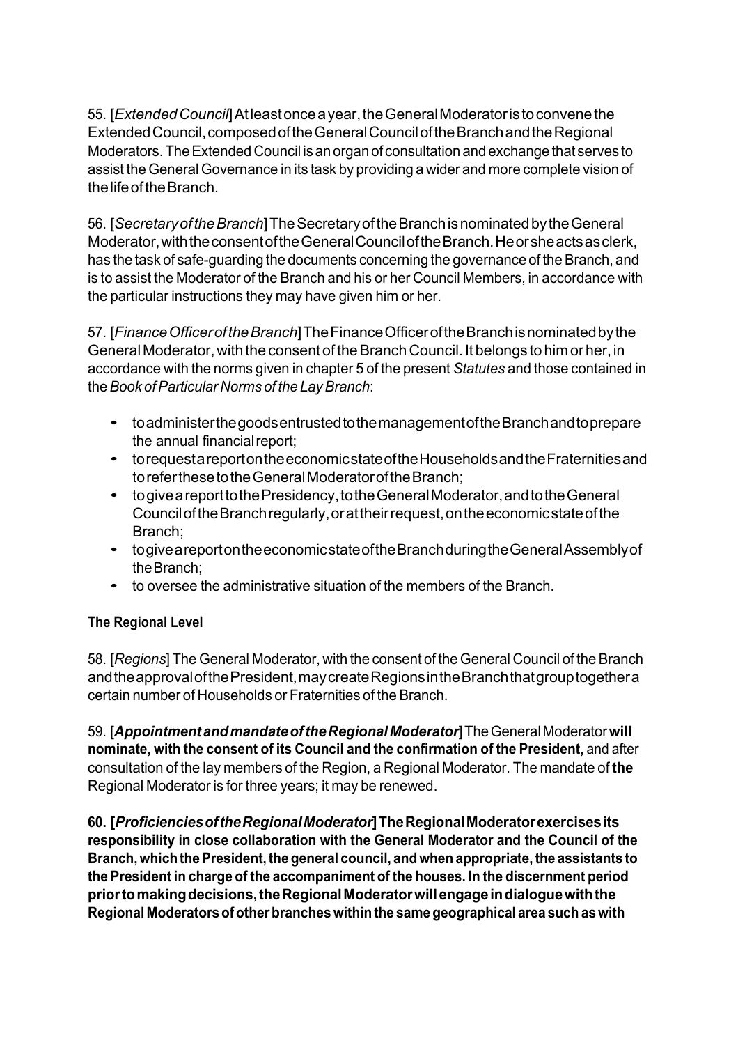55. [*Extended Council*] At least once a year, the General Moderator is to convene the Extended Council, composed of the General Council of the Branch and the Regional Moderators. The Extended Council is an organ of consultation and exchange that serves to assist the General Governance in its task by providing a wider and more complete vision of the life of the Branch.

56. [*Secretary of the Branch*] The Secretary of the Branch is nominated by the General Moderator, with the consent of the General Council of the Branch. He or she acts as clerk, has the task of safe-guarding the documents concerning the governance of the Branch, and is to assist the Moderator of the Branch and his or her Council Members, in accordance with the particular instructions they may have given him or her.

57. [*Finance Officer of the Branch*] The Finance Officer of the Branch is nominated by the General Moderator, with the consent of the Branch Council. It belongs to him or her, in accordance with the norms given in chapter 5 of the present *Statutes* and those contained in the *Book of Particular Norms of the Lay Branch*:

- to administer the goods entrusted to the management of the Branch and to prepare the annual financial report;
- to request a report on the economic state of the Households and the Fraternities and to refer these to the General Moderator of the Branch;
- to give a report to the Presidency, to the General Moderator, and to the General Council of the Branch regularly, or at their request, on the economic state of the Branch;
- to give a report on the economic state of the Branch during the General Assembly of the Branch;
- to oversee the administrative situation of the members of the Branch.

**The Regional Level**

58. [*Regions*] The General Moderator, with the consent of the General Council of the Branch and the approval of the President, may create Regions in the Branch that group together a certain number of Households or Fraternities of the Branch.

59. [***Appointment and mandate of the Regional Moderator***] The General Moderator **will nominate, with the consent of its Council and the confirmation of the President,** and after consultation of the lay members of the Region, a Regional Moderator. The mandate of **the** Regional Moderator is for three years; it may be renewed.

**60. [*Proficiencies of the Regional Moderator*] The Regional Moderator exercises its responsibility in close collaboration with the General Moderator and the Council of the Branch, which the President, the general council, and when appropriate, the assistants to the President in charge of the accompaniment of the houses. In the discernment period prior to making decisions, the Regional Moderator will engage in dialogue with the Regional Moderators of other branches within the same geographical area such as with**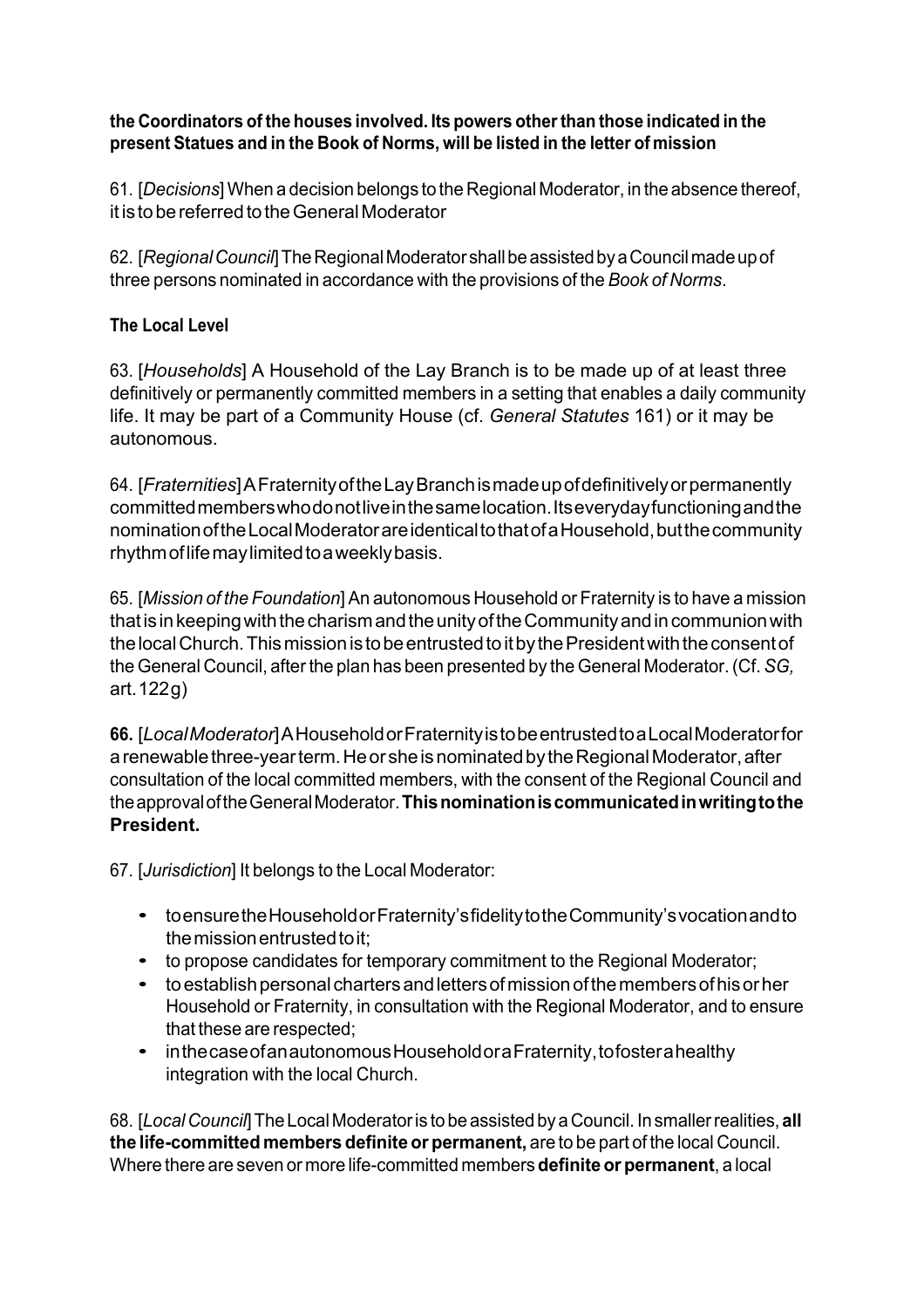**the Coordinators of the houses involved. Its powers other than those indicated in the present Statues and in the Book of Norms, will be listed in the letter of mission**

61. [*Decisions*] When a decision belongs to the Regional Moderator, in the absence thereof, it is to be referred to the General Moderator

62. [*Regional Council*] The Regional Moderator shall be assisted by a Council made up of three persons nominated in accordance with the provisions of the *Book of Norms*.

**The Local Level**

63. [*Households*] A Household of the Lay Branch is to be made up of at least three definitively or permanently committed members in a setting that enables a daily community life. It may be part of a Community House (cf. *General Statutes* 161) or it may be autonomous.

64. [*Fraternities*] A Fraternity of the Lay Branch is made up of definitively or permanently committed members who do not live in the same location. Its everyday functioning and the nomination of the Local Moderator are identical to that of a Household, but the community rhythm of life may limited to a weekly basis.

65. [*Mission of the Foundation*] An autonomous Household or Fraternity is to have a mission that is in keeping with the charism and the unity of the Community and in communion with the local Church. This mission is to be entrusted to it by the President with the consent of the General Council, after the plan has been presented by the General Moderator. (Cf. *SG,* art.122g)

**66.** [*Local Moderator*] A Household or Fraternity is to be entrusted to a Local Moderator for a renewable three-year term. He or she is nominated by the Regional Moderator, after consultation of the local committed members, with the consent of the Regional Council and the approval of the General Moderator. **This nomination is communicated in writing to the President.**

67. [*Jurisdiction*] It belongs to the Local Moderator:

- to ensure the Household or Fraternity's fidelity to the Community's vocation and to the mission entrusted to it;
- to propose candidates for temporary commitment to the Regional Moderator;
- to establish personal charters and letters of mission of the members of his or her Household or Fraternity, in consultation with the Regional Moderator, and to ensure that these are respected;
- in the case of an autonomous Household or a Fraternity, to foster a healthy integration with the local Church.

68. [*Local Council*] The Local Moderator is to be assisted by a Council. In smaller realities, **all the life-committed members definite or permanent,** are to be part of the local Council. Where there are seven or more life-committed members **definite or permanent**, a local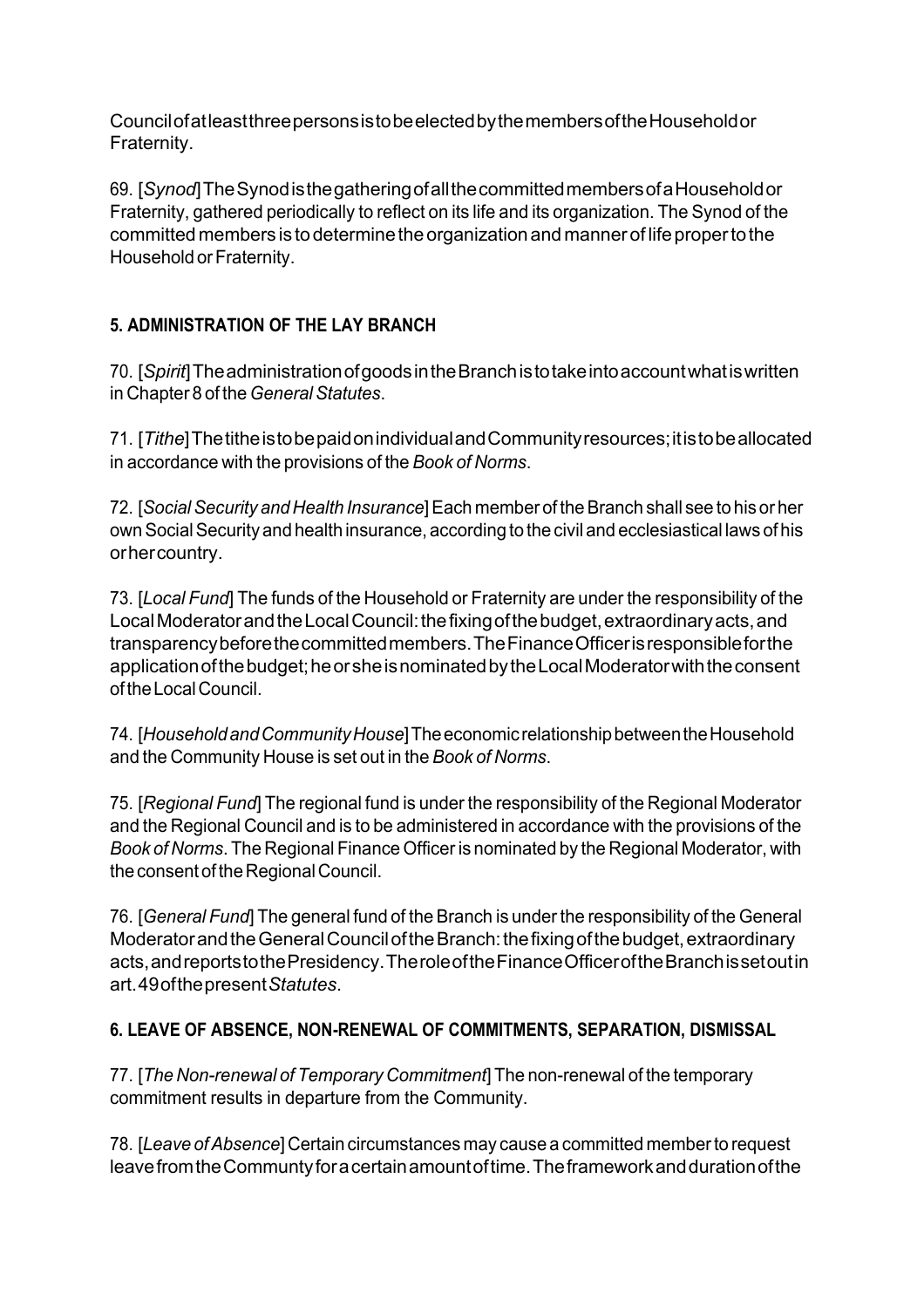Council of at least three persons is to be elected by the members of the Household or Fraternity.

69. [*Synod*] The Synod is the gathering of all the committed members of a Household or Fraternity, gathered periodically to reflect on its life and its organization. The Synod of the committed members is to determine the organization and manner of life proper to the Household or Fraternity.

## 5. ADMINISTRATION OF THE LAY BRANCH

70. [*Spirit*] The administration of goods in the Branch is to take into account what is written in Chapter 8 of the *General Statutes*.

71. [*Tithe*] The tithe is to be paid on individual and Community resources; it is to be allocated in accordance with the provisions of the *Book of Norms*.

72. [*Social Security and Health Insurance*] Each member of the Branch shall see to his or her own Social Security and health insurance, according to the civil and ecclesiastical laws of his or her country.

73. [*Local Fund*] The funds of the Household or Fraternity are under the responsibility of the Local Moderator and the Local Council: the fixing of the budget, extraordinary acts, and transparency before the committed members. The Finance Officer is responsible for the application of the budget; he or she is nominated by the Local Moderator with the consent of the Local Council.

74. [*Household and Community House*] The economic relationship between the Household and the Community House is set out in the *Book of Norms*.

75. [*Regional Fund*] The regional fund is under the responsibility of the Regional Moderator and the Regional Council and is to be administered in accordance with the provisions of the *Book of Norms*. The Regional Finance Officer is nominated by the Regional Moderator, with the consent of the Regional Council.

76. [*General Fund*] The general fund of the Branch is under the responsibility of the General Moderator and the General Council of the Branch: the fixing of the budget, extraordinary acts, and reports to the Presidency. The role of the Finance Officer of the Branch is set out in art. 49 of the present *Statutes*.

## 6. LEAVE OF ABSENCE, NON-RENEWAL OF COMMITMENTS, SEPARATION, DISMISSAL

77. [*The Non-renewal of Temporary Commitment*] The non-renewal of the temporary commitment results in departure from the Community.

78. [*Leave of Absence*] Certain circumstances may cause a committed member to request leave from the Communty for a certain amount of time. The framework and duration of the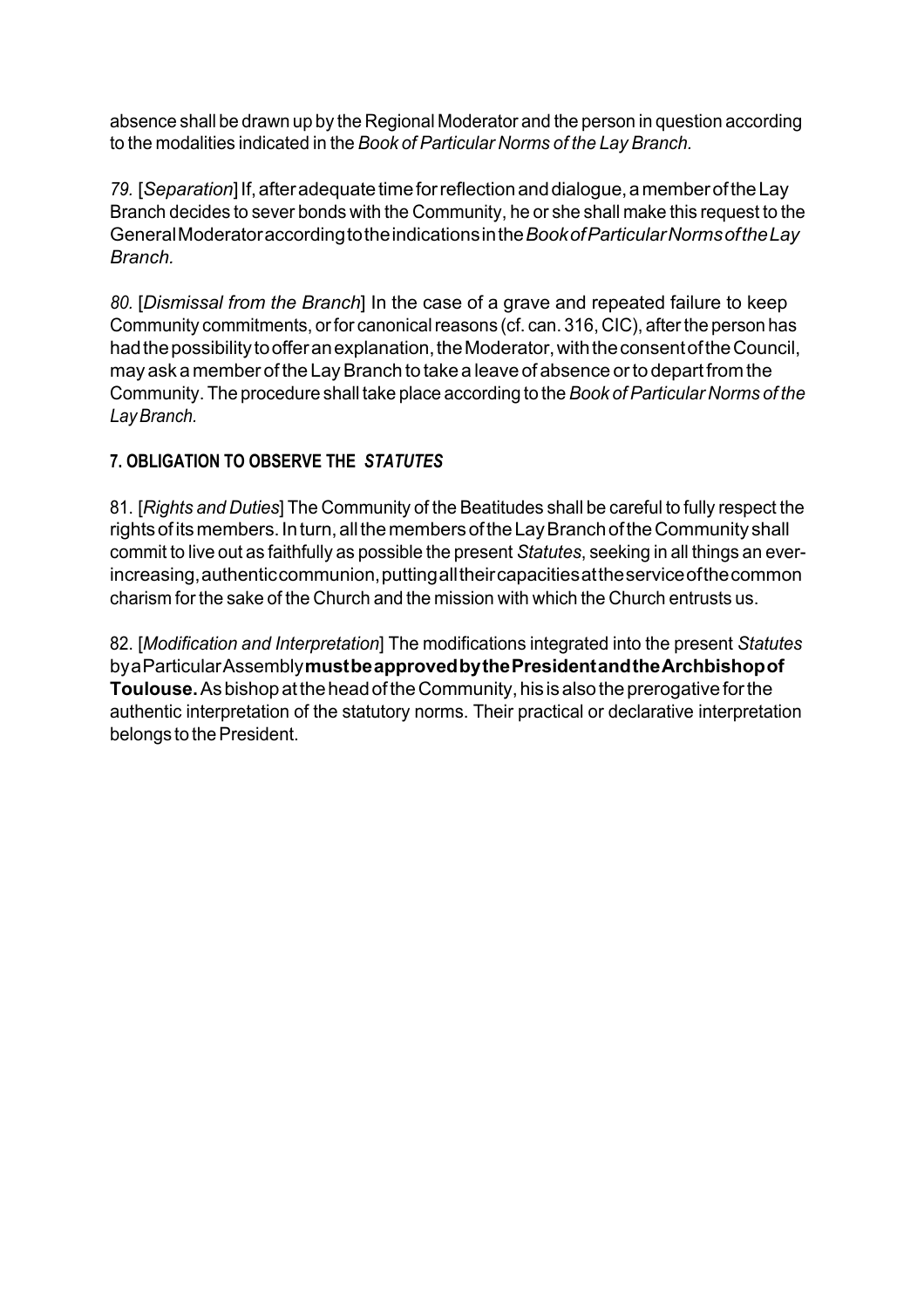absence shall be drawn up by the Regional Moderator and the person in question according to the modalities indicated in the *Book of Particular Norms of the Lay Branch.*

*79.* [*Separation*] If, after adequate time for reflection and dialogue, a member of the Lay Branch decides to sever bonds with the Community, he or she shall make this request to the General Moderator according to the indications in the *Book of Particular Norms of the Lay Branch.*

*80.* [*Dismissal from the Branch*] In the case of a grave and repeated failure to keep Community commitments, or for canonical reasons (cf. can. 316, CIC), after the person has had the possibility to offer an explanation, the Moderator, with the consent of the Council, may ask a member of the Lay Branch to take a leave of absence or to depart from the Community. The procedure shall take place according to the *Book of Particular Norms of the Lay Branch.*

### 7. OBLIGATION TO OBSERVE THE *STATUTES*

81. [*Rights and Duties*] The Community of the Beatitudes shall be careful to fully respect the rights of its members. In turn, all the members of the Lay Branch of the Community shall commit to live out as faithfully as possible the present *Statutes*, seeking in all things an ever-increasing, authentic communion, putting all their capacities at the service of the common charism for the sake of the Church and the mission with which the Church entrusts us.

82. [*Modification and Interpretation*] The modifications integrated into the present *Statutes* by a Particular Assembly **must be approved by the President and the Archbishop of Toulouse.** As bishop at the head of the Community, his is also the prerogative for the authentic interpretation of the statutory norms. Their practical or declarative interpretation belongs to the President.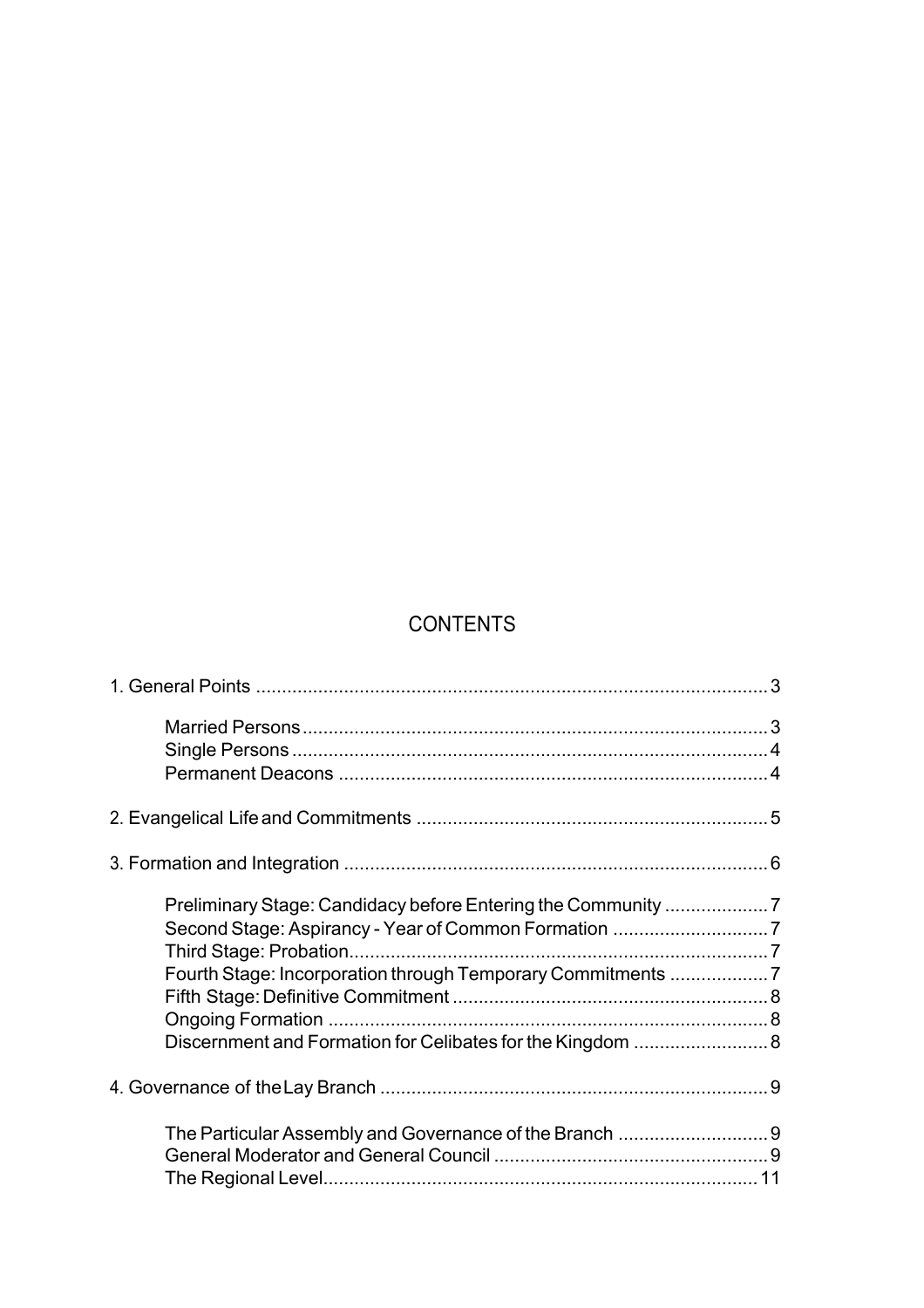# CONTENTS

1. General Points ........................................................................................ 3

   Married Persons ........................................................................................ 3
   Single Persons ........................................................................................ 4
   Permanent Deacons ........................................................................................ 4

2. Evangelical Life and Commitments ........................................................................................ 5

3. Formation and Integration ........................................................................................ 6

   Preliminary Stage: Candidacy before Entering the Community .................... 7
   Second Stage: Aspirancy - Year of Common Formation .............................. 7
   Third Stage: Probation ........................................................................................ 7
   Fourth Stage: Incorporation through Temporary Commitments ................... 7
   Fifth Stage: Definitive Commitment ........................................................................................ 8
   Ongoing Formation ........................................................................................ 8
   Discernment and Formation for Celibates for the Kingdom .......................... 8

4. Governance of the Lay Branch ........................................................................................ 9

   The Particular Assembly and Governance of the Branch ............................. 9
   General Moderator and General Council ........................................................................................ 9
   The Regional Level ........................................................................................ 11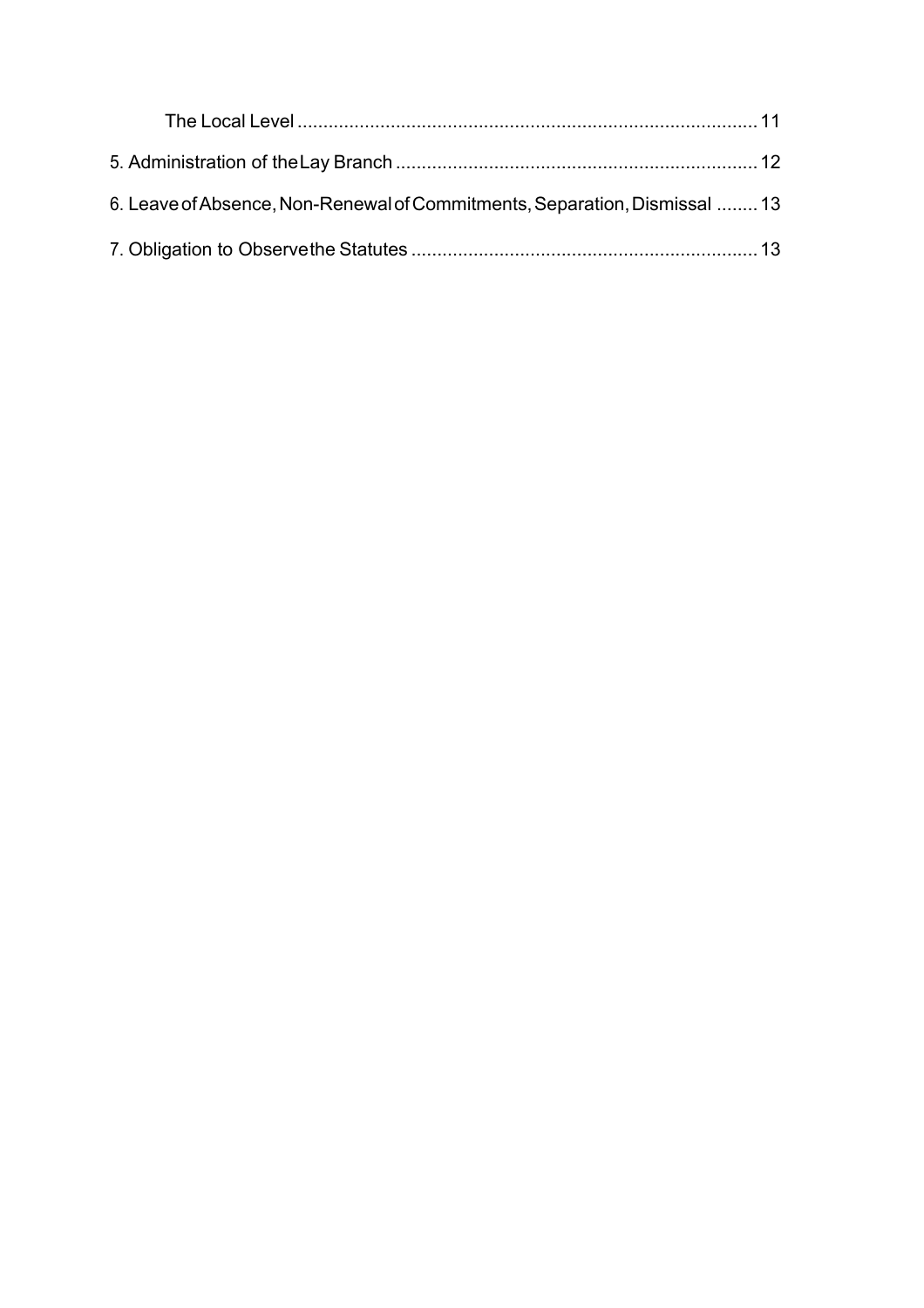The Local Level ........................................................................................ 11

5. Administration of the Lay Branch ..................................................................... 12

6. Leave of Absence, Non-Renewal of Commitments, Separation, Dismissal ........ 13

7. Obligation to Observe the Statutes .................................................................. 13